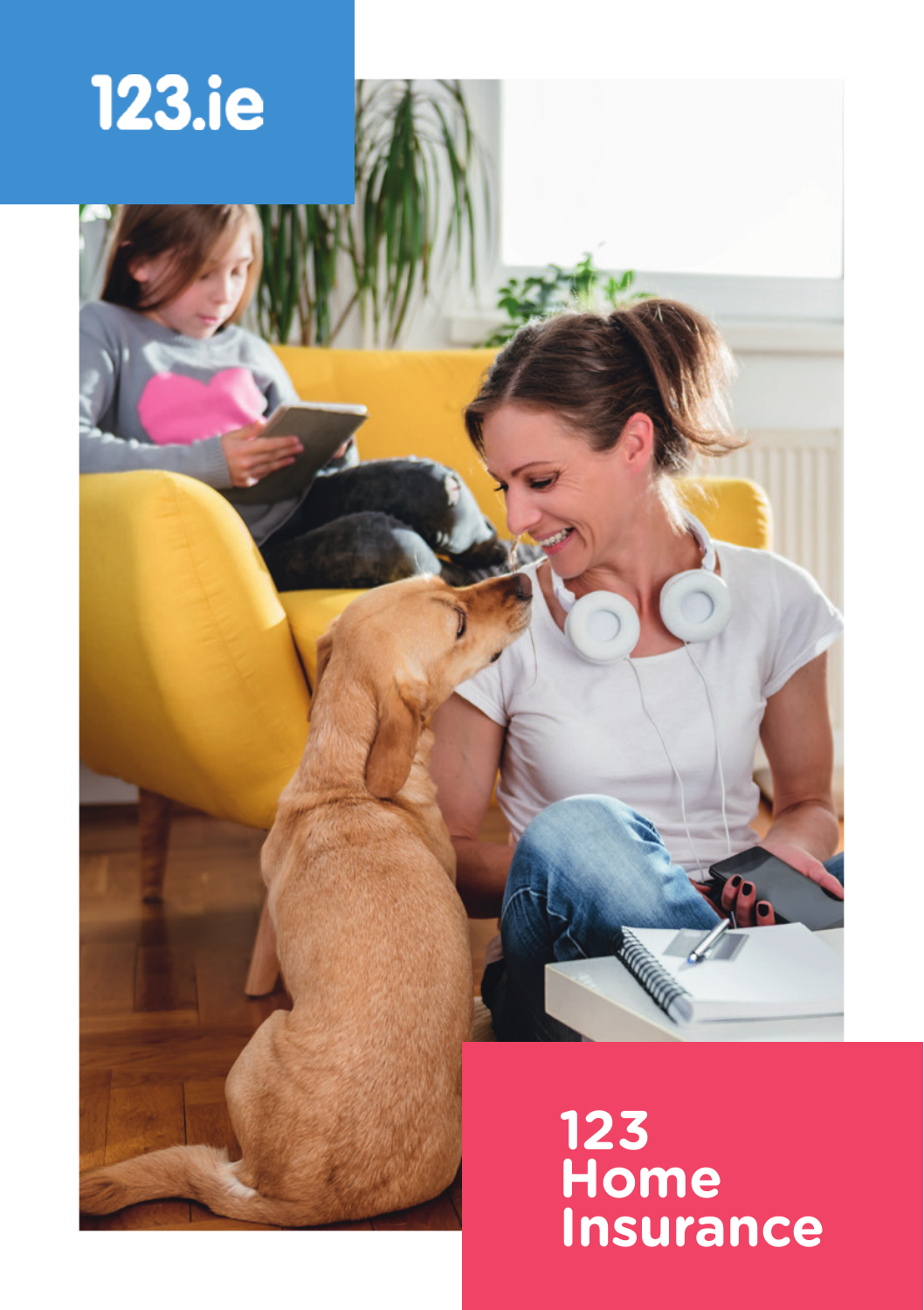123.ie

# 123 Home Insurance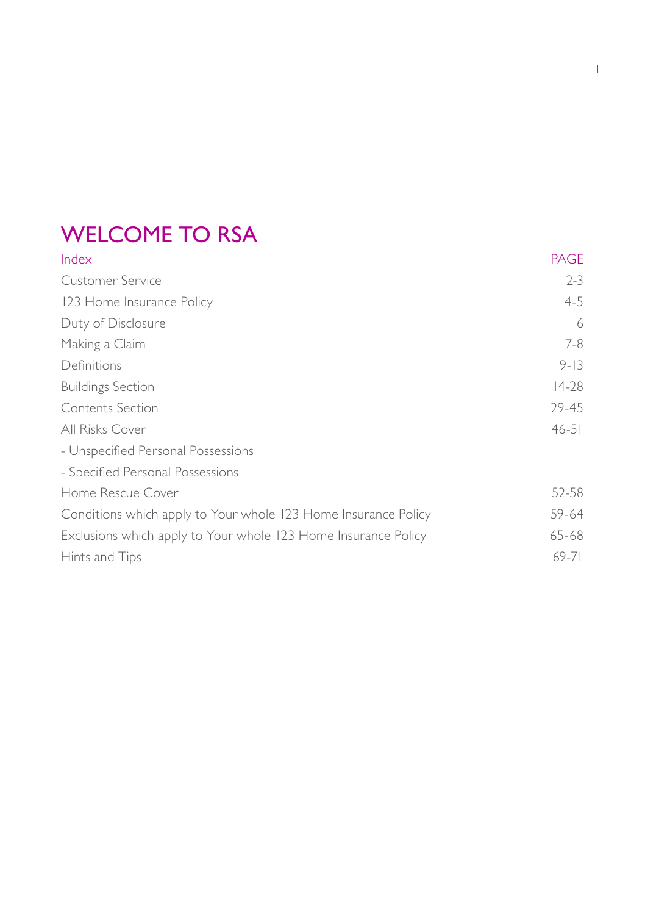# WELCOME TO RSA

| Index | PAGE |
|---|---|
| Customer Service | 2-3 |
| 123 Home Insurance Policy | 4-5 |
| Duty of Disclosure | 6 |
| Making a Claim | 7-8 |
| Definitions | 9-13 |
| Buildings Section | 14-28 |
| Contents Section | 29-45 |
| All Risks Cover | 46-51 |
| - Unspecified Personal Possessions | |
| - Specified Personal Possessions | |
| Home Rescue Cover | 52-58 |
| Conditions which apply to Your whole 123 Home Insurance Policy | 59-64 |
| Exclusions which apply to Your whole 123 Home Insurance Policy | 65-68 |
| Hints and Tips | 69-71 |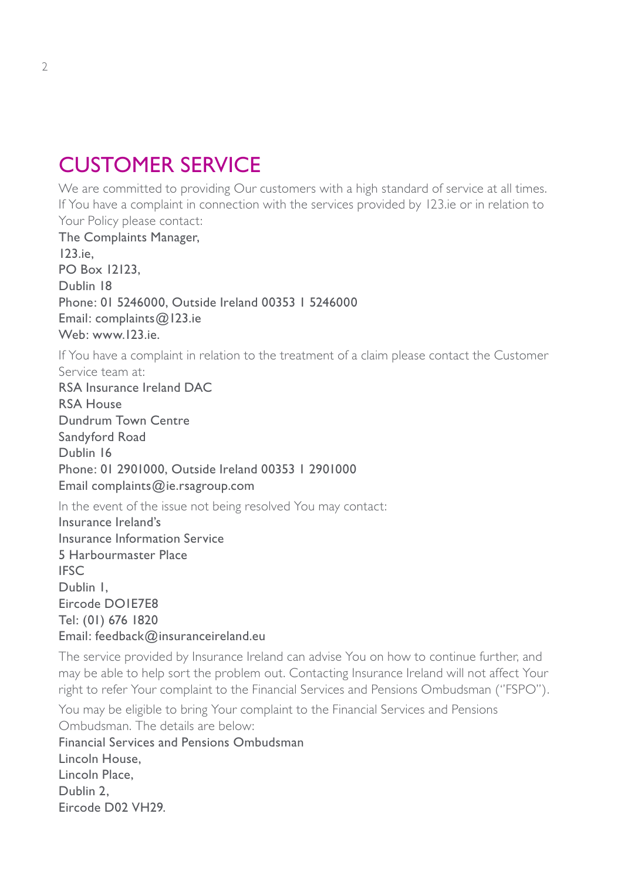# CUSTOMER SERVICE

We are committed to providing Our customers with a high standard of service at all times. If You have a complaint in connection with the services provided by 123.ie or in relation to Your Policy please contact:

The Complaints Manager,
123.ie,
PO Box 12123,
Dublin 18
Phone: 01 5246000, Outside Ireland 00353 1 5246000
Email: complaints@123.ie
Web: www.123.ie.

If You have a complaint in relation to the treatment of a claim please contact the Customer Service team at:

RSA Insurance Ireland DAC
RSA House
Dundrum Town Centre
Sandyford Road
Dublin 16
Phone: 01 2901000, Outside Ireland 00353 1 2901000
Email complaints@ie.rsagroup.com

In the event of the issue not being resolved You may contact:

Insurance Ireland's
Insurance Information Service
5 Harbourmaster Place
IFSC
Dublin 1,
Eircode DO1E7E8
Tel: (01) 676 1820
Email: feedback@insuranceireland.eu

The service provided by Insurance Ireland can advise You on how to continue further, and may be able to help sort the problem out. Contacting Insurance Ireland will not affect Your right to refer Your complaint to the Financial Services and Pensions Ombudsman ("FSPO").

You may be eligible to bring Your complaint to the Financial Services and Pensions Ombudsman. The details are below:

Financial Services and Pensions Ombudsman
Lincoln House,
Lincoln Place,
Dublin 2,
Eircode D02 VH29.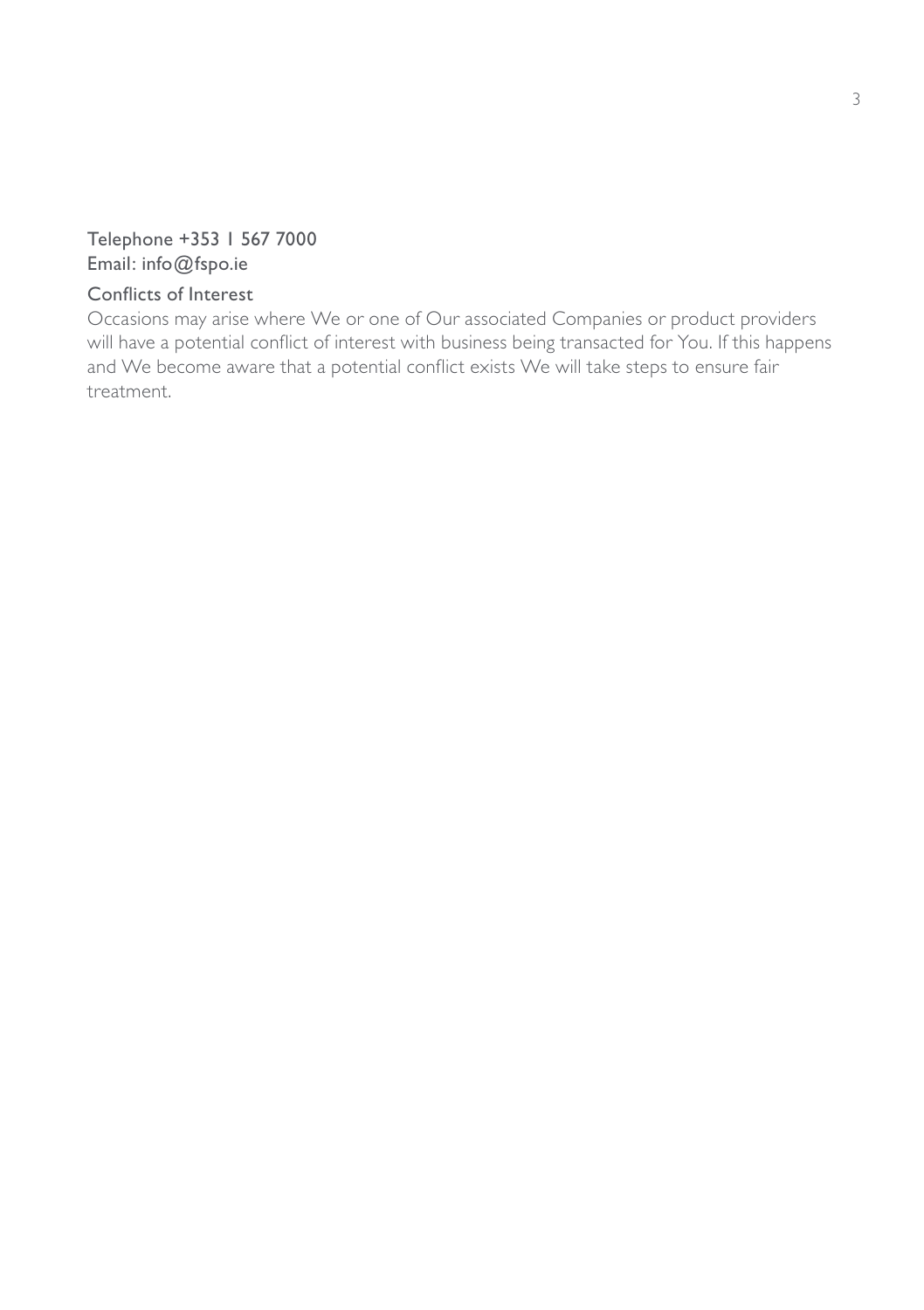Telephone +353 1 567 7000
Email: info@fspo.ie

## Conflicts of Interest

Occasions may arise where We or one of Our associated Companies or product providers will have a potential conflict of interest with business being transacted for You. If this happens and We become aware that a potential conflict exists We will take steps to ensure fair treatment.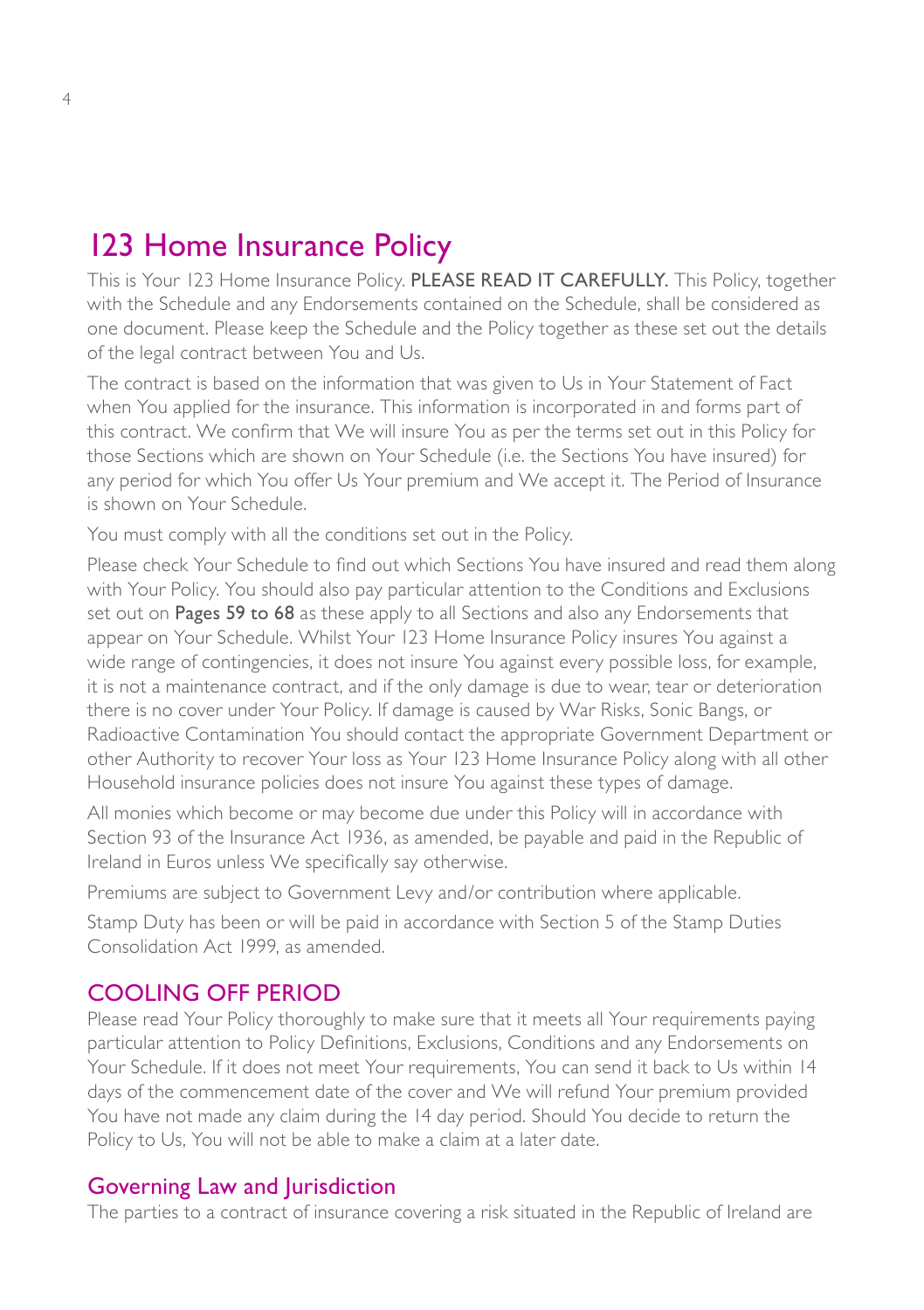# 123 Home Insurance Policy

This is Your 123 Home Insurance Policy. **PLEASE READ IT CAREFULLY.** This Policy, together with the Schedule and any Endorsements contained on the Schedule, shall be considered as one document. Please keep the Schedule and the Policy together as these set out the details of the legal contract between You and Us.

The contract is based on the information that was given to Us in Your Statement of Fact when You applied for the insurance. This information is incorporated in and forms part of this contract. We confirm that We will insure You as per the terms set out in this Policy for those Sections which are shown on Your Schedule (i.e. the Sections You have insured) for any period for which You offer Us Your premium and We accept it. The Period of Insurance is shown on Your Schedule.

You must comply with all the conditions set out in the Policy.

Please check Your Schedule to find out which Sections You have insured and read them along with Your Policy. You should also pay particular attention to the Conditions and Exclusions set out on **Pages 59 to 68** as these apply to all Sections and also any Endorsements that appear on Your Schedule. Whilst Your 123 Home Insurance Policy insures You against a wide range of contingencies, it does not insure You against every possible loss, for example, it is not a maintenance contract, and if the only damage is due to wear, tear or deterioration there is no cover under Your Policy. If damage is caused by War Risks, Sonic Bangs, or Radioactive Contamination You should contact the appropriate Government Department or other Authority to recover Your loss as Your 123 Home Insurance Policy along with all other Household insurance policies does not insure You against these types of damage.

All monies which become or may become due under this Policy will in accordance with Section 93 of the Insurance Act 1936, as amended, be payable and paid in the Republic of Ireland in Euros unless We specifically say otherwise.

Premiums are subject to Government Levy and/or contribution where applicable.

Stamp Duty has been or will be paid in accordance with Section 5 of the Stamp Duties Consolidation Act 1999, as amended.

## COOLING OFF PERIOD

Please read Your Policy thoroughly to make sure that it meets all Your requirements paying particular attention to Policy Definitions, Exclusions, Conditions and any Endorsements on Your Schedule. If it does not meet Your requirements, You can send it back to Us within 14 days of the commencement date of the cover and We will refund Your premium provided You have not made any claim during the 14 day period. Should You decide to return the Policy to Us, You will not be able to make a claim at a later date.

## Governing Law and Jurisdiction

The parties to a contract of insurance covering a risk situated in the Republic of Ireland are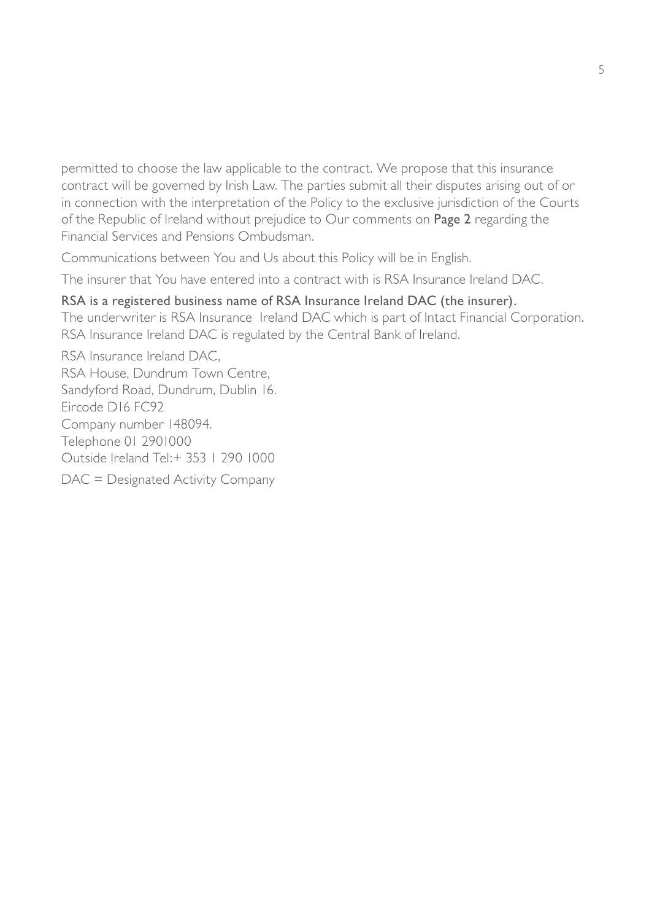permitted to choose the law applicable to the contract. We propose that this insurance contract will be governed by Irish Law. The parties submit all their disputes arising out of or in connection with the interpretation of the Policy to the exclusive jurisdiction of the Courts of the Republic of Ireland without prejudice to Our comments on **Page 2** regarding the Financial Services and Pensions Ombudsman.

Communications between You and Us about this Policy will be in English.

The insurer that You have entered into a contract with is RSA Insurance Ireland DAC.

**RSA is a registered business name of RSA Insurance Ireland DAC (the insurer).**
The underwriter is RSA Insurance Ireland DAC which is part of Intact Financial Corporation. RSA Insurance Ireland DAC is regulated by the Central Bank of Ireland.

RSA Insurance Ireland DAC,
RSA House, Dundrum Town Centre,
Sandyford Road, Dundrum, Dublin 16.
Eircode D16 FC92
Company number 148094.
Telephone 01 2901000
Outside Ireland Tel:+ 353 1 290 1000

DAC = Designated Activity Company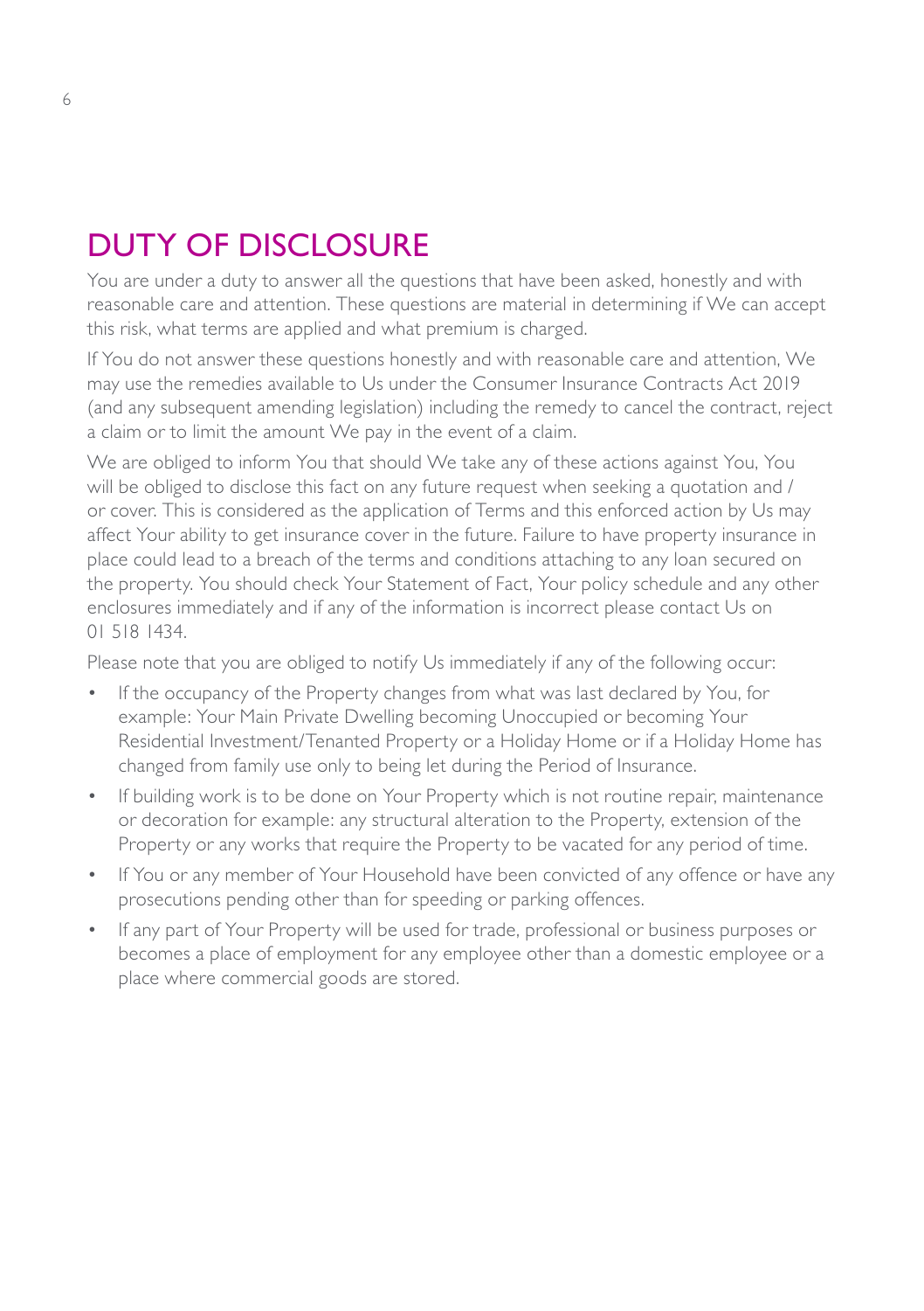# DUTY OF DISCLOSURE

You are under a duty to answer all the questions that have been asked, honestly and with reasonable care and attention. These questions are material in determining if We can accept this risk, what terms are applied and what premium is charged.

If You do not answer these questions honestly and with reasonable care and attention, We may use the remedies available to Us under the Consumer Insurance Contracts Act 2019 (and any subsequent amending legislation) including the remedy to cancel the contract, reject a claim or to limit the amount We pay in the event of a claim.

We are obliged to inform You that should We take any of these actions against You, You will be obliged to disclose this fact on any future request when seeking a quotation and / or cover. This is considered as the application of Terms and this enforced action by Us may affect Your ability to get insurance cover in the future. Failure to have property insurance in place could lead to a breach of the terms and conditions attaching to any loan secured on the property. You should check Your Statement of Fact, Your policy schedule and any other enclosures immediately and if any of the information is incorrect please contact Us on 01 518 1434.

Please note that you are obliged to notify Us immediately if any of the following occur:

- If the occupancy of the Property changes from what was last declared by You, for example: Your Main Private Dwelling becoming Unoccupied or becoming Your Residential Investment/Tenanted Property or a Holiday Home or if a Holiday Home has changed from family use only to being let during the Period of Insurance.
- If building work is to be done on Your Property which is not routine repair, maintenance or decoration for example: any structural alteration to the Property, extension of the Property or any works that require the Property to be vacated for any period of time.
- If You or any member of Your Household have been convicted of any offence or have any prosecutions pending other than for speeding or parking offences.
- If any part of Your Property will be used for trade, professional or business purposes or becomes a place of employment for any employee other than a domestic employee or a place where commercial goods are stored.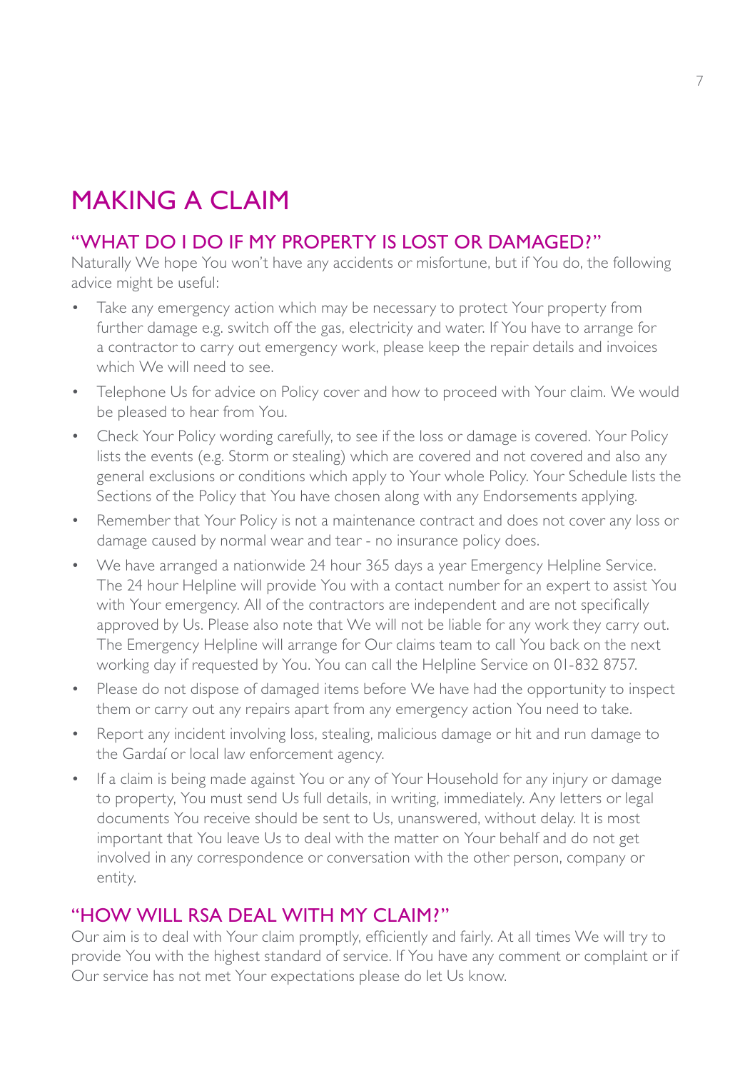# MAKING A CLAIM

## "WHAT DO I DO IF MY PROPERTY IS LOST OR DAMAGED?"

Naturally We hope You won't have any accidents or misfortune, but if You do, the following advice might be useful:

- Take any emergency action which may be necessary to protect Your property from further damage e.g. switch off the gas, electricity and water. If You have to arrange for a contractor to carry out emergency work, please keep the repair details and invoices which We will need to see.
- Telephone Us for advice on Policy cover and how to proceed with Your claim. We would be pleased to hear from You.
- Check Your Policy wording carefully, to see if the loss or damage is covered. Your Policy lists the events (e.g. Storm or stealing) which are covered and not covered and also any general exclusions or conditions which apply to Your whole Policy. Your Schedule lists the Sections of the Policy that You have chosen along with any Endorsements applying.
- Remember that Your Policy is not a maintenance contract and does not cover any loss or damage caused by normal wear and tear - no insurance policy does.
- We have arranged a nationwide 24 hour 365 days a year Emergency Helpline Service. The 24 hour Helpline will provide You with a contact number for an expert to assist You with Your emergency. All of the contractors are independent and are not specifically approved by Us. Please also note that We will not be liable for any work they carry out. The Emergency Helpline will arrange for Our claims team to call You back on the next working day if requested by You. You can call the Helpline Service on 01-832 8757.
- Please do not dispose of damaged items before We have had the opportunity to inspect them or carry out any repairs apart from any emergency action You need to take.
- Report any incident involving loss, stealing, malicious damage or hit and run damage to the Gardaí or local law enforcement agency.
- If a claim is being made against You or any of Your Household for any injury or damage to property, You must send Us full details, in writing, immediately. Any letters or legal documents You receive should be sent to Us, unanswered, without delay. It is most important that You leave Us to deal with the matter on Your behalf and do not get involved in any correspondence or conversation with the other person, company or entity.

## "HOW WILL RSA DEAL WITH MY CLAIM?"

Our aim is to deal with Your claim promptly, efficiently and fairly. At all times We will try to provide You with the highest standard of service. If You have any comment or complaint or if Our service has not met Your expectations please do let Us know.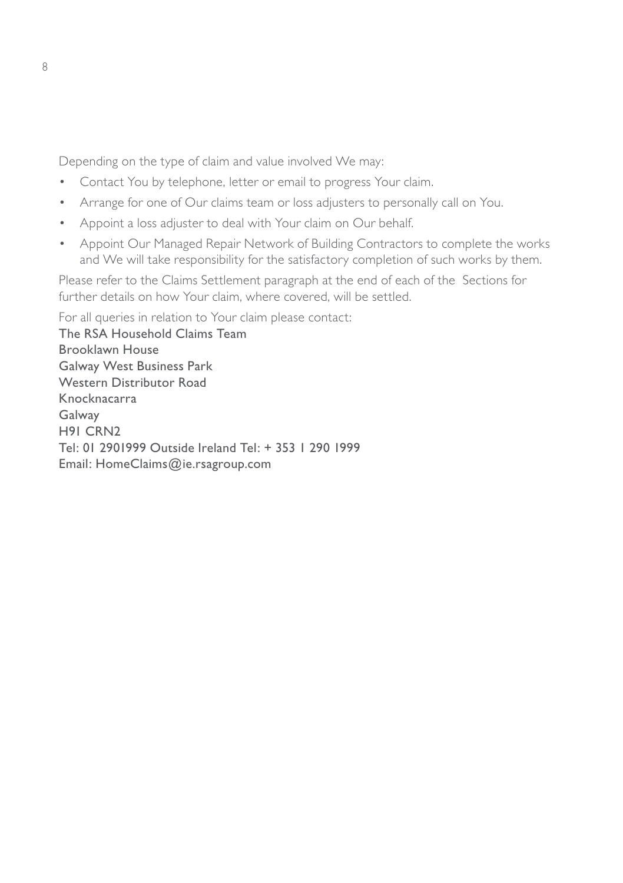Depending on the type of claim and value involved We may:

- Contact You by telephone, letter or email to progress Your claim.
- Arrange for one of Our claims team or loss adjusters to personally call on You.
- Appoint a loss adjuster to deal with Your claim on Our behalf.
- Appoint Our Managed Repair Network of Building Contractors to complete the works and We will take responsibility for the satisfactory completion of such works by them.

Please refer to the Claims Settlement paragraph at the end of each of the Sections for further details on how Your claim, where covered, will be settled.

For all queries in relation to Your claim please contact:

The RSA Household Claims Team
Brooklawn House
Galway West Business Park
Western Distributor Road
Knocknacarra
Galway
H91 CRN2
Tel: 01 2901999 Outside Ireland Tel: + 353 1 290 1999
Email: HomeClaims@ie.rsagroup.com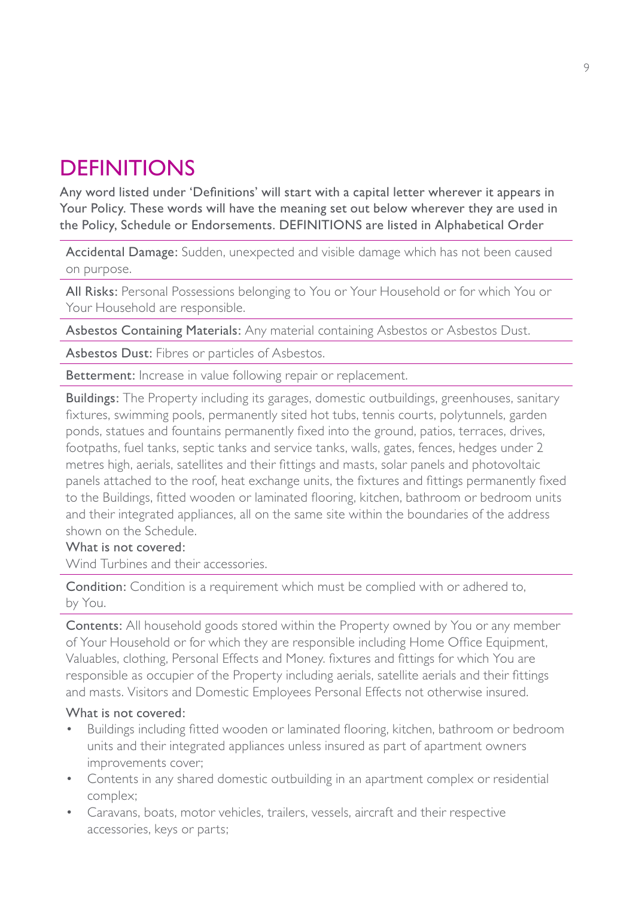# DEFINITIONS

Any word listed under 'Definitions' will start with a capital letter wherever it appears in Your Policy. These words will have the meaning set out below wherever they are used in the Policy, Schedule or Endorsements. DEFINITIONS are listed in Alphabetical Order

**Accidental Damage:** Sudden, unexpected and visible damage which has not been caused on purpose.

**All Risks:** Personal Possessions belonging to You or Your Household or for which You or Your Household are responsible.

**Asbestos Containing Materials:** Any material containing Asbestos or Asbestos Dust.

**Asbestos Dust:** Fibres or particles of Asbestos.

**Betterment:** Increase in value following repair or replacement.

**Buildings:** The Property including its garages, domestic outbuildings, greenhouses, sanitary fixtures, swimming pools, permanently sited hot tubs, tennis courts, polytunnels, garden ponds, statues and fountains permanently fixed into the ground, patios, terraces, drives, footpaths, fuel tanks, septic tanks and service tanks, walls, gates, fences, hedges under 2 metres high, aerials, satellites and their fittings and masts, solar panels and photovoltaic panels attached to the roof, heat exchange units, the fixtures and fittings permanently fixed to the Buildings, fitted wooden or laminated flooring, kitchen, bathroom or bedroom units and their integrated appliances, all on the same site within the boundaries of the address shown on the Schedule.

What is not covered:

Wind Turbines and their accessories.

**Condition:** Condition is a requirement which must be complied with or adhered to, by You.

**Contents:** All household goods stored within the Property owned by You or any member of Your Household or for which they are responsible including Home Office Equipment, Valuables, clothing, Personal Effects and Money. fixtures and fittings for which You are responsible as occupier of the Property including aerials, satellite aerials and their fittings and masts. Visitors and Domestic Employees Personal Effects not otherwise insured.

What is not covered:

- Buildings including fitted wooden or laminated flooring, kitchen, bathroom or bedroom units and their integrated appliances unless insured as part of apartment owners improvements cover;
- Contents in any shared domestic outbuilding in an apartment complex or residential complex;
- Caravans, boats, motor vehicles, trailers, vessels, aircraft and their respective accessories, keys or parts;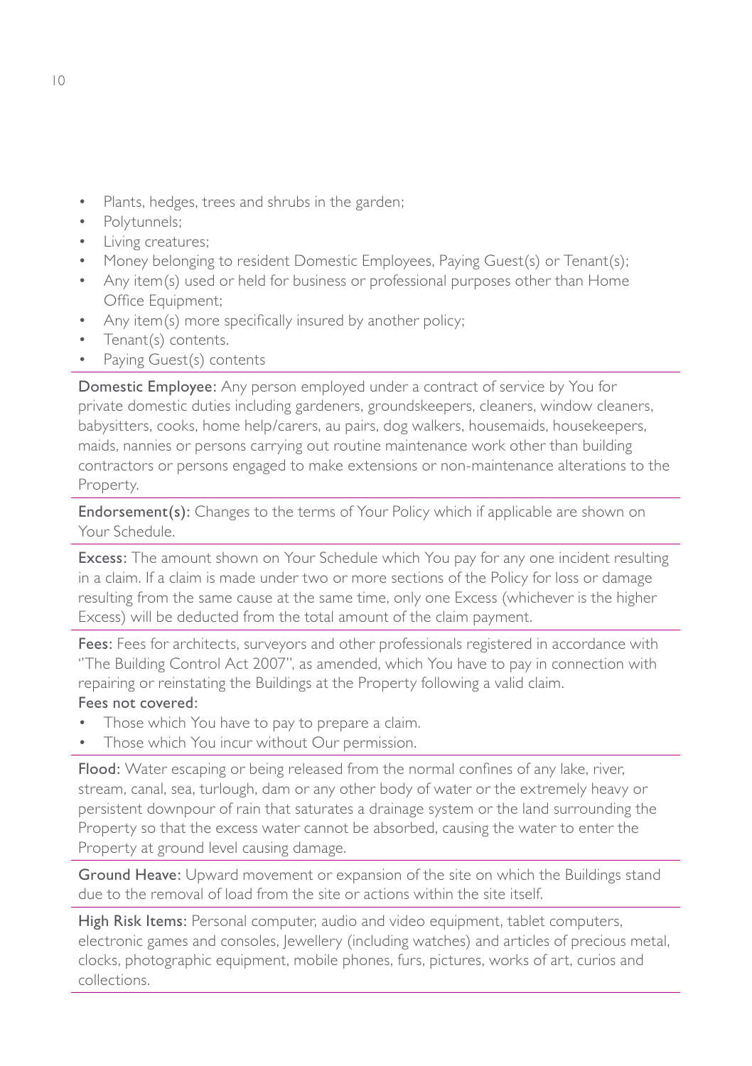- Plants, hedges, trees and shrubs in the garden;
- Polytunnels;
- Living creatures;
- Money belonging to resident Domestic Employees, Paying Guest(s) or Tenant(s);
- Any item(s) used or held for business or professional purposes other than Home Office Equipment;
- Any item(s) more specifically insured by another policy;
- Tenant(s) contents.
- Paying Guest(s) contents

**Domestic Employee:** Any person employed under a contract of service by You for private domestic duties including gardeners, groundskeepers, cleaners, window cleaners, babysitters, cooks, home help/carers, au pairs, dog walkers, housemaids, housekeepers, maids, nannies or persons carrying out routine maintenance work other than building contractors or persons engaged to make extensions or non-maintenance alterations to the Property.

**Endorsement(s):** Changes to the terms of Your Policy which if applicable are shown on Your Schedule.

**Excess:** The amount shown on Your Schedule which You pay for any one incident resulting in a claim. If a claim is made under two or more sections of the Policy for loss or damage resulting from the same cause at the same time, only one Excess (whichever is the higher Excess) will be deducted from the total amount of the claim payment.

**Fees:** Fees for architects, surveyors and other professionals registered in accordance with "The Building Control Act 2007", as amended, which You have to pay in connection with repairing or reinstating the Buildings at the Property following a valid claim.

**Fees not covered:**

- Those which You have to pay to prepare a claim.
- Those which You incur without Our permission.

**Flood:** Water escaping or being released from the normal confines of any lake, river, stream, canal, sea, turlough, dam or any other body of water or the extremely heavy or persistent downpour of rain that saturates a drainage system or the land surrounding the Property so that the excess water cannot be absorbed, causing the water to enter the Property at ground level causing damage.

**Ground Heave:** Upward movement or expansion of the site on which the Buildings stand due to the removal of load from the site or actions within the site itself.

**High Risk Items:** Personal computer, audio and video equipment, tablet computers, electronic games and consoles, Jewellery (including watches) and articles of precious metal, clocks, photographic equipment, mobile phones, furs, pictures, works of art, curios and collections.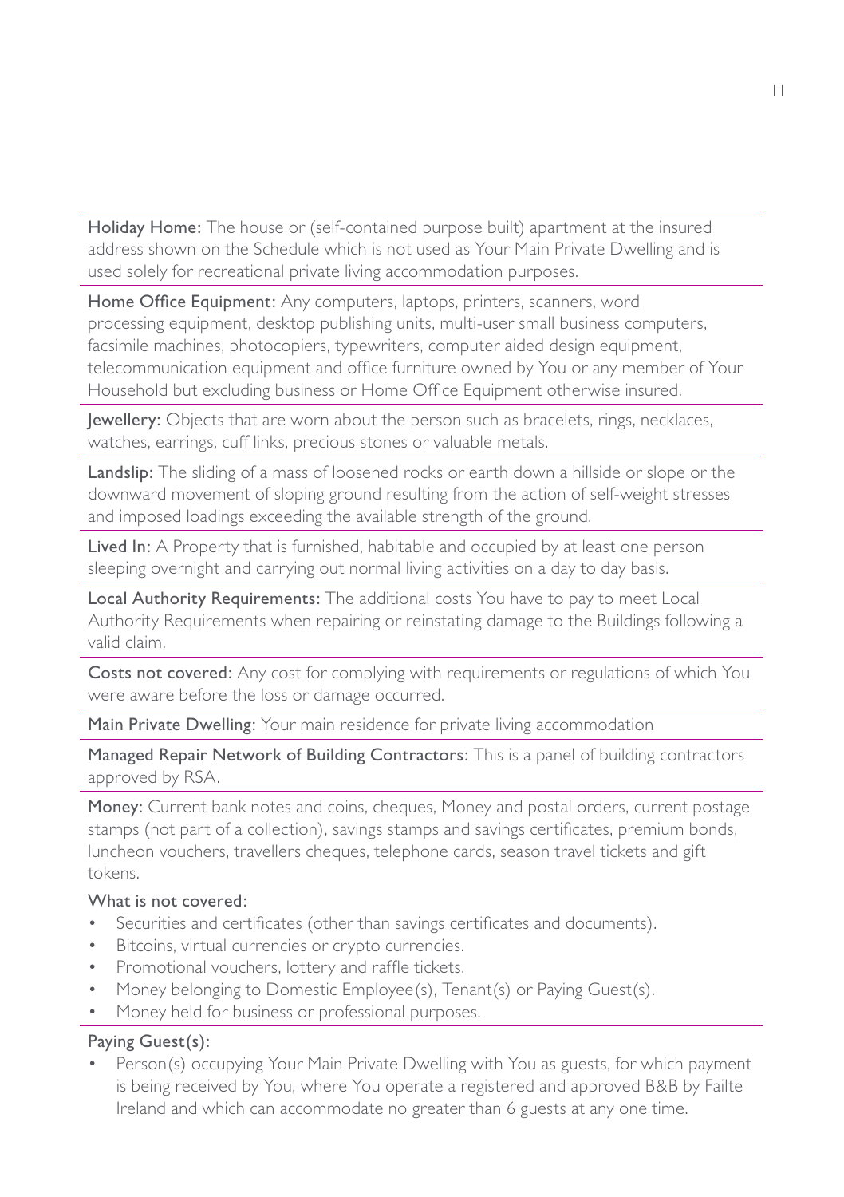**Holiday Home:** The house or (self-contained purpose built) apartment at the insured address shown on the Schedule which is not used as Your Main Private Dwelling and is used solely for recreational private living accommodation purposes.

**Home Office Equipment:** Any computers, laptops, printers, scanners, word processing equipment, desktop publishing units, multi-user small business computers, facsimile machines, photocopiers, typewriters, computer aided design equipment, telecommunication equipment and office furniture owned by You or any member of Your Household but excluding business or Home Office Equipment otherwise insured.

**Jewellery:** Objects that are worn about the person such as bracelets, rings, necklaces, watches, earrings, cuff links, precious stones or valuable metals.

**Landslip:** The sliding of a mass of loosened rocks or earth down a hillside or slope or the downward movement of sloping ground resulting from the action of self-weight stresses and imposed loadings exceeding the available strength of the ground.

**Lived In:** A Property that is furnished, habitable and occupied by at least one person sleeping overnight and carrying out normal living activities on a day to day basis.

**Local Authority Requirements:** The additional costs You have to pay to meet Local Authority Requirements when repairing or reinstating damage to the Buildings following a valid claim.

**Costs not covered:** Any cost for complying with requirements or regulations of which You were aware before the loss or damage occurred.

**Main Private Dwelling:** Your main residence for private living accommodation

**Managed Repair Network of Building Contractors:** This is a panel of building contractors approved by RSA.

**Money:** Current bank notes and coins, cheques, Money and postal orders, current postage stamps (not part of a collection), savings stamps and savings certificates, premium bonds, luncheon vouchers, travellers cheques, telephone cards, season travel tickets and gift tokens.

What is not covered:

- Securities and certificates (other than savings certificates and documents).
- Bitcoins, virtual currencies or crypto currencies.
- Promotional vouchers, lottery and raffle tickets.
- Money belonging to Domestic Employee(s), Tenant(s) or Paying Guest(s).
- Money held for business or professional purposes.

**Paying Guest(s):**

- Person(s) occupying Your Main Private Dwelling with You as guests, for which payment is being received by You, where You operate a registered and approved B&B by Failte Ireland and which can accommodate no greater than 6 guests at any one time.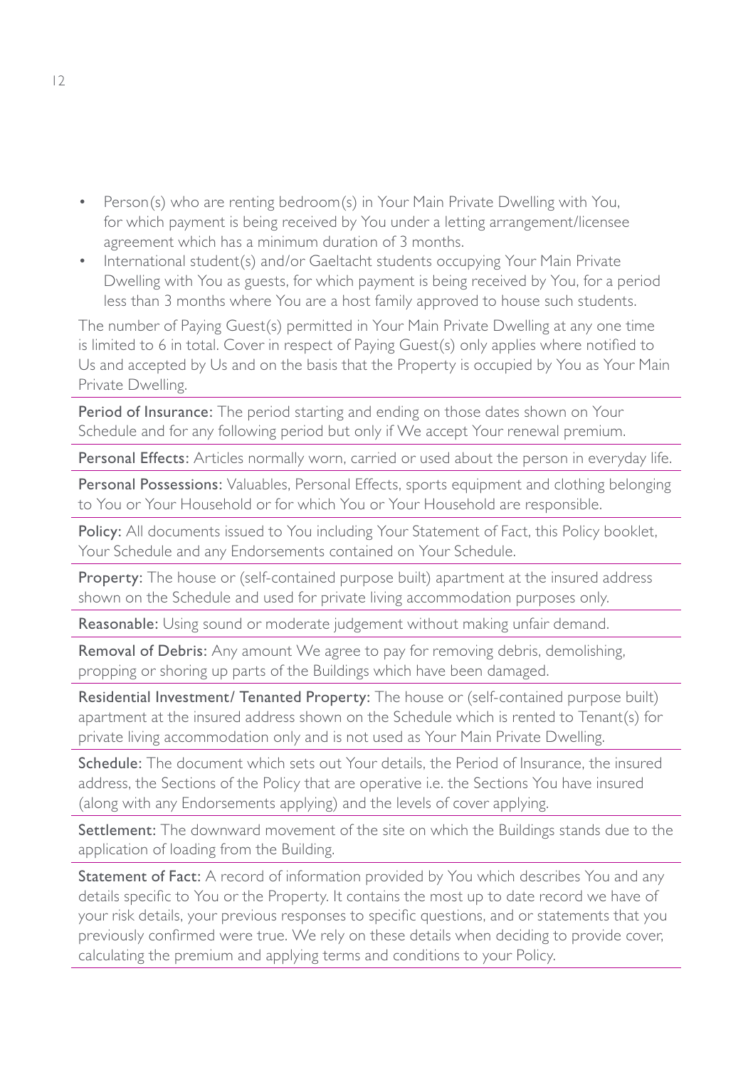- Person(s) who are renting bedroom(s) in Your Main Private Dwelling with You, for which payment is being received by You under a letting arrangement/licensee agreement which has a minimum duration of 3 months.
- International student(s) and/or Gaeltacht students occupying Your Main Private Dwelling with You as guests, for which payment is being received by You, for a period less than 3 months where You are a host family approved to house such students.

The number of Paying Guest(s) permitted in Your Main Private Dwelling at any one time is limited to 6 in total. Cover in respect of Paying Guest(s) only applies where notified to Us and accepted by Us and on the basis that the Property is occupied by You as Your Main Private Dwelling.

**Period of Insurance:** The period starting and ending on those dates shown on Your Schedule and for any following period but only if We accept Your renewal premium.

**Personal Effects:** Articles normally worn, carried or used about the person in everyday life.

**Personal Possessions:** Valuables, Personal Effects, sports equipment and clothing belonging to You or Your Household or for which You or Your Household are responsible.

**Policy:** All documents issued to You including Your Statement of Fact, this Policy booklet, Your Schedule and any Endorsements contained on Your Schedule.

**Property:** The house or (self-contained purpose built) apartment at the insured address shown on the Schedule and used for private living accommodation purposes only.

**Reasonable:** Using sound or moderate judgement without making unfair demand.

**Removal of Debris:** Any amount We agree to pay for removing debris, demolishing, propping or shoring up parts of the Buildings which have been damaged.

**Residential Investment/ Tenanted Property:** The house or (self-contained purpose built) apartment at the insured address shown on the Schedule which is rented to Tenant(s) for private living accommodation only and is not used as Your Main Private Dwelling.

**Schedule:** The document which sets out Your details, the Period of Insurance, the insured address, the Sections of the Policy that are operative i.e. the Sections You have insured (along with any Endorsements applying) and the levels of cover applying.

**Settlement:** The downward movement of the site on which the Buildings stands due to the application of loading from the Building.

**Statement of Fact:** A record of information provided by You which describes You and any details specific to You or the Property. It contains the most up to date record we have of your risk details, your previous responses to specific questions, and or statements that you previously confirmed were true. We rely on these details when deciding to provide cover, calculating the premium and applying terms and conditions to your Policy.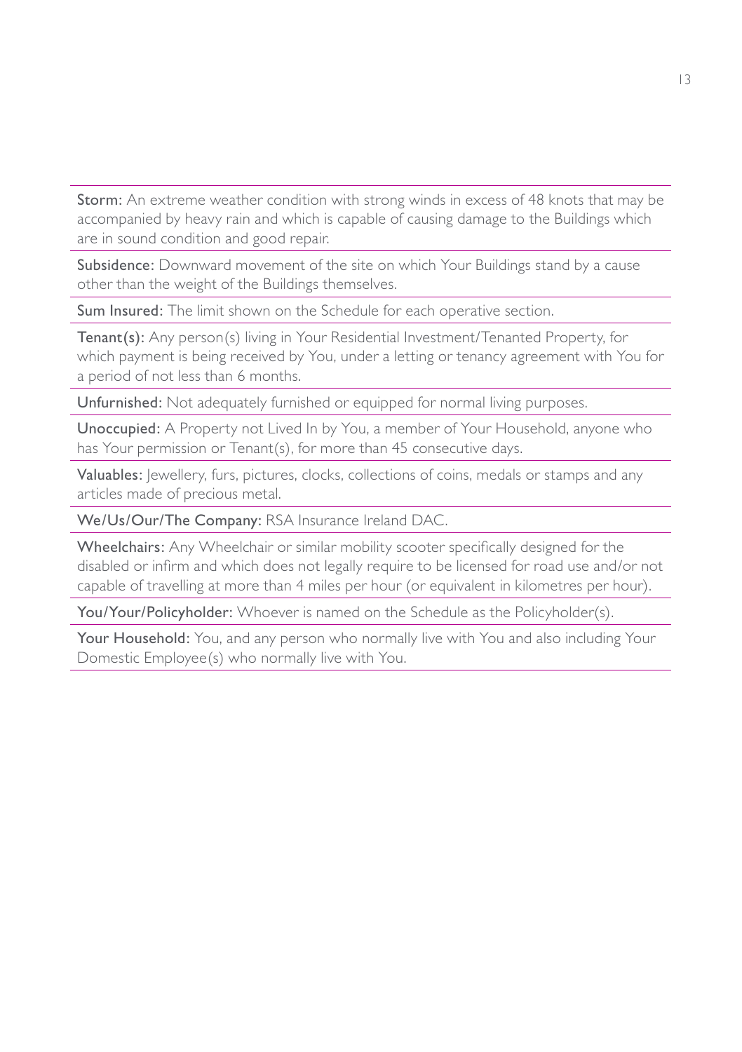**Storm:** An extreme weather condition with strong winds in excess of 48 knots that may be accompanied by heavy rain and which is capable of causing damage to the Buildings which are in sound condition and good repair.

**Subsidence:** Downward movement of the site on which Your Buildings stand by a cause other than the weight of the Buildings themselves.

**Sum Insured:** The limit shown on the Schedule for each operative section.

**Tenant(s):** Any person(s) living in Your Residential Investment/Tenanted Property, for which payment is being received by You, under a letting or tenancy agreement with You for a period of not less than 6 months.

**Unfurnished:** Not adequately furnished or equipped for normal living purposes.

**Unoccupied:** A Property not Lived In by You, a member of Your Household, anyone who has Your permission or Tenant(s), for more than 45 consecutive days.

**Valuables:** Jewellery, furs, pictures, clocks, collections of coins, medals or stamps and any articles made of precious metal.

**We/Us/Our/The Company:** RSA Insurance Ireland DAC.

**Wheelchairs:** Any Wheelchair or similar mobility scooter specifically designed for the disabled or infirm and which does not legally require to be licensed for road use and/or not capable of travelling at more than 4 miles per hour (or equivalent in kilometres per hour).

**You/Your/Policyholder:** Whoever is named on the Schedule as the Policyholder(s).

**Your Household:** You, and any person who normally live with You and also including Your Domestic Employee(s) who normally live with You.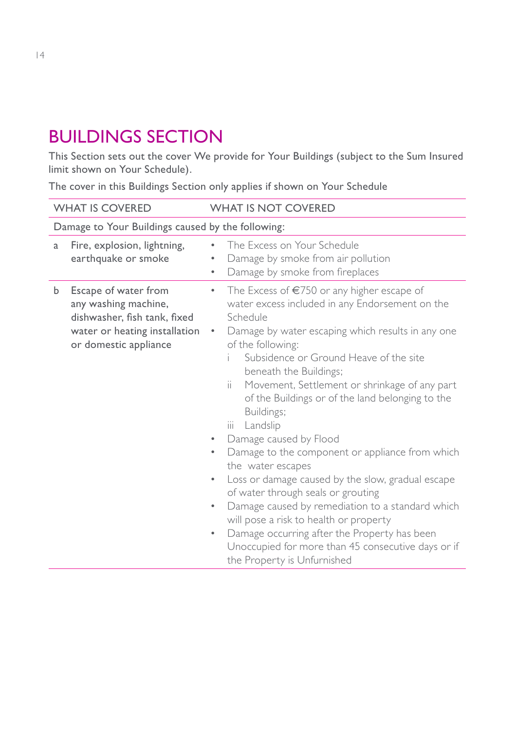# BUILDINGS SECTION

This Section sets out the cover We provide for Your Buildings (subject to the Sum Insured limit shown on Your Schedule).

The cover in this Buildings Section only applies if shown on Your Schedule

| | WHAT IS COVERED | WHAT IS NOT COVERED |
|---|---|---|
| Damage to Your Buildings caused by the following: | | |
| a | Fire, explosion, lightning, earthquake or smoke | • The Excess on Your Schedule<br>• Damage by smoke from air pollution<br>• Damage by smoke from fireplaces |
| b | Escape of water from any washing machine, dishwasher, fish tank, fixed water or heating installation or domestic appliance | • The Excess of €750 or any higher escape of water excess included in any Endorsement on the Schedule<br>• Damage by water escaping which results in any one of the following:<br>i Subsidence or Ground Heave of the site beneath the Buildings;<br>ii Movement, Settlement or shrinkage of any part of the Buildings or of the land belonging to the Buildings;<br>iii Landslip<br>• Damage caused by Flood<br>• Damage to the component or appliance from which the water escapes<br>• Loss or damage caused by the slow, gradual escape of water through seals or grouting<br>• Damage caused by remediation to a standard which will pose a risk to health or property<br>• Damage occurring after the Property has been Unoccupied for more than 45 consecutive days or if the Property is Unfurnished |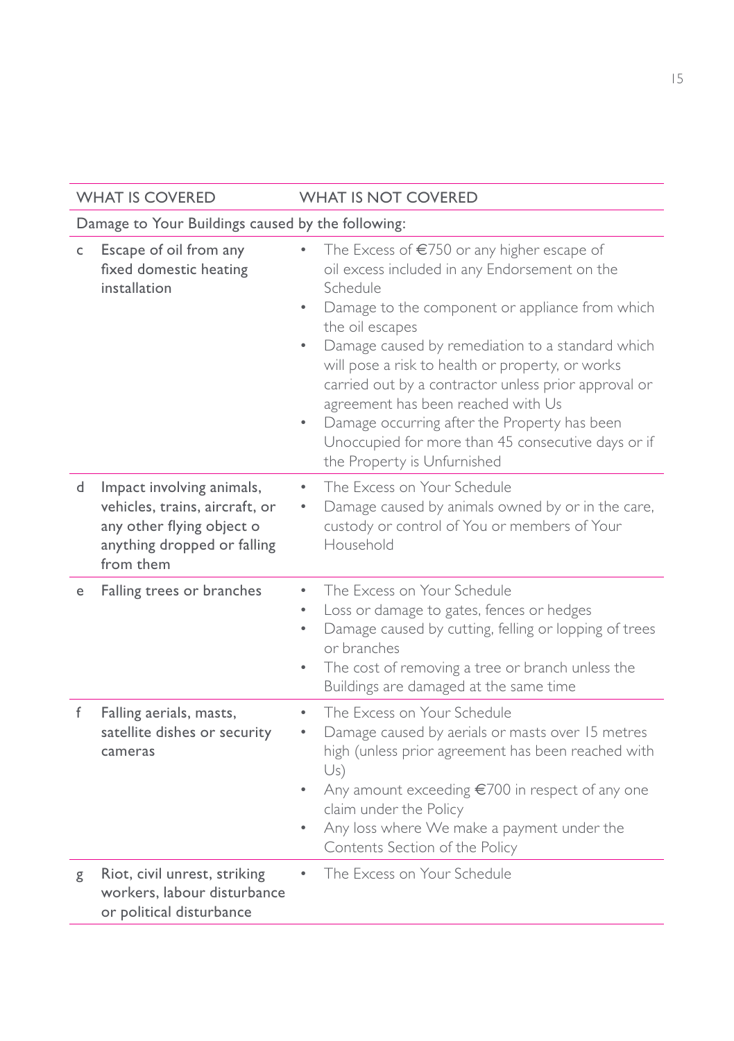| | WHAT IS COVERED | WHAT IS NOT COVERED |
|---|---|---|
| Damage to Your Buildings caused by the following: | | |
| c | Escape of oil from any fixed domestic heating installation | • The Excess of €750 or any higher escape of oil excess included in any Endorsement on the Schedule<br>• Damage to the component or appliance from which the oil escapes<br>• Damage caused by remediation to a standard which will pose a risk to health or property, or works carried out by a contractor unless prior approval or agreement has been reached with Us<br>• Damage occurring after the Property has been Unoccupied for more than 45 consecutive days or if the Property is Unfurnished |
| d | Impact involving animals, vehicles, trains, aircraft, or any other flying object o anything dropped or falling from them | • The Excess on Your Schedule<br>• Damage caused by animals owned by or in the care, custody or control of You or members of Your Household |
| e | Falling trees or branches | • The Excess on Your Schedule<br>• Loss or damage to gates, fences or hedges<br>• Damage caused by cutting, felling or lopping of trees or branches<br>• The cost of removing a tree or branch unless the Buildings are damaged at the same time |
| f | Falling aerials, masts, satellite dishes or security cameras | • The Excess on Your Schedule<br>• Damage caused by aerials or masts over 15 metres high (unless prior agreement has been reached with Us)<br>• Any amount exceeding €700 in respect of any one claim under the Policy<br>• Any loss where We make a payment under the Contents Section of the Policy |
| g | Riot, civil unrest, striking workers, labour disturbance or political disturbance | • The Excess on Your Schedule |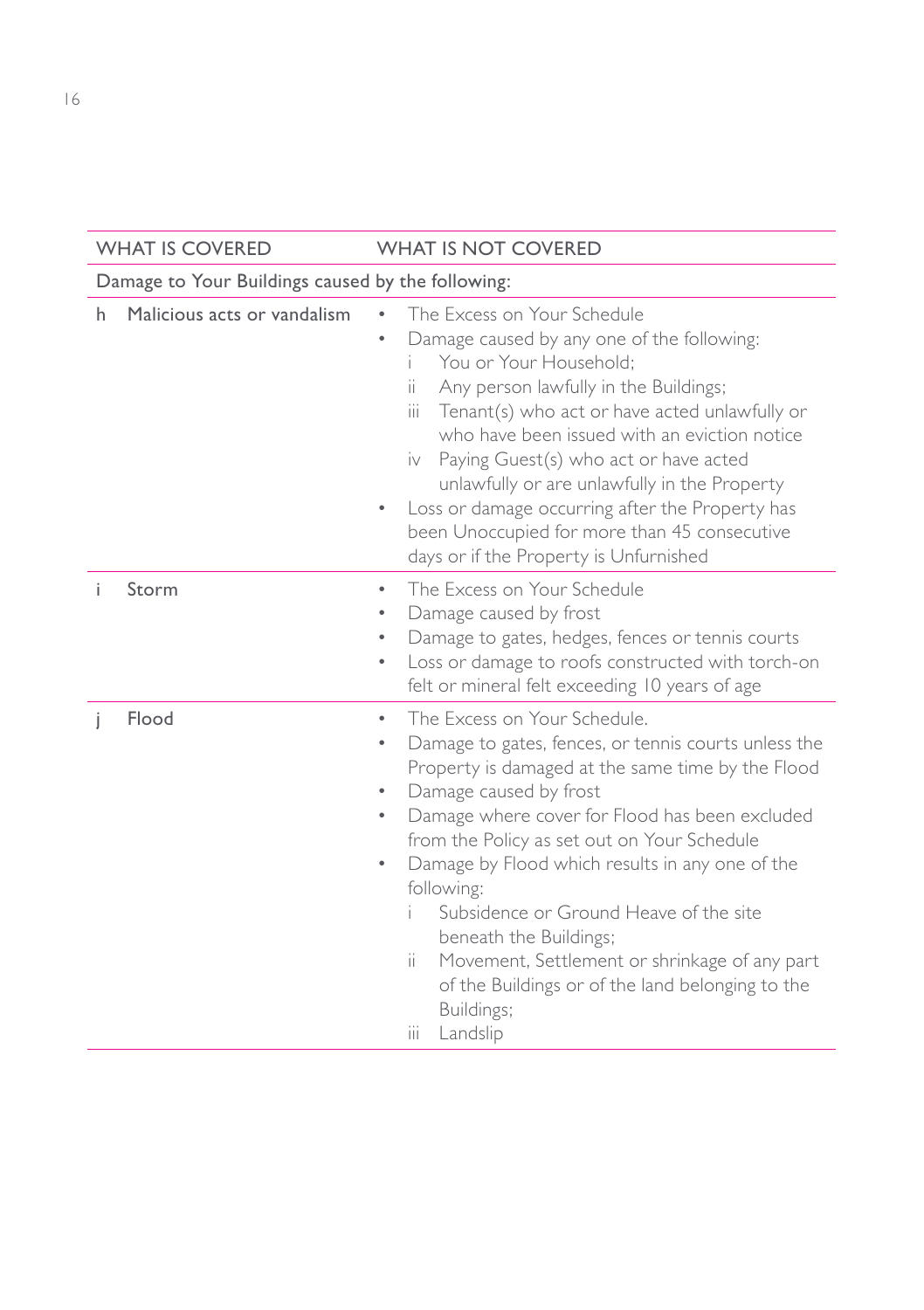| WHAT IS COVERED | WHAT IS NOT COVERED |
|---|---|
| **Damage to Your Buildings caused by the following:** | |
| h Malicious acts or vandalism | • The Excess on Your Schedule<br>• Damage caused by any one of the following:<br>i You or Your Household;<br>ii Any person lawfully in the Buildings;<br>iii Tenant(s) who act or have acted unlawfully or who have been issued with an eviction notice<br>iv Paying Guest(s) who act or have acted unlawfully or are unlawfully in the Property<br>• Loss or damage occurring after the Property has been Unoccupied for more than 45 consecutive days or if the Property is Unfurnished |
| i Storm | • The Excess on Your Schedule<br>• Damage caused by frost<br>• Damage to gates, hedges, fences or tennis courts<br>• Loss or damage to roofs constructed with torch-on felt or mineral felt exceeding 10 years of age |
| j Flood | • The Excess on Your Schedule.<br>• Damage to gates, fences, or tennis courts unless the Property is damaged at the same time by the Flood<br>• Damage caused by frost<br>• Damage where cover for Flood has been excluded from the Policy as set out on Your Schedule<br>• Damage by Flood which results in any one of the following:<br>i Subsidence or Ground Heave of the site beneath the Buildings;<br>ii Movement, Settlement or shrinkage of any part of the Buildings or of the land belonging to the Buildings;<br>iii Landslip |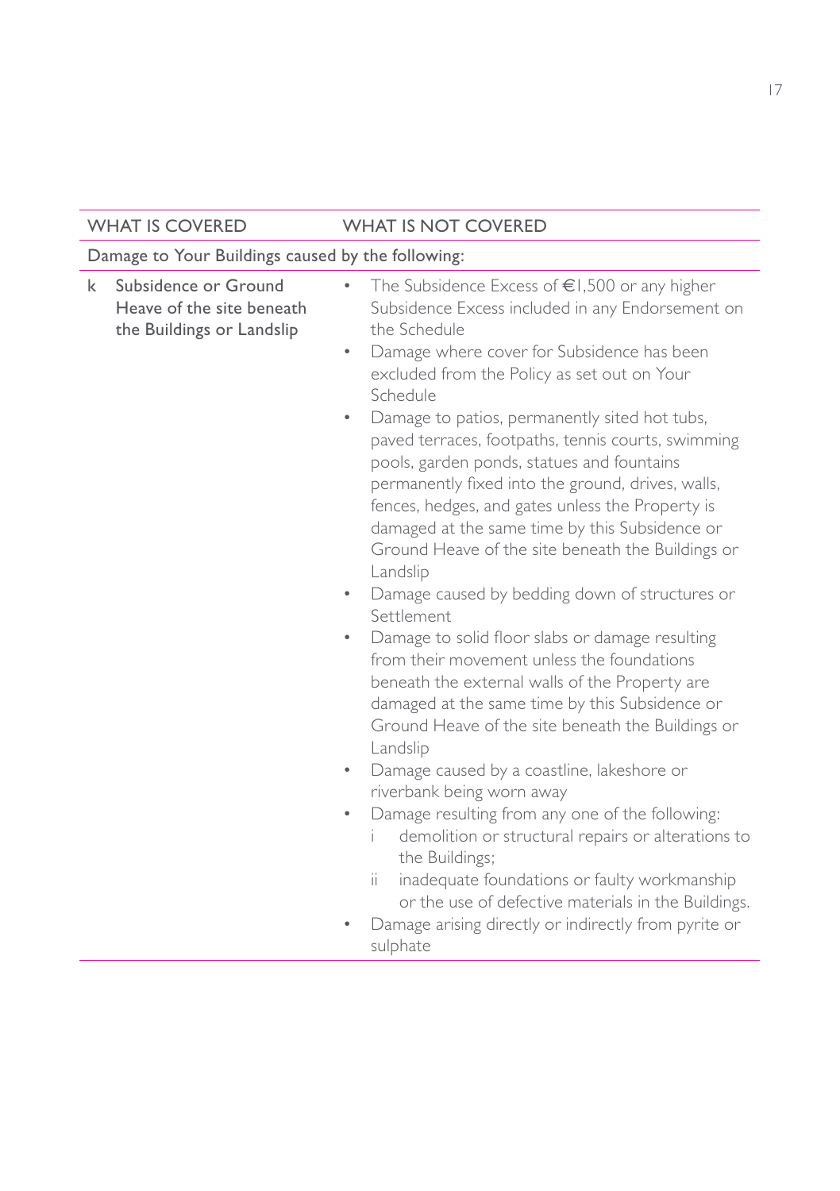| WHAT IS COVERED | WHAT IS NOT COVERED |
|---|---|
| **Damage to Your Buildings caused by the following:** | |
| k Subsidence or Ground Heave of the site beneath the Buildings or Landslip | • The Subsidence Excess of €1,500 or any higher Subsidence Excess included in any Endorsement on the Schedule<br>• Damage where cover for Subsidence has been excluded from the Policy as set out on Your Schedule<br>• Damage to patios, permanently sited hot tubs, paved terraces, footpaths, tennis courts, swimming pools, garden ponds, statues and fountains permanently fixed into the ground, drives, walls, fences, hedges, and gates unless the Property is damaged at the same time by this Subsidence or Ground Heave of the site beneath the Buildings or Landslip<br>• Damage caused by bedding down of structures or Settlement<br>• Damage to solid floor slabs or damage resulting from their movement unless the foundations beneath the external walls of the Property are damaged at the same time by this Subsidence or Ground Heave of the site beneath the Buildings or Landslip<br>• Damage caused by a coastline, lakeshore or riverbank being worn away<br>• Damage resulting from any one of the following:<br>i demolition or structural repairs or alterations to the Buildings;<br>ii inadequate foundations or faulty workmanship or the use of defective materials in the Buildings.<br>• Damage arising directly or indirectly from pyrite or sulphate |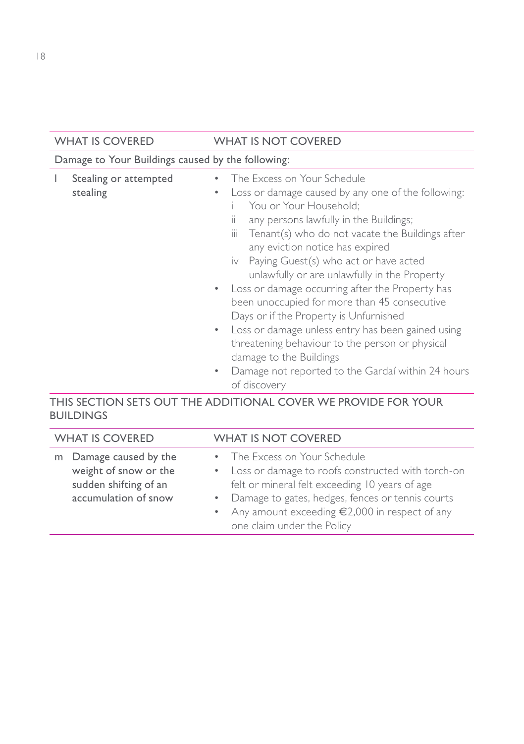| WHAT IS COVERED | WHAT IS NOT COVERED |
|---|---|
| Damage to Your Buildings caused by the following: | |
| l Stealing or attempted stealing | • The Excess on Your Schedule<br>• Loss or damage caused by any one of the following:<br>i You or Your Household;<br>ii any persons lawfully in the Buildings;<br>iii Tenant(s) who do not vacate the Buildings after any eviction notice has expired<br>iv Paying Guest(s) who act or have acted unlawfully or are unlawfully in the Property<br>• Loss or damage occurring after the Property has been unoccupied for more than 45 consecutive Days or if the Property is Unfurnished<br>• Loss or damage unless entry has been gained using threatening behaviour to the person or physical damage to the Buildings<br>• Damage not reported to the Gardaí within 24 hours of discovery |

## THIS SECTION SETS OUT THE ADDITIONAL COVER WE PROVIDE FOR YOUR BUILDINGS

| WHAT IS COVERED | WHAT IS NOT COVERED |
|---|---|
| m Damage caused by the weight of snow or the sudden shifting of an accumulation of snow | • The Excess on Your Schedule<br>• Loss or damage to roofs constructed with torch-on felt or mineral felt exceeding 10 years of age<br>• Damage to gates, hedges, fences or tennis courts<br>• Any amount exceeding €2,000 in respect of any one claim under the Policy |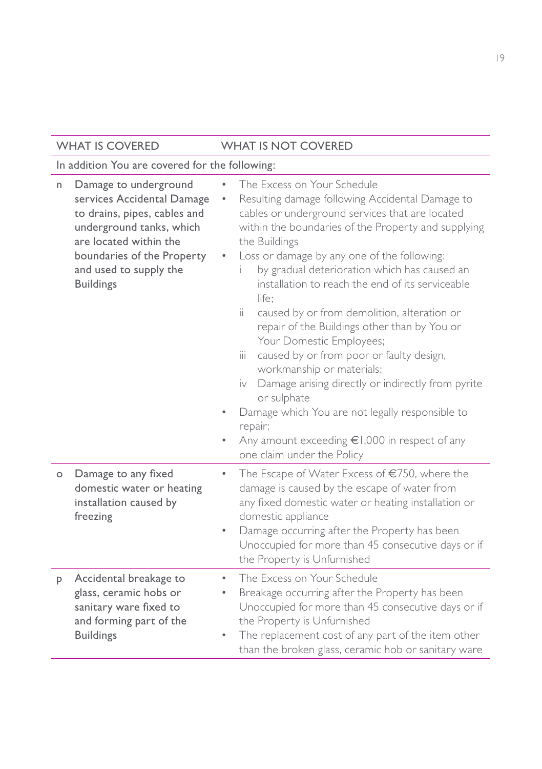| | WHAT IS COVERED | WHAT IS NOT COVERED |
|---|---|---|
| | In addition You are covered for the following: | |
| n | **Damage to underground services Accidental Damage to drains, pipes, cables and underground tanks, which are located within the boundaries of the Property and used to supply the Buildings** | • The Excess on Your Schedule<br>• Resulting damage following Accidental Damage to cables or underground services that are located within the boundaries of the Property and supplying the Buildings<br>• Loss or damage by any one of the following:<br>i by gradual deterioration which has caused an installation to reach the end of its serviceable life;<br>ii caused by or from demolition, alteration or repair of the Buildings other than by You or Your Domestic Employees;<br>iii caused by or from poor or faulty design, workmanship or materials;<br>iv Damage arising directly or indirectly from pyrite or sulphate<br>• Damage which You are not legally responsible to repair;<br>• Any amount exceeding €1,000 in respect of any one claim under the Policy |
| o | **Damage to any fixed domestic water or heating installation caused by freezing** | • The Escape of Water Excess of €750, where the damage is caused by the escape of water from any fixed domestic water or heating installation or domestic appliance<br>• Damage occurring after the Property has been Unoccupied for more than 45 consecutive days or if the Property is Unfurnished |
| p | **Accidental breakage to glass, ceramic hobs or sanitary ware fixed to and forming part of the Buildings** | • The Excess on Your Schedule<br>• Breakage occurring after the Property has been Unoccupied for more than 45 consecutive days or if the Property is Unfurnished<br>• The replacement cost of any part of the item other than the broken glass, ceramic hob or sanitary ware |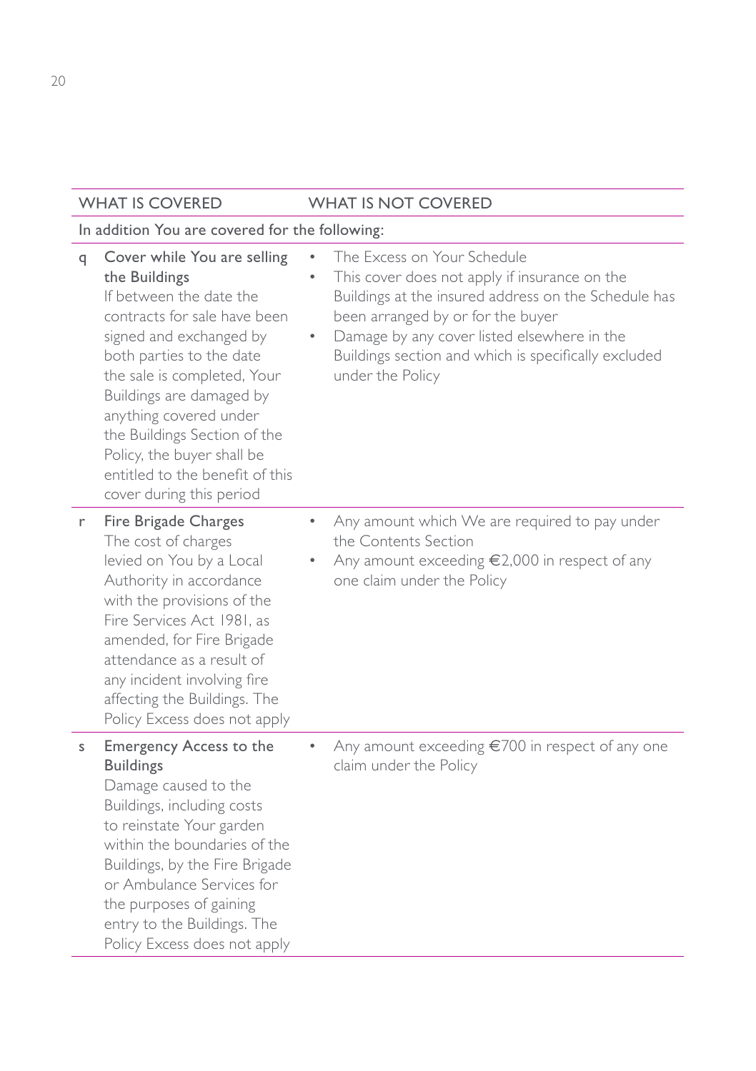| | WHAT IS COVERED | WHAT IS NOT COVERED |
|---|---|---|
| | **In addition You are covered for the following:** | |
| q | **Cover while You are selling the Buildings** If between the date the contracts for sale have been signed and exchanged by both parties to the date the sale is completed, Your Buildings are damaged by anything covered under the Buildings Section of the Policy, the buyer shall be entitled to the benefit of this cover during this period | • The Excess on Your Schedule<br>• This cover does not apply if insurance on the Buildings at the insured address on the Schedule has been arranged by or for the buyer<br>• Damage by any cover listed elsewhere in the Buildings section and which is specifically excluded under the Policy |
| r | **Fire Brigade Charges** The cost of charges levied on You by a Local Authority in accordance with the provisions of the Fire Services Act 1981, as amended, for Fire Brigade attendance as a result of any incident involving fire affecting the Buildings. The Policy Excess does not apply | • Any amount which We are required to pay under the Contents Section<br>• Any amount exceeding €2,000 in respect of any one claim under the Policy |
| s | **Emergency Access to the Buildings** Damage caused to the Buildings, including costs to reinstate Your garden within the boundaries of the Buildings, by the Fire Brigade or Ambulance Services for the purposes of gaining entry to the Buildings. The Policy Excess does not apply | • Any amount exceeding €700 in respect of any one claim under the Policy |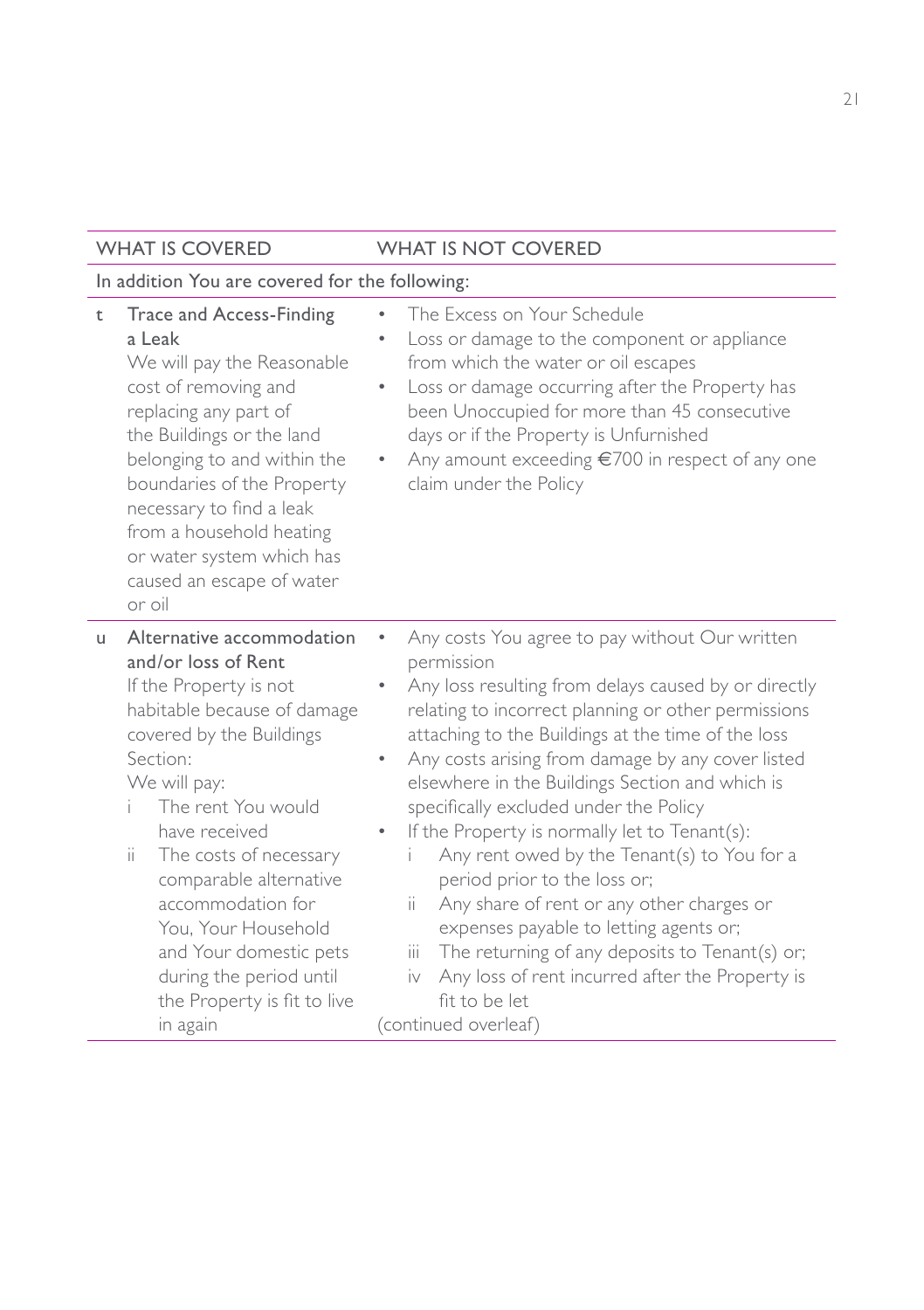| | WHAT IS COVERED | WHAT IS NOT COVERED |
|---|---|---|
| | In addition You are covered for the following: | |
| t | **Trace and Access-Finding a Leak**<br>We will pay the Reasonable cost of removing and replacing any part of the Buildings or the land belonging to and within the boundaries of the Property necessary to find a leak from a household heating or water system which has caused an escape of water or oil | • The Excess on Your Schedule<br>• Loss or damage to the component or appliance from which the water or oil escapes<br>• Loss or damage occurring after the Property has been Unoccupied for more than 45 consecutive days or if the Property is Unfurnished<br>• Any amount exceeding €700 in respect of any one claim under the Policy |
| u | **Alternative accommodation and/or loss of Rent**<br>If the Property is not habitable because of damage covered by the Buildings Section:<br>We will pay:<br>i The rent You would have received<br>ii The costs of necessary comparable alternative accommodation for You, Your Household and Your domestic pets during the period until the Property is fit to live in again | • Any costs You agree to pay without Our written permission<br>• Any loss resulting from delays caused by or directly relating to incorrect planning or other permissions attaching to the Buildings at the time of the loss<br>• Any costs arising from damage by any cover listed elsewhere in the Buildings Section and which is specifically excluded under the Policy<br>• If the Property is normally let to Tenant(s):<br>i Any rent owed by the Tenant(s) to You for a period prior to the loss or;<br>ii Any share of rent or any other charges or expenses payable to letting agents or;<br>iii The returning of any deposits to Tenant(s) or;<br>iv Any loss of rent incurred after the Property is fit to be let<br>(continued overleaf) |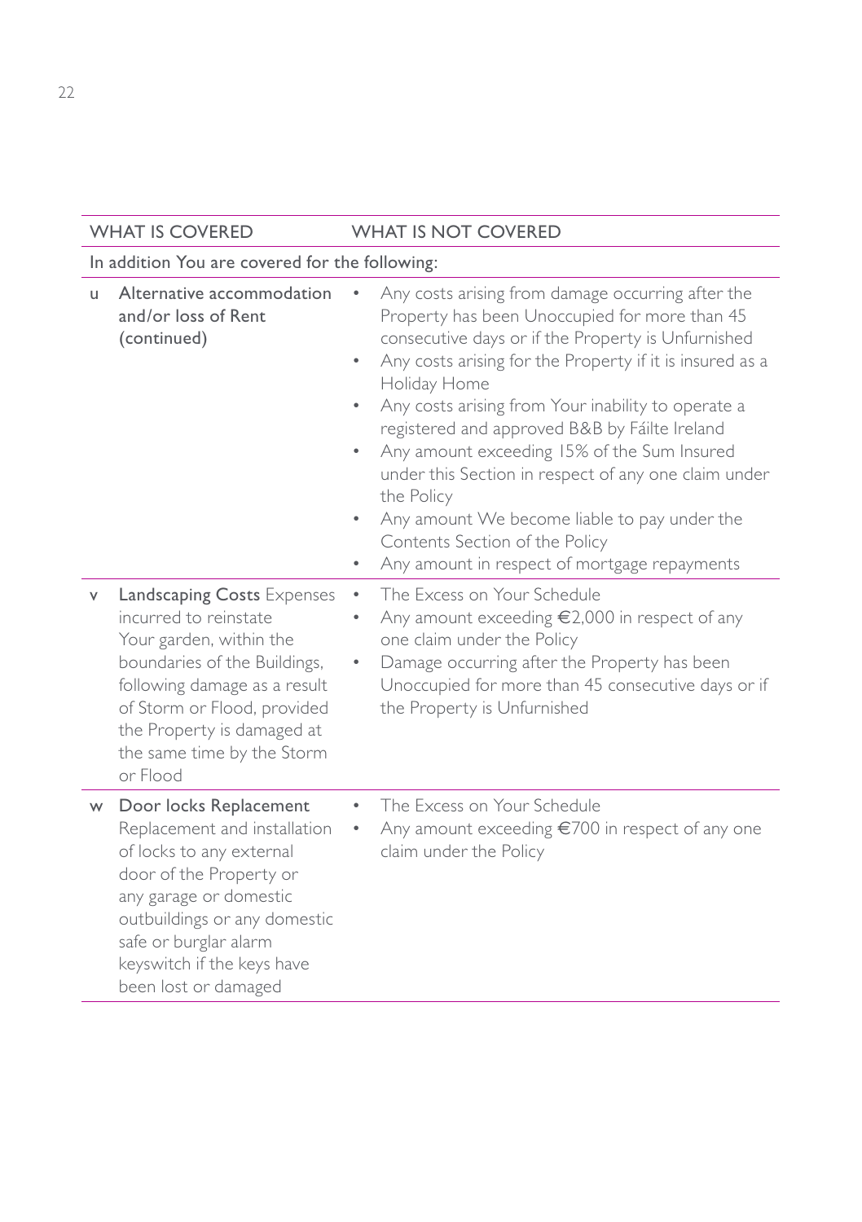| | WHAT IS COVERED | WHAT IS NOT COVERED |
|---|---|---|
| | In addition You are covered for the following: | |
| u | Alternative accommodation and/or loss of Rent (continued) | • Any costs arising from damage occurring after the Property has been Unoccupied for more than 45 consecutive days or if the Property is Unfurnished<br>• Any costs arising for the Property if it is insured as a Holiday Home<br>• Any costs arising from Your inability to operate a registered and approved B&B by Fáilte Ireland<br>• Any amount exceeding 15% of the Sum Insured under this Section in respect of any one claim under the Policy<br>• Any amount We become liable to pay under the Contents Section of the Policy<br>• Any amount in respect of mortgage repayments |
| v | **Landscaping Costs** Expenses incurred to reinstate Your garden, within the boundaries of the Buildings, following damage as a result of Storm or Flood, provided the Property is damaged at the same time by the Storm or Flood | • The Excess on Your Schedule<br>• Any amount exceeding €2,000 in respect of any one claim under the Policy<br>• Damage occurring after the Property has been Unoccupied for more than 45 consecutive days or if the Property is Unfurnished |
| w | **Door locks Replacement** Replacement and installation of locks to any external door of the Property or any garage or domestic outbuildings or any domestic safe or burglar alarm keyswitch if the keys have been lost or damaged | • The Excess on Your Schedule<br>• Any amount exceeding €700 in respect of any one claim under the Policy |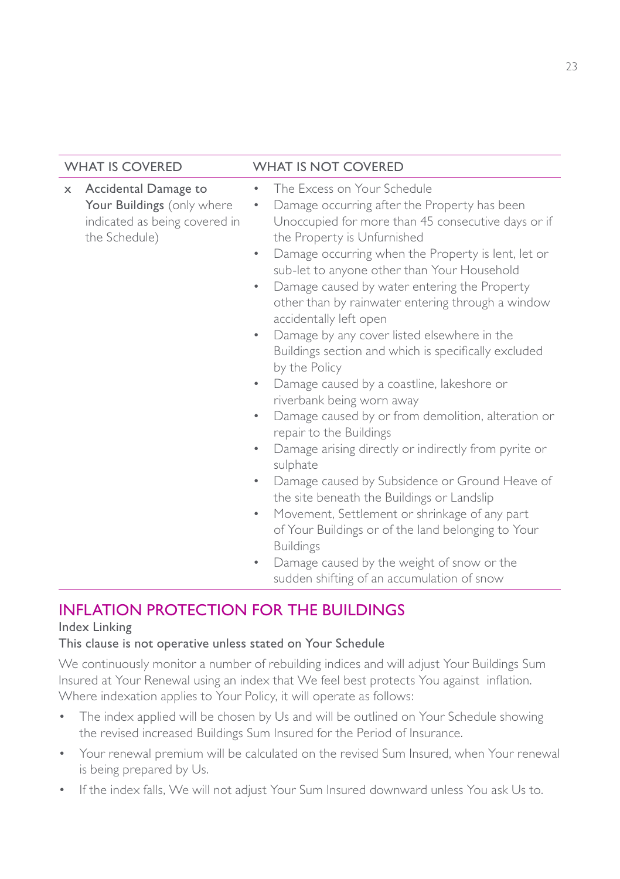| WHAT IS COVERED | WHAT IS NOT COVERED |
| --- | --- |
| x Accidental Damage to **Your Buildings** (only where indicated as being covered in the Schedule) | • The Excess on Your Schedule<br>• Damage occurring after the Property has been Unoccupied for more than 45 consecutive days or if the Property is Unfurnished<br>• Damage occurring when the Property is lent, let or sub-let to anyone other than Your Household<br>• Damage caused by water entering the Property other than by rainwater entering through a window accidentally left open<br>• Damage by any cover listed elsewhere in the Buildings section and which is specifically excluded by the Policy<br>• Damage caused by a coastline, lakeshore or riverbank being worn away<br>• Damage caused by or from demolition, alteration or repair to the Buildings<br>• Damage arising directly or indirectly from pyrite or sulphate<br>• Damage caused by Subsidence or Ground Heave of the site beneath the Buildings or Landslip<br>• Movement, Settlement or shrinkage of any part of Your Buildings or of the land belonging to Your Buildings<br>• Damage caused by the weight of snow or the sudden shifting of an accumulation of snow |

## INFLATION PROTECTION FOR THE BUILDINGS

Index Linking

This clause is not operative unless stated on Your Schedule

We continuously monitor a number of rebuilding indices and will adjust Your Buildings Sum Insured at Your Renewal using an index that We feel best protects You against inflation. Where indexation applies to Your Policy, it will operate as follows:

- The index applied will be chosen by Us and will be outlined on Your Schedule showing the revised increased Buildings Sum Insured for the Period of Insurance.
- Your renewal premium will be calculated on the revised Sum Insured, when Your renewal is being prepared by Us.
- If the index falls, We will not adjust Your Sum Insured downward unless You ask Us to.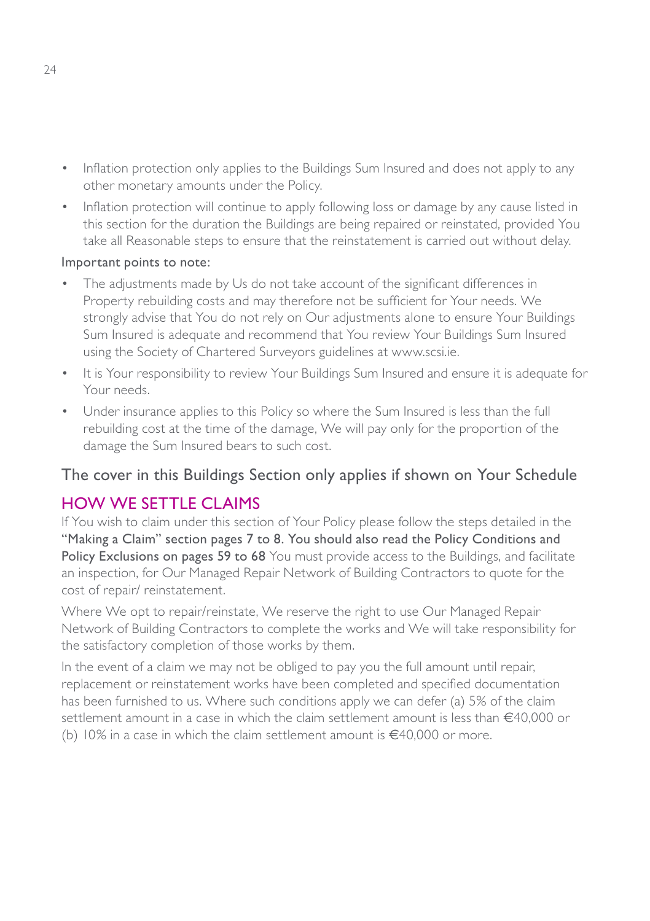- Inflation protection only applies to the Buildings Sum Insured and does not apply to any other monetary amounts under the Policy.
- Inflation protection will continue to apply following loss or damage by any cause listed in this section for the duration the Buildings are being repaired or reinstated, provided You take all Reasonable steps to ensure that the reinstatement is carried out without delay.

Important points to note:

- The adjustments made by Us do not take account of the significant differences in Property rebuilding costs and may therefore not be sufficient for Your needs. We strongly advise that You do not rely on Our adjustments alone to ensure Your Buildings Sum Insured is adequate and recommend that You review Your Buildings Sum Insured using the Society of Chartered Surveyors guidelines at www.scsi.ie.
- It is Your responsibility to review Your Buildings Sum Insured and ensure it is adequate for Your needs.
- Under insurance applies to this Policy so where the Sum Insured is less than the full rebuilding cost at the time of the damage, We will pay only for the proportion of the damage the Sum Insured bears to such cost.

## The cover in this Buildings Section only applies if shown on Your Schedule

## HOW WE SETTLE CLAIMS

If You wish to claim under this section of Your Policy please follow the steps detailed in the **"Making a Claim" section pages 7 to 8. You should also read the Policy Conditions and Policy Exclusions on pages 59 to 68** You must provide access to the Buildings, and facilitate an inspection, for Our Managed Repair Network of Building Contractors to quote for the cost of repair/ reinstatement.

Where We opt to repair/reinstate, We reserve the right to use Our Managed Repair Network of Building Contractors to complete the works and We will take responsibility for the satisfactory completion of those works by them.

In the event of a claim we may not be obliged to pay you the full amount until repair, replacement or reinstatement works have been completed and specified documentation has been furnished to us. Where such conditions apply we can defer (a) 5% of the claim settlement amount in a case in which the claim settlement amount is less than €40,000 or (b) 10% in a case in which the claim settlement amount is €40,000 or more.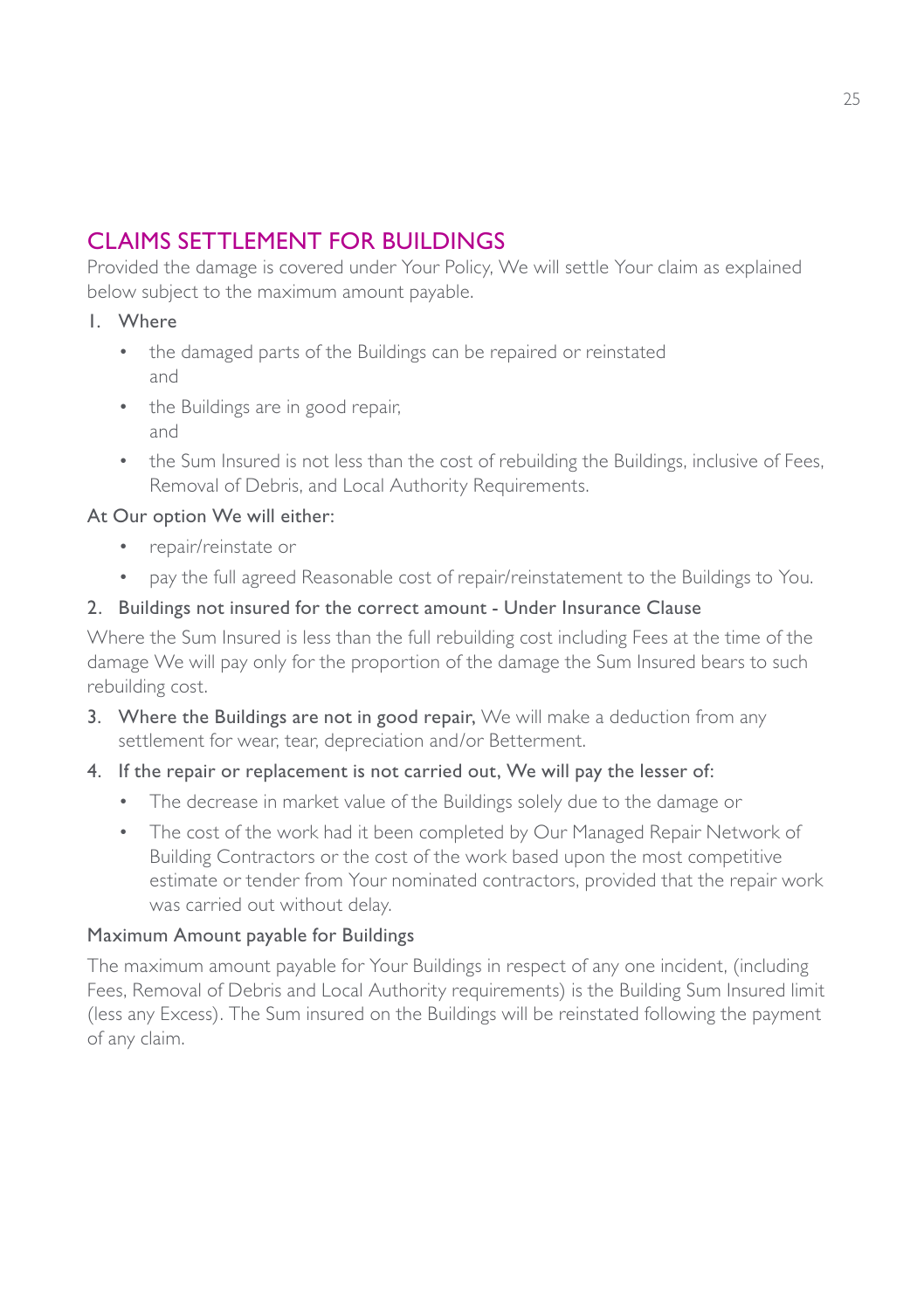# CLAIMS SETTLEMENT FOR BUILDINGS

Provided the damage is covered under Your Policy, We will settle Your claim as explained below subject to the maximum amount payable.

1. Where
   - the damaged parts of the Buildings can be repaired or reinstated and
   - the Buildings are in good repair, and
   - the Sum Insured is not less than the cost of rebuilding the Buildings, inclusive of Fees, Removal of Debris, and Local Authority Requirements.

At Our option We will either:

- repair/reinstate or
- pay the full agreed Reasonable cost of repair/reinstatement to the Buildings to You.

2. Buildings not insured for the correct amount - Under Insurance Clause

Where the Sum Insured is less than the full rebuilding cost including Fees at the time of the damage We will pay only for the proportion of the damage the Sum Insured bears to such rebuilding cost.

3. Where the Buildings are not in good repair, We will make a deduction from any settlement for wear, tear, depreciation and/or Betterment.
4. If the repair or replacement is not carried out, We will pay the lesser of:
   - The decrease in market value of the Buildings solely due to the damage or
   - The cost of the work had it been completed by Our Managed Repair Network of Building Contractors or the cost of the work based upon the most competitive estimate or tender from Your nominated contractors, provided that the repair work was carried out without delay.

### Maximum Amount payable for Buildings

The maximum amount payable for Your Buildings in respect of any one incident, (including Fees, Removal of Debris and Local Authority requirements) is the Building Sum Insured limit (less any Excess). The Sum insured on the Buildings will be reinstated following the payment of any claim.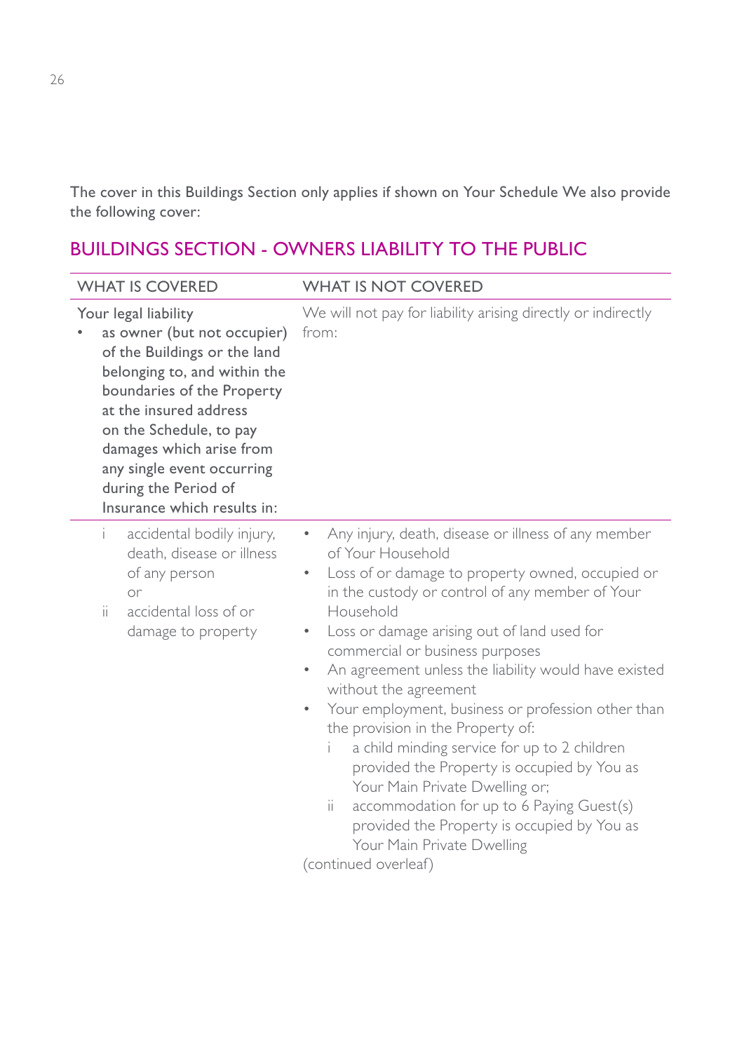The cover in this Buildings Section only applies if shown on Your Schedule We also provide the following cover:

## BUILDINGS SECTION - OWNERS LIABILITY TO THE PUBLIC

| WHAT IS COVERED | WHAT IS NOT COVERED |
|---|---|
| Your legal liability<br>• as owner (but not occupier) of the Buildings or the land belonging to, and within the boundaries of the Property at the insured address on the Schedule, to pay damages which arise from any single event occurring during the Period of Insurance which results in: | We will not pay for liability arising directly or indirectly from: |
| i accidental bodily injury, death, disease or illness of any person<br>or<br>ii accidental loss of or damage to property | • Any injury, death, disease or illness of any member of Your Household<br>• Loss of or damage to property owned, occupied or in the custody or control of any member of Your Household<br>• Loss or damage arising out of land used for commercial or business purposes<br>• An agreement unless the liability would have existed without the agreement<br>• Your employment, business or profession other than the provision in the Property of:<br>i a child minding service for up to 2 children provided the Property is occupied by You as Your Main Private Dwelling or;<br>ii accommodation for up to 6 Paying Guest(s) provided the Property is occupied by You as Your Main Private Dwelling<br>(continued overleaf) |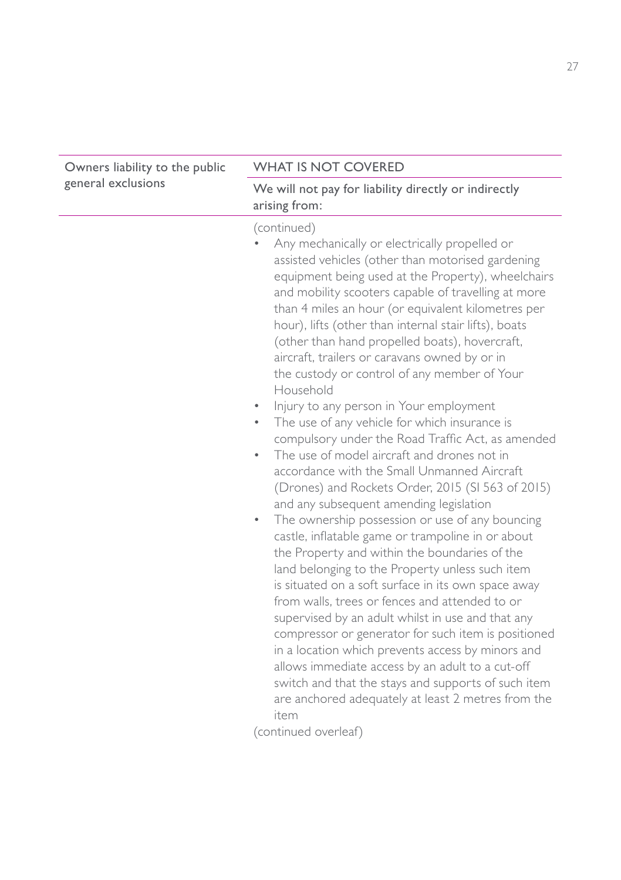| Owners liability to the public general exclusions | WHAT IS NOT COVERED |
|---|---|
| | We will not pay for liability directly or indirectly arising from: |

(continued)

- Any mechanically or electrically propelled or assisted vehicles (other than motorised gardening equipment being used at the Property), wheelchairs and mobility scooters capable of travelling at more than 4 miles an hour (or equivalent kilometres per hour), lifts (other than internal stair lifts), boats (other than hand propelled boats), hovercraft, aircraft, trailers or caravans owned by or in the custody or control of any member of Your Household
- Injury to any person in Your employment
- The use of any vehicle for which insurance is compulsory under the Road Traffic Act, as amended
- The use of model aircraft and drones not in accordance with the Small Unmanned Aircraft (Drones) and Rockets Order, 2015 (SI 563 of 2015) and any subsequent amending legislation
- The ownership possession or use of any bouncing castle, inflatable game or trampoline in or about the Property and within the boundaries of the land belonging to the Property unless such item is situated on a soft surface in its own space away from walls, trees or fences and attended to or supervised by an adult whilst in use and that any compressor or generator for such item is positioned in a location which prevents access by minors and allows immediate access by an adult to a cut-off switch and that the stays and supports of such item are anchored adequately at least 2 metres from the item

(continued overleaf)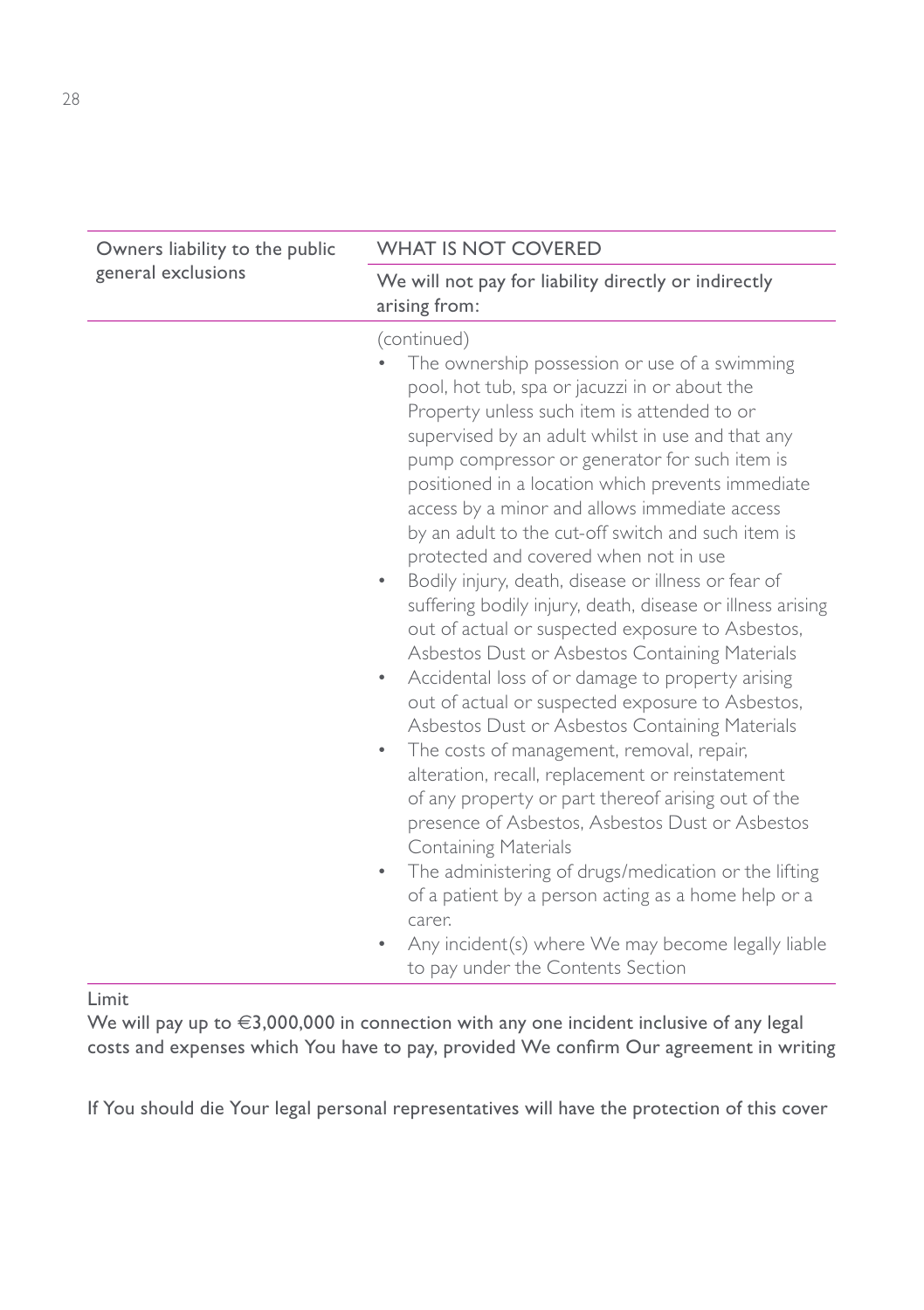| Owners liability to the public general exclusions | WHAT IS NOT COVERED |
|---|---|
| | We will not pay for liability directly or indirectly arising from: |
| | (continued)<br>• The ownership possession or use of a swimming pool, hot tub, spa or jacuzzi in or about the Property unless such item is attended to or supervised by an adult whilst in use and that any pump compressor or generator for such item is positioned in a location which prevents immediate access by a minor and allows immediate access by an adult to the cut-off switch and such item is protected and covered when not in use<br>• Bodily injury, death, disease or illness or fear of suffering bodily injury, death, disease or illness arising out of actual or suspected exposure to Asbestos, Asbestos Dust or Asbestos Containing Materials<br>• Accidental loss of or damage to property arising out of actual or suspected exposure to Asbestos, Asbestos Dust or Asbestos Containing Materials<br>• The costs of management, removal, repair, alteration, recall, replacement or reinstatement of any property or part thereof arising out of the presence of Asbestos, Asbestos Dust or Asbestos Containing Materials<br>• The administering of drugs/medication or the lifting of a patient by a person acting as a home help or a carer.<br>• Any incident(s) where We may become legally liable to pay under the Contents Section |

Limit

We will pay up to €3,000,000 in connection with any one incident inclusive of any legal costs and expenses which You have to pay, provided We confirm Our agreement in writing

If You should die Your legal personal representatives will have the protection of this cover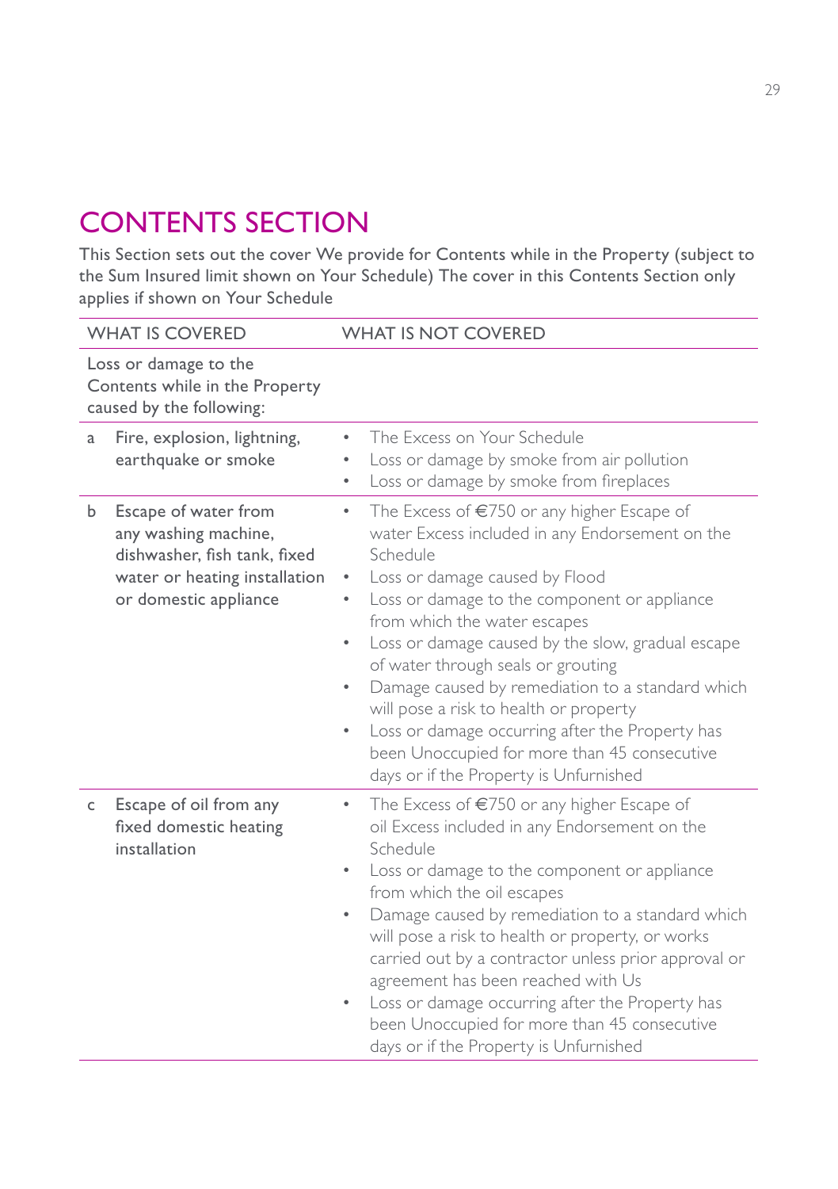# CONTENTS SECTION

This Section sets out the cover We provide for Contents while in the Property (subject to the Sum Insured limit shown on Your Schedule) The cover in this Contents Section only applies if shown on Your Schedule

| WHAT IS COVERED | | WHAT IS NOT COVERED |
|---|---|---|
| Loss or damage to the Contents while in the Property caused by the following: | | |
| a | Fire, explosion, lightning, earthquake or smoke | • The Excess on Your Schedule<br>• Loss or damage by smoke from air pollution<br>• Loss or damage by smoke from fireplaces |
| b | Escape of water from any washing machine, dishwasher, fish tank, fixed water or heating installation or domestic appliance | • The Excess of €750 or any higher Escape of water Excess included in any Endorsement on the Schedule<br>• Loss or damage caused by Flood<br>• Loss or damage to the component or appliance from which the water escapes<br>• Loss or damage caused by the slow, gradual escape of water through seals or grouting<br>• Damage caused by remediation to a standard which will pose a risk to health or property<br>• Loss or damage occurring after the Property has been Unoccupied for more than 45 consecutive days or if the Property is Unfurnished |
| c | Escape of oil from any fixed domestic heating installation | • The Excess of €750 or any higher Escape of oil Excess included in any Endorsement on the Schedule<br>• Loss or damage to the component or appliance from which the oil escapes<br>• Damage caused by remediation to a standard which will pose a risk to health or property, or works carried out by a contractor unless prior approval or agreement has been reached with Us<br>• Loss or damage occurring after the Property has been Unoccupied for more than 45 consecutive days or if the Property is Unfurnished |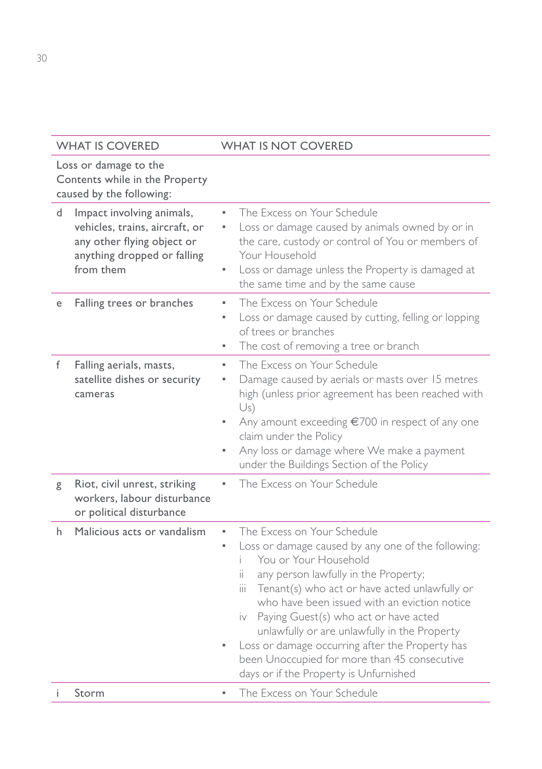| | WHAT IS COVERED | WHAT IS NOT COVERED |
|---|---|---|
| | Loss or damage to the Contents while in the Property caused by the following: | |
| d | Impact involving animals, vehicles, trains, aircraft, or any other flying object or anything dropped or falling from them | • The Excess on Your Schedule<br>• Loss or damage caused by animals owned by or in the care, custody or control of You or members of Your Household<br>• Loss or damage unless the Property is damaged at the same time and by the same cause |
| e | Falling trees or branches | • The Excess on Your Schedule<br>• Loss or damage caused by cutting, felling or lopping of trees or branches<br>• The cost of removing a tree or branch |
| f | Falling aerials, masts, satellite dishes or security cameras | • The Excess on Your Schedule<br>• Damage caused by aerials or masts over 15 metres high (unless prior agreement has been reached with Us)<br>• Any amount exceeding €700 in respect of any one claim under the Policy<br>• Any loss or damage where We make a payment under the Buildings Section of the Policy |
| g | Riot, civil unrest, striking workers, labour disturbance or political disturbance | • The Excess on Your Schedule |
| h | Malicious acts or vandalism | • The Excess on Your Schedule<br>• Loss or damage caused by any one of the following:<br>i You or Your Household<br>ii any person lawfully in the Property;<br>iii Tenant(s) who act or have acted unlawfully or who have been issued with an eviction notice<br>iv Paying Guest(s) who act or have acted unlawfully or are unlawfully in the Property<br>• Loss or damage occurring after the Property has been Unoccupied for more than 45 consecutive days or if the Property is Unfurnished |
| i | Storm | • The Excess on Your Schedule |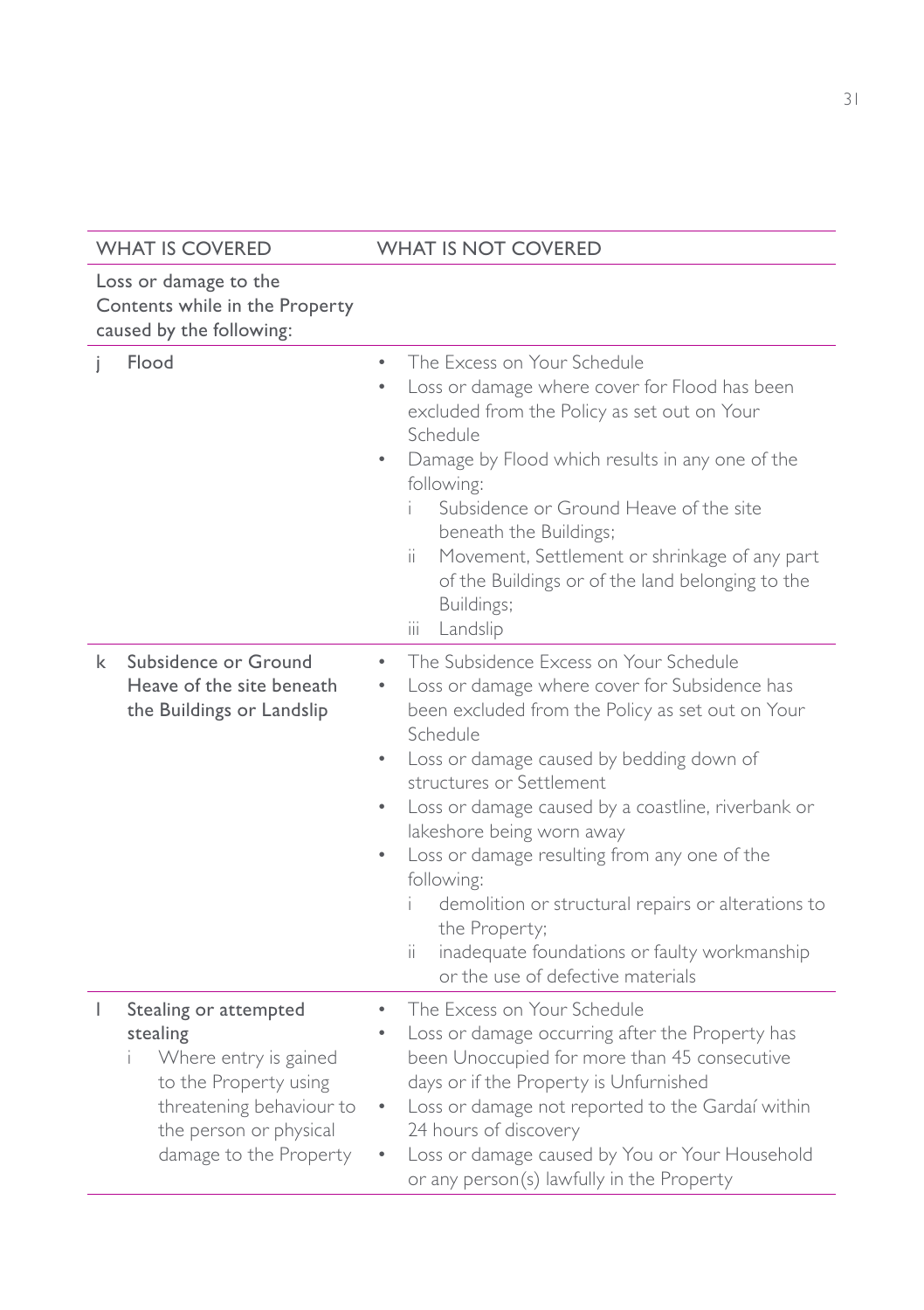| WHAT IS COVERED | WHAT IS NOT COVERED |
| --- | --- |
| Loss or damage to the Contents while in the Property caused by the following: | |
| j Flood | • The Excess on Your Schedule<br>• Loss or damage where cover for Flood has been excluded from the Policy as set out on Your Schedule<br>• Damage by Flood which results in any one of the following:<br>i Subsidence or Ground Heave of the site beneath the Buildings;<br>ii Movement, Settlement or shrinkage of any part of the Buildings or of the land belonging to the Buildings;<br>iii Landslip |
| k Subsidence or Ground Heave of the site beneath the Buildings or Landslip | • The Subsidence Excess on Your Schedule<br>• Loss or damage where cover for Subsidence has been excluded from the Policy as set out on Your Schedule<br>• Loss or damage caused by bedding down of structures or Settlement<br>• Loss or damage caused by a coastline, riverbank or lakeshore being worn away<br>• Loss or damage resulting from any one of the following:<br>i demolition or structural repairs or alterations to the Property;<br>ii inadequate foundations or faulty workmanship or the use of defective materials |
| l Stealing or attempted stealing<br>i Where entry is gained to the Property using threatening behaviour to the person or physical damage to the Property | • The Excess on Your Schedule<br>• Loss or damage occurring after the Property has been Unoccupied for more than 45 consecutive days or if the Property is Unfurnished<br>• Loss or damage not reported to the Gardaí within 24 hours of discovery<br>• Loss or damage caused by You or Your Household or any person(s) lawfully in the Property |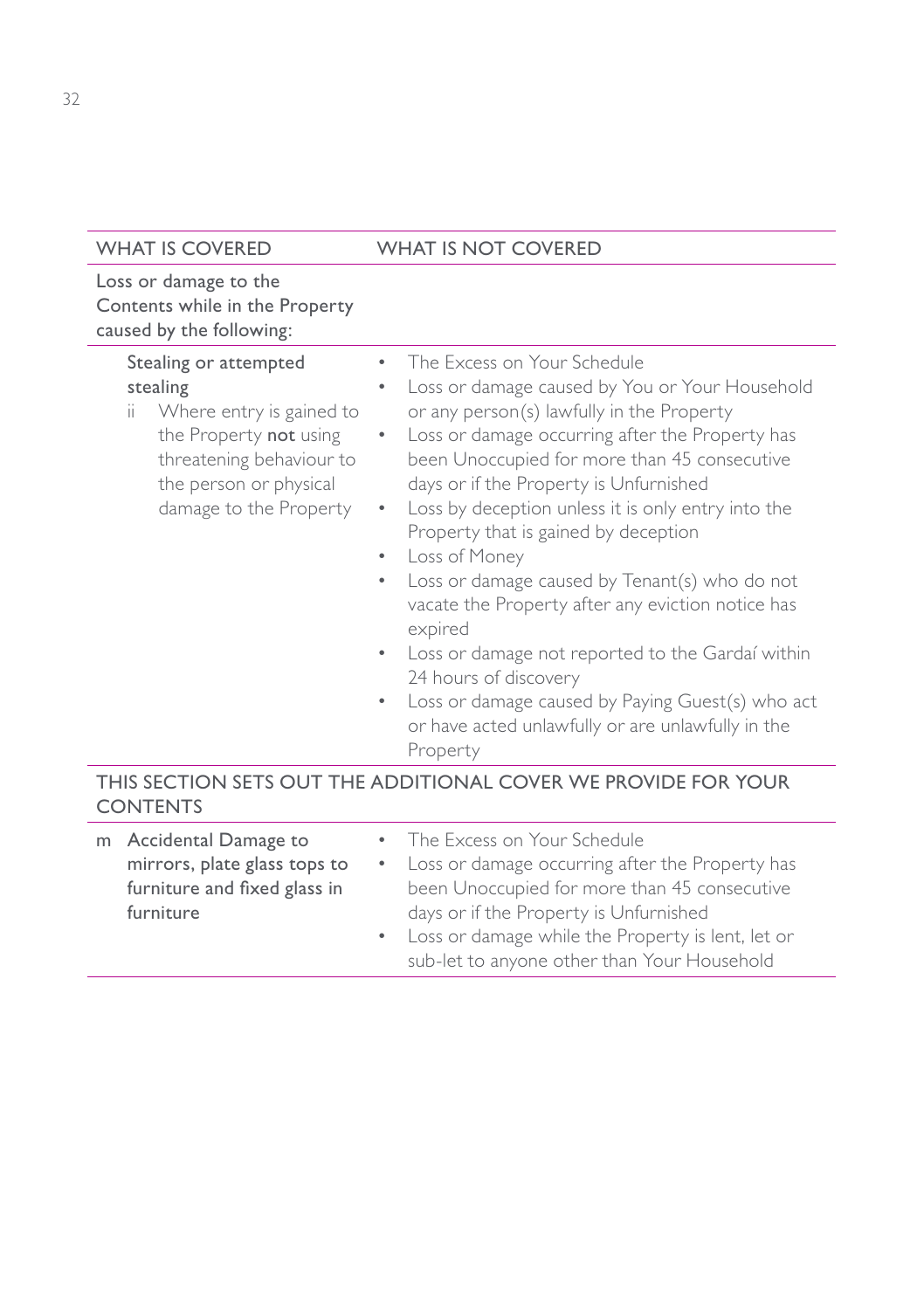| WHAT IS COVERED | WHAT IS NOT COVERED |
| --- | --- |
| Loss or damage to the Contents while in the Property caused by the following: | |
| Stealing or attempted stealing<br>ii Where entry is gained to the Property **not** using threatening behaviour to the person or physical damage to the Property | • The Excess on Your Schedule<br>• Loss or damage caused by You or Your Household or any person(s) lawfully in the Property<br>• Loss or damage occurring after the Property has been Unoccupied for more than 45 consecutive days or if the Property is Unfurnished<br>• Loss by deception unless it is only entry into the Property that is gained by deception<br>• Loss of Money<br>• Loss or damage caused by Tenant(s) who do not vacate the Property after any eviction notice has expired<br>• Loss or damage not reported to the Gardaí within 24 hours of discovery<br>• Loss or damage caused by Paying Guest(s) who act or have acted unlawfully or are unlawfully in the Property |

THIS SECTION SETS OUT THE ADDITIONAL COVER WE PROVIDE FOR YOUR CONTENTS

| WHAT IS COVERED | WHAT IS NOT COVERED |
| --- | --- |
| m Accidental Damage to mirrors, plate glass tops to furniture and fixed glass in furniture | • The Excess on Your Schedule<br>• Loss or damage occurring after the Property has been Unoccupied for more than 45 consecutive days or if the Property is Unfurnished<br>• Loss or damage while the Property is lent, let or sub-let to anyone other than Your Household |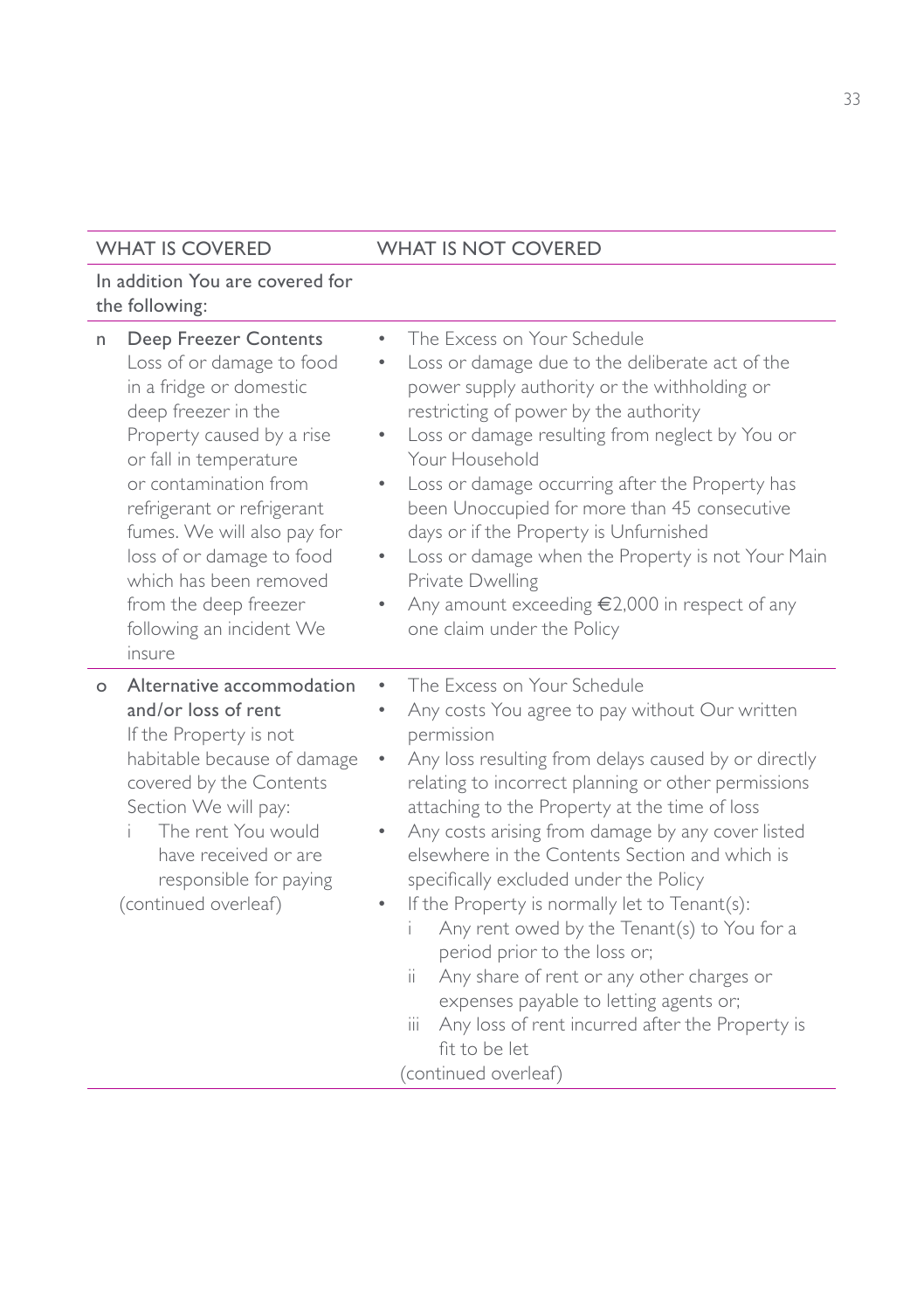| WHAT IS COVERED | WHAT IS NOT COVERED |
| --- | --- |
| In addition You are covered for the following: | |
| n **Deep Freezer Contents**<br>Loss of or damage to food in a fridge or domestic deep freezer in the Property caused by a rise or fall in temperature or contamination from refrigerant or refrigerant fumes. We will also pay for loss of or damage to food which has been removed from the deep freezer following an incident We insure | • The Excess on Your Schedule<br>• Loss or damage due to the deliberate act of the power supply authority or the withholding or restricting of power by the authority<br>• Loss or damage resulting from neglect by You or Your Household<br>• Loss or damage occurring after the Property has been Unoccupied for more than 45 consecutive days or if the Property is Unfurnished<br>• Loss or damage when the Property is not Your Main Private Dwelling<br>• Any amount exceeding €2,000 in respect of any one claim under the Policy |
| o **Alternative accommodation and/or loss of rent**<br>If the Property is not habitable because of damage covered by the Contents Section We will pay:<br>i The rent You would have received or are responsible for paying<br>(continued overleaf) | • The Excess on Your Schedule<br>• Any costs You agree to pay without Our written permission<br>• Any loss resulting from delays caused by or directly relating to incorrect planning or other permissions attaching to the Property at the time of loss<br>• Any costs arising from damage by any cover listed elsewhere in the Contents Section and which is specifically excluded under the Policy<br>• If the Property is normally let to Tenant(s):<br>i Any rent owed by the Tenant(s) to You for a period prior to the loss or;<br>ii Any share of rent or any other charges or expenses payable to letting agents or;<br>iii Any loss of rent incurred after the Property is fit to be let<br>(continued overleaf) |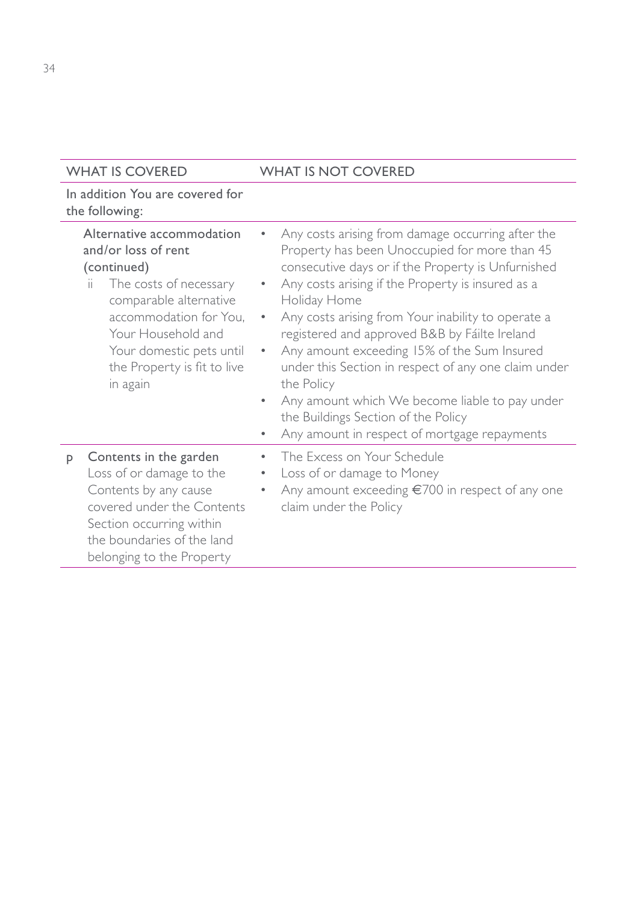| WHAT IS COVERED | WHAT IS NOT COVERED |
| --- | --- |
| In addition You are covered for the following: | |
| Alternative accommodation and/or loss of rent (continued)<br>ii The costs of necessary comparable alternative accommodation for You, Your Household and Your domestic pets until the Property is fit to live in again | • Any costs arising from damage occurring after the Property has been Unoccupied for more than 45 consecutive days or if the Property is Unfurnished<br>• Any costs arising if the Property is insured as a Holiday Home<br>• Any costs arising from Your inability to operate a registered and approved B&B by Fáilte Ireland<br>• Any amount exceeding 15% of the Sum Insured under this Section in respect of any one claim under the Policy<br>• Any amount which We become liable to pay under the Buildings Section of the Policy<br>• Any amount in respect of mortgage repayments |
| p Contents in the garden<br>Loss of or damage to the Contents by any cause covered under the Contents Section occurring within the boundaries of the land belonging to the Property | • The Excess on Your Schedule<br>• Loss of or damage to Money<br>• Any amount exceeding €700 in respect of any one claim under the Policy |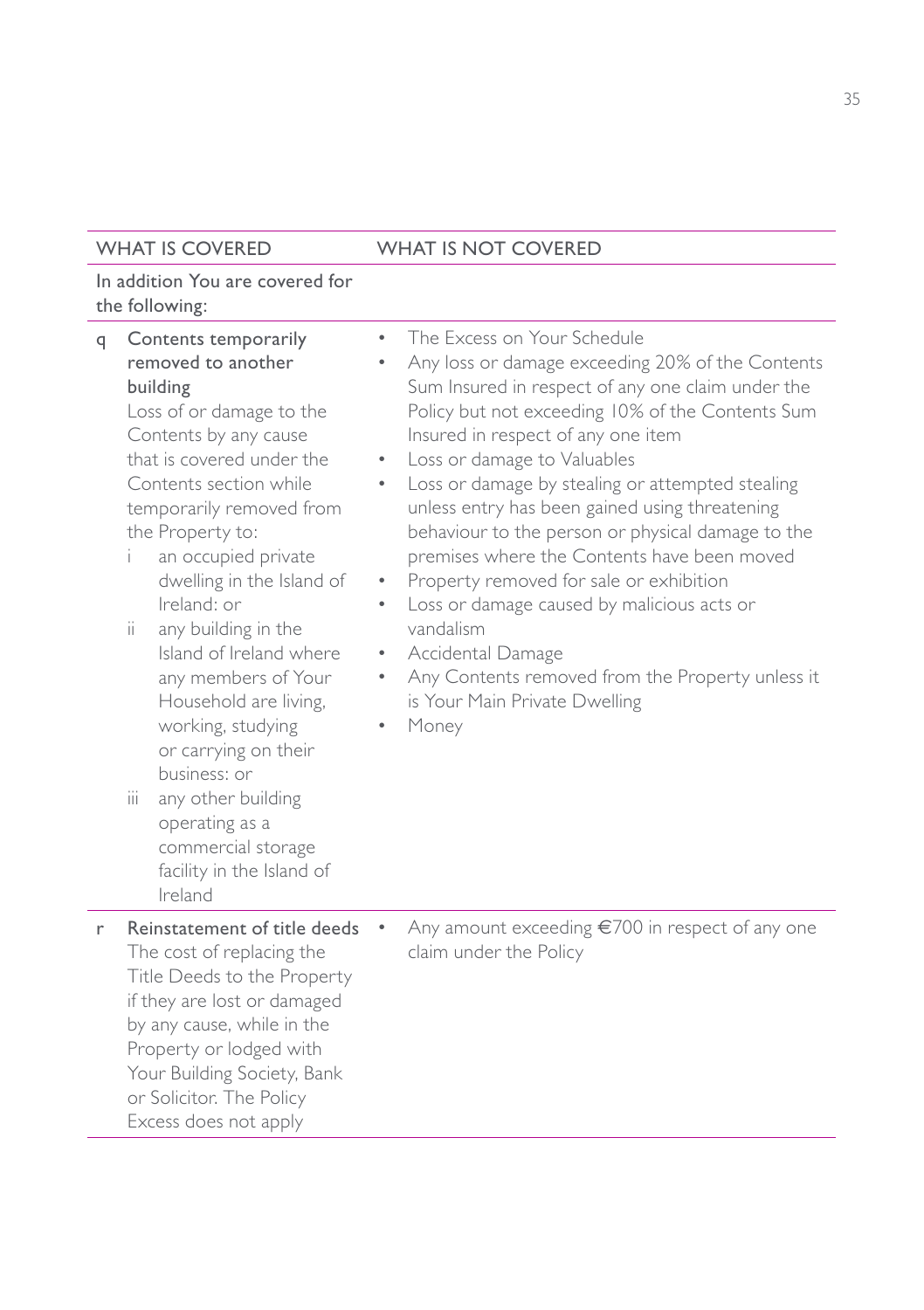| WHAT IS COVERED | | WHAT IS NOT COVERED |
|---|---|---|
| In addition You are covered for the following: | | |
| q | **Contents temporarily removed to another building**<br>Loss of or damage to the Contents by any cause that is covered under the Contents section while temporarily removed from the Property to:<br>i an occupied private dwelling in the Island of Ireland: or<br>ii any building in the Island of Ireland where any members of Your Household are living, working, studying or carrying on their business: or<br>iii any other building operating as a commercial storage facility in the Island of Ireland | • The Excess on Your Schedule<br>• Any loss or damage exceeding 20% of the Contents Sum Insured in respect of any one claim under the Policy but not exceeding 10% of the Contents Sum Insured in respect of any one item<br>• Loss or damage to Valuables<br>• Loss or damage by stealing or attempted stealing unless entry has been gained using threatening behaviour to the person or physical damage to the premises where the Contents have been moved<br>• Property removed for sale or exhibition<br>• Loss or damage caused by malicious acts or vandalism<br>• Accidental Damage<br>• Any Contents removed from the Property unless it is Your Main Private Dwelling<br>• Money |
| r | **Reinstatement of title deeds**<br>The cost of replacing the Title Deeds to the Property if they are lost or damaged by any cause, while in the Property or lodged with Your Building Society, Bank or Solicitor. The Policy Excess does not apply | • Any amount exceeding €700 in respect of any one claim under the Policy |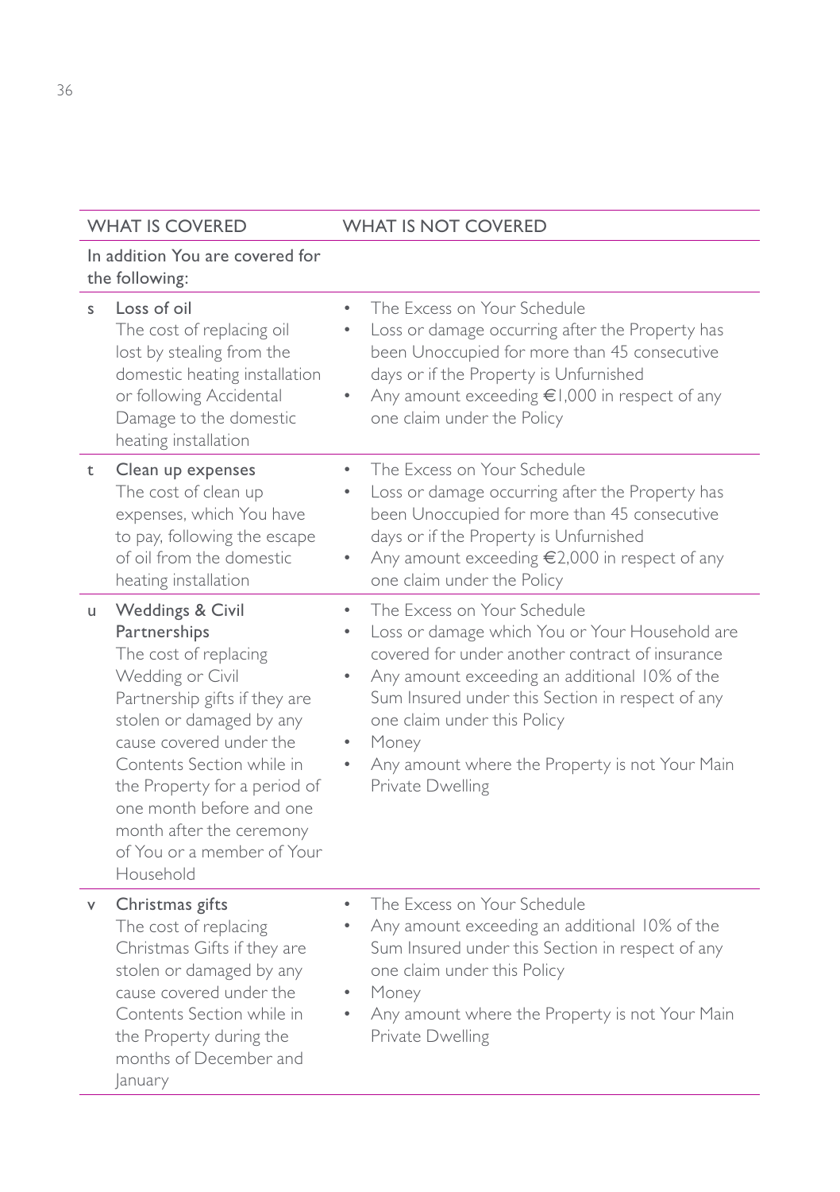| WHAT IS COVERED | | WHAT IS NOT COVERED |
|---|---|---|
| In addition You are covered for the following: | | |
| s | **Loss of oil**<br>The cost of replacing oil lost by stealing from the domestic heating installation or following Accidental Damage to the domestic heating installation | • The Excess on Your Schedule<br>• Loss or damage occurring after the Property has been Unoccupied for more than 45 consecutive days or if the Property is Unfurnished<br>• Any amount exceeding €1,000 in respect of any one claim under the Policy |
| t | **Clean up expenses**<br>The cost of clean up expenses, which You have to pay, following the escape of oil from the domestic heating installation | • The Excess on Your Schedule<br>• Loss or damage occurring after the Property has been Unoccupied for more than 45 consecutive days or if the Property is Unfurnished<br>• Any amount exceeding €2,000 in respect of any one claim under the Policy |
| u | **Weddings & Civil Partnerships**<br>The cost of replacing Wedding or Civil Partnership gifts if they are stolen or damaged by any cause covered under the Contents Section while in the Property for a period of one month before and one month after the ceremony of You or a member of Your Household | • The Excess on Your Schedule<br>• Loss or damage which You or Your Household are covered for under another contract of insurance<br>• Any amount exceeding an additional 10% of the Sum Insured under this Section in respect of any one claim under this Policy<br>• Money<br>• Any amount where the Property is not Your Main Private Dwelling |
| v | **Christmas gifts**<br>The cost of replacing Christmas Gifts if they are stolen or damaged by any cause covered under the Contents Section while in the Property during the months of December and January | • The Excess on Your Schedule<br>• Any amount exceeding an additional 10% of the Sum Insured under this Section in respect of any one claim under this Policy<br>• Money<br>• Any amount where the Property is not Your Main Private Dwelling |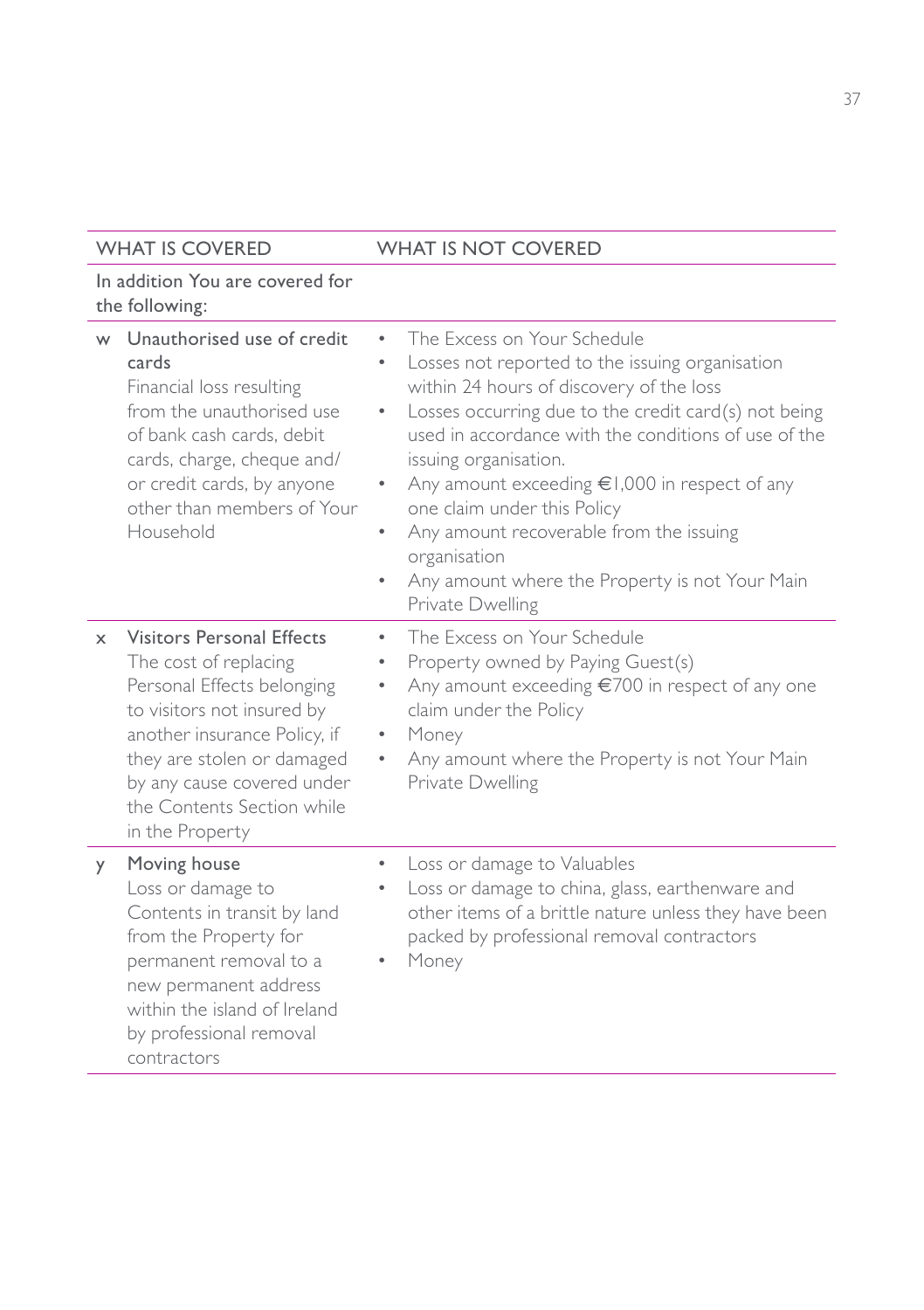| WHAT IS COVERED | WHAT IS NOT COVERED |
| --- | --- |
| In addition You are covered for the following: | |
| w **Unauthorised use of credit cards**<br>Financial loss resulting from the unauthorised use of bank cash cards, debit cards, charge, cheque and/or credit cards, by anyone other than members of Your Household | • The Excess on Your Schedule<br>• Losses not reported to the issuing organisation within 24 hours of discovery of the loss<br>• Losses occurring due to the credit card(s) not being used in accordance with the conditions of use of the issuing organisation.<br>• Any amount exceeding €1,000 in respect of any one claim under this Policy<br>• Any amount recoverable from the issuing organisation<br>• Any amount where the Property is not Your Main Private Dwelling |
| x **Visitors Personal Effects**<br>The cost of replacing Personal Effects belonging to visitors not insured by another insurance Policy, if they are stolen or damaged by any cause covered under the Contents Section while in the Property | • The Excess on Your Schedule<br>• Property owned by Paying Guest(s)<br>• Any amount exceeding €700 in respect of any one claim under the Policy<br>• Money<br>• Any amount where the Property is not Your Main Private Dwelling |
| y **Moving house**<br>Loss or damage to Contents in transit by land from the Property for permanent removal to a new permanent address within the island of Ireland by professional removal contractors | • Loss or damage to Valuables<br>• Loss or damage to china, glass, earthenware and other items of a brittle nature unless they have been packed by professional removal contractors<br>• Money |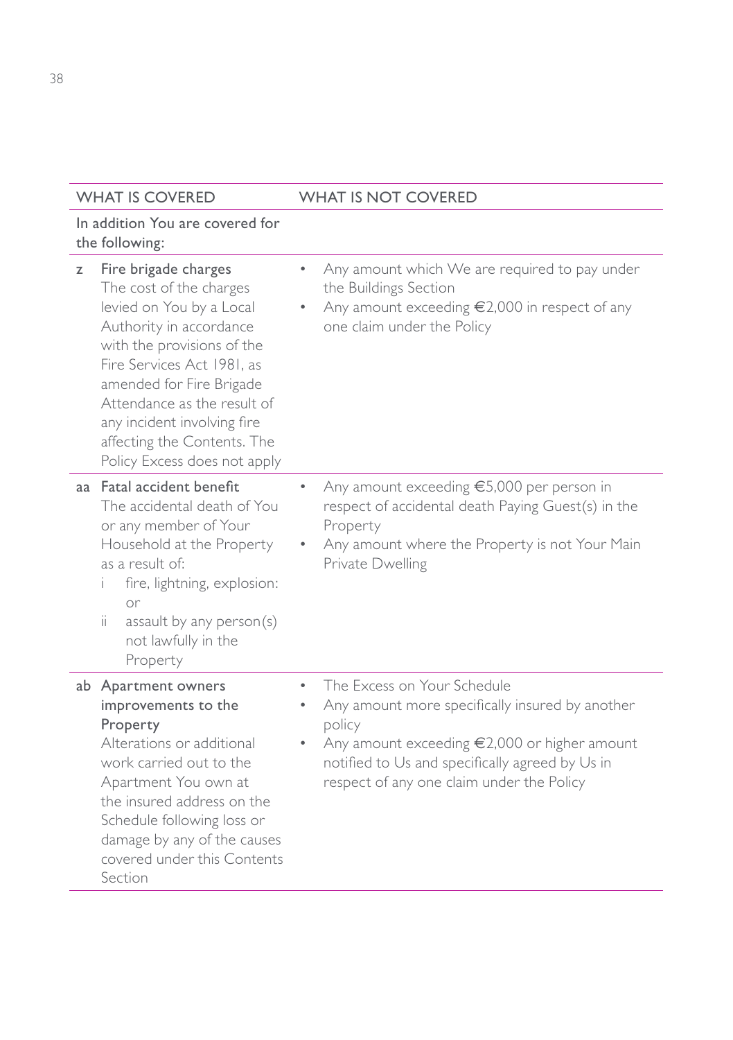| WHAT IS COVERED | WHAT IS NOT COVERED |
|---|---|
| In addition You are covered for the following: | |
| z **Fire brigade charges** The cost of the charges levied on You by a Local Authority in accordance with the provisions of the Fire Services Act 1981, as amended for Fire Brigade Attendance as the result of any incident involving fire affecting the Contents. The Policy Excess does not apply | • Any amount which We are required to pay under the Buildings Section<br>• Any amount exceeding €2,000 in respect of any one claim under the Policy |
| aa **Fatal accident benefit** The accidental death of You or any member of Your Household at the Property as a result of:<br>i fire, lightning, explosion: or<br>ii assault by any person(s) not lawfully in the Property | • Any amount exceeding €5,000 per person in respect of accidental death Paying Guest(s) in the Property<br>• Any amount where the Property is not Your Main Private Dwelling |
| ab **Apartment owners improvements to the Property** Alterations or additional work carried out to the Apartment You own at the insured address on the Schedule following loss or damage by any of the causes covered under this Contents Section | • The Excess on Your Schedule<br>• Any amount more specifically insured by another policy<br>• Any amount exceeding €2,000 or higher amount notified to Us and specifically agreed by Us in respect of any one claim under the Policy |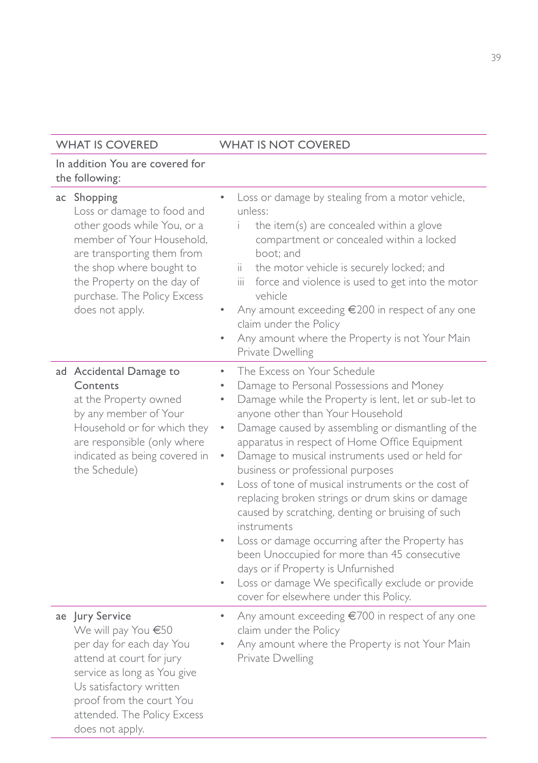| WHAT IS COVERED | WHAT IS NOT COVERED |
|---|---|
| In addition You are covered for the following: | |
| **ac Shopping**<br>Loss or damage to food and other goods while You, or a member of Your Household, are transporting them from the shop where bought to the Property on the day of purchase. The Policy Excess does not apply. | • Loss or damage by stealing from a motor vehicle, unless:<br>i the item(s) are concealed within a glove compartment or concealed within a locked boot; and<br>ii the motor vehicle is securely locked; and<br>iii force and violence is used to get into the motor vehicle<br>• Any amount exceeding €200 in respect of any one claim under the Policy<br>• Any amount where the Property is not Your Main Private Dwelling |
| **ad Accidental Damage to Contents**<br>at the Property owned by any member of Your Household or for which they are responsible (only where indicated as being covered in the Schedule) | • The Excess on Your Schedule<br>• Damage to Personal Possessions and Money<br>• Damage while the Property is lent, let or sub-let to anyone other than Your Household<br>• Damage caused by assembling or dismantling of the apparatus in respect of Home Office Equipment<br>• Damage to musical instruments used or held for business or professional purposes<br>• Loss of tone of musical instruments or the cost of replacing broken strings or drum skins or damage caused by scratching, denting or bruising of such instruments<br>• Loss or damage occurring after the Property has been Unoccupied for more than 45 consecutive days or if Property is Unfurnished<br>• Loss or damage We specifically exclude or provide cover for elsewhere under this Policy. |
| **ae Jury Service**<br>We will pay You €50 per day for each day You attend at court for jury service as long as You give Us satisfactory written proof from the court You attended. The Policy Excess does not apply. | • Any amount exceeding €700 in respect of any one claim under the Policy<br>• Any amount where the Property is not Your Main Private Dwelling |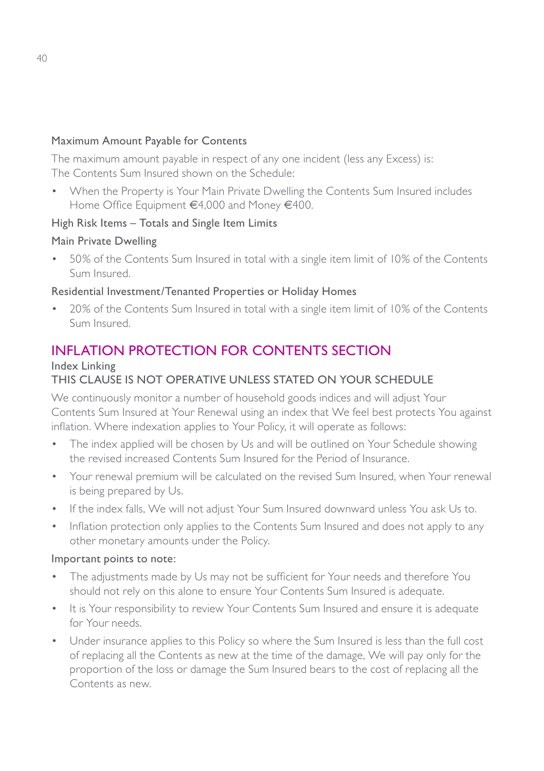### Maximum Amount Payable for Contents

The maximum amount payable in respect of any one incident (less any Excess) is:
The Contents Sum Insured shown on the Schedule:

- When the Property is Your Main Private Dwelling the Contents Sum Insured includes Home Office Equipment €4,000 and Money €400.

### High Risk Items – Totals and Single Item Limits

#### Main Private Dwelling

- 50% of the Contents Sum Insured in total with a single item limit of 10% of the Contents Sum Insured.

#### Residential Investment/Tenanted Properties or Holiday Homes

- 20% of the Contents Sum Insured in total with a single item limit of 10% of the Contents Sum Insured.

## INFLATION PROTECTION FOR CONTENTS SECTION

Index Linking

THIS CLAUSE IS NOT OPERATIVE UNLESS STATED ON YOUR SCHEDULE

We continuously monitor a number of household goods indices and will adjust Your Contents Sum Insured at Your Renewal using an index that We feel best protects You against inflation. Where indexation applies to Your Policy, it will operate as follows:

- The index applied will be chosen by Us and will be outlined on Your Schedule showing the revised increased Contents Sum Insured for the Period of Insurance.
- Your renewal premium will be calculated on the revised Sum Insured, when Your renewal is being prepared by Us.
- If the index falls, We will not adjust Your Sum Insured downward unless You ask Us to.
- Inflation protection only applies to the Contents Sum Insured and does not apply to any other monetary amounts under the Policy.

### Important points to note:

- The adjustments made by Us may not be sufficient for Your needs and therefore You should not rely on this alone to ensure Your Contents Sum Insured is adequate.
- It is Your responsibility to review Your Contents Sum Insured and ensure it is adequate for Your needs.
- Under insurance applies to this Policy so where the Sum Insured is less than the full cost of replacing all the Contents as new at the time of the damage, We will pay only for the proportion of the loss or damage the Sum Insured bears to the cost of replacing all the Contents as new.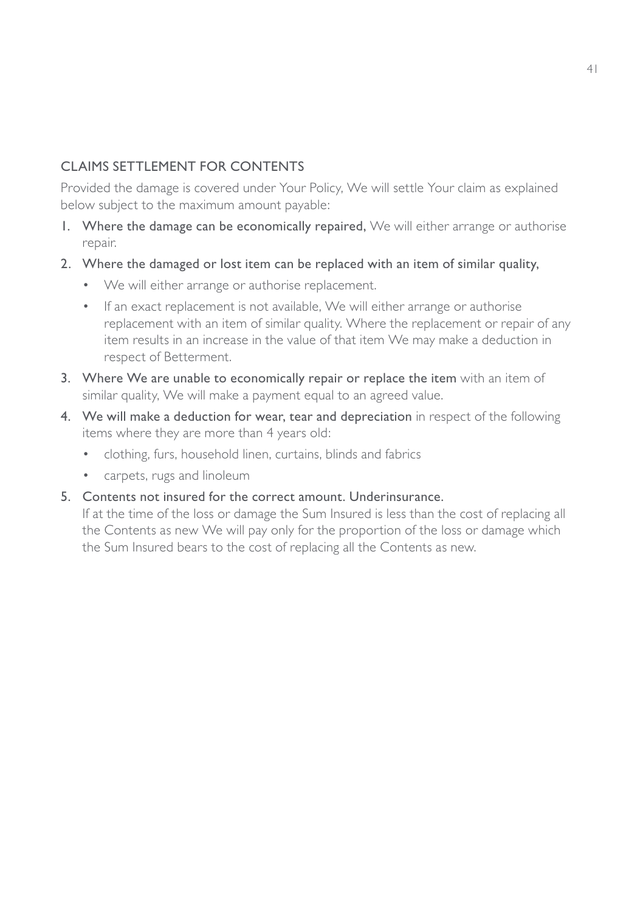## CLAIMS SETTLEMENT FOR CONTENTS

Provided the damage is covered under Your Policy, We will settle Your claim as explained below subject to the maximum amount payable:

1. **Where the damage can be economically repaired,** We will either arrange or authorise repair.
2. **Where the damaged or lost item can be replaced with an item of similar quality,**
   - We will either arrange or authorise replacement.
   - If an exact replacement is not available, We will either arrange or authorise replacement with an item of similar quality. Where the replacement or repair of any item results in an increase in the value of that item We may make a deduction in respect of Betterment.
3. **Where We are unable to economically repair or replace the item** with an item of similar quality, We will make a payment equal to an agreed value.
4. **We will make a deduction for wear, tear and depreciation** in respect of the following items where they are more than 4 years old:
   - clothing, furs, household linen, curtains, blinds and fabrics
   - carpets, rugs and linoleum
5. **Contents not insured for the correct amount. Underinsurance.**
   If at the time of the loss or damage the Sum Insured is less than the cost of replacing all the Contents as new We will pay only for the proportion of the loss or damage which the Sum Insured bears to the cost of replacing all the Contents as new.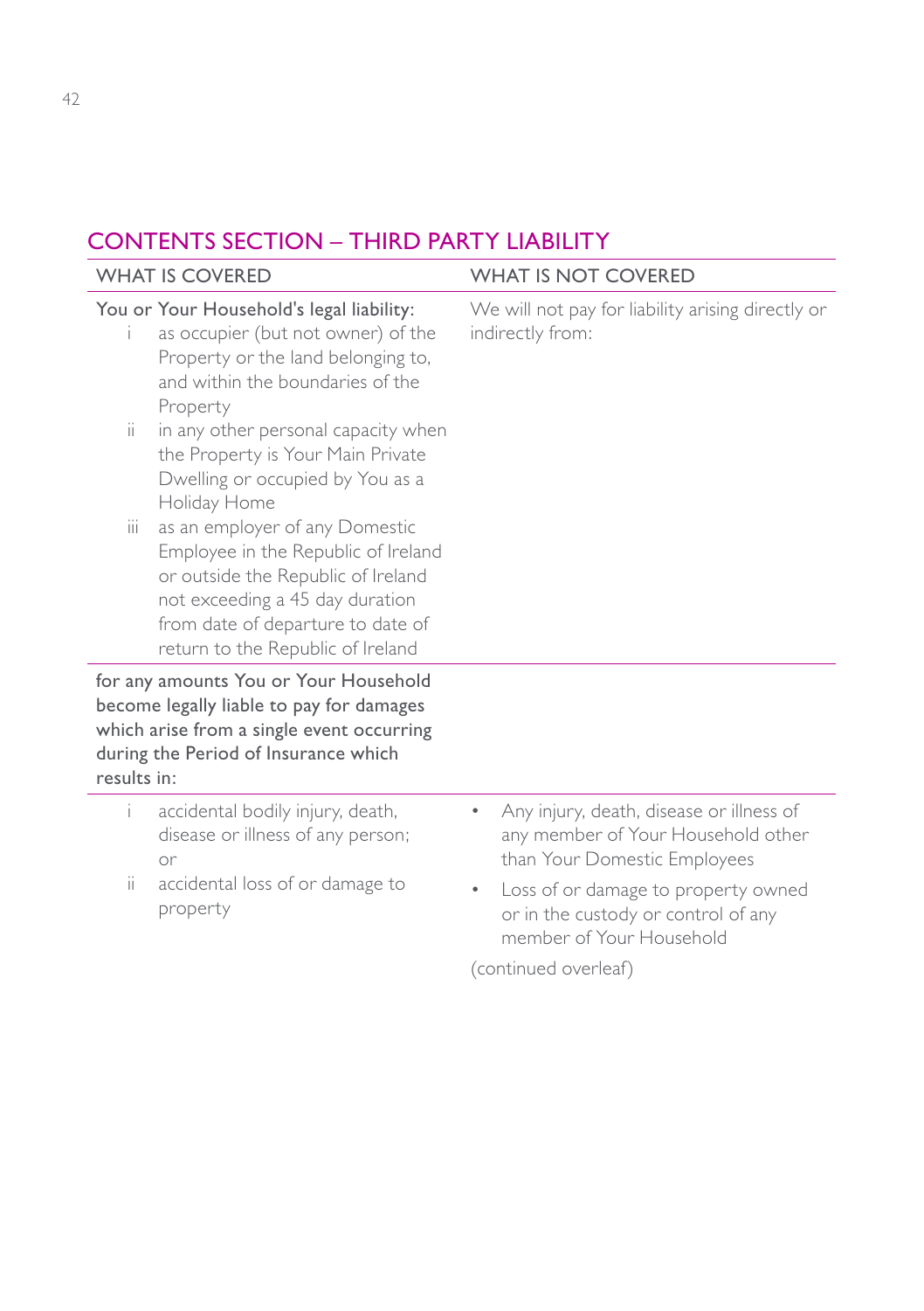## CONTENTS SECTION – THIRD PARTY LIABILITY

| WHAT IS COVERED | WHAT IS NOT COVERED |
| --- | --- |
| You or Your Household's legal liability:<br>i as occupier (but not owner) of the Property or the land belonging to, and within the boundaries of the Property<br>ii in any other personal capacity when the Property is Your Main Private Dwelling or occupied by You as a Holiday Home<br>iii as an employer of any Domestic Employee in the Republic of Ireland or outside the Republic of Ireland not exceeding a 45 day duration from date of departure to date of return to the Republic of Ireland | We will not pay for liability arising directly or indirectly from: |
| for any amounts You or Your Household become legally liable to pay for damages which arise from a single event occurring during the Period of Insurance which results in: | |
| i accidental bodily injury, death, disease or illness of any person; or<br>ii accidental loss of or damage to property | • Any injury, death, disease or illness of any member of Your Household other than Your Domestic Employees<br>• Loss of or damage to property owned or in the custody or control of any member of Your Household<br><br>(continued overleaf) |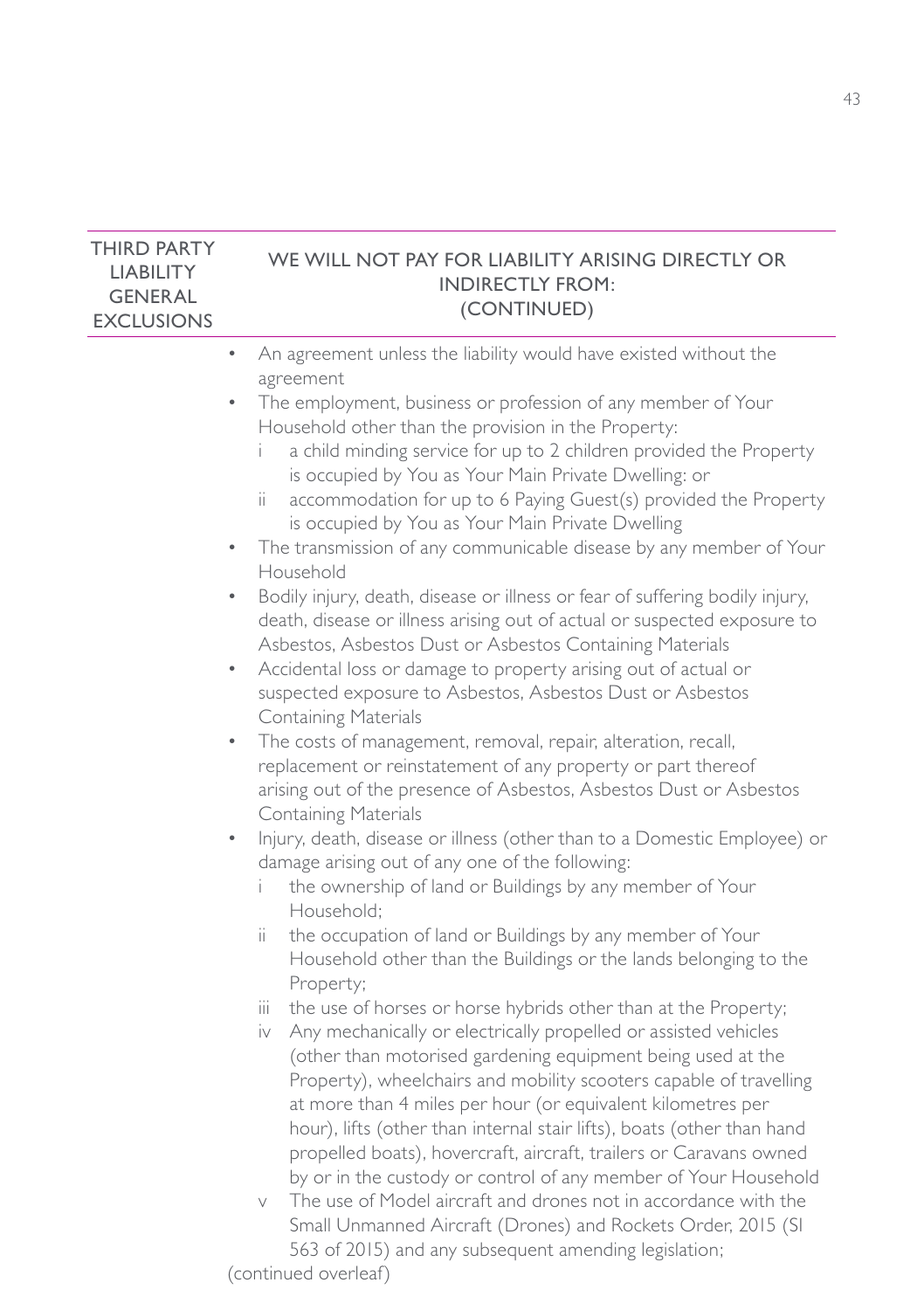| THIRD PARTY LIABILITY GENERAL EXCLUSIONS | WE WILL NOT PAY FOR LIABILITY ARISING DIRECTLY OR INDIRECTLY FROM: (CONTINUED) |
|---|---|

- An agreement unless the liability would have existed without the agreement
- The employment, business or profession of any member of Your Household other than the provision in the Property:
  - i a child minding service for up to 2 children provided the Property is occupied by You as Your Main Private Dwelling: or
  - ii accommodation for up to 6 Paying Guest(s) provided the Property is occupied by You as Your Main Private Dwelling
- The transmission of any communicable disease by any member of Your Household
- Bodily injury, death, disease or illness or fear of suffering bodily injury, death, disease or illness arising out of actual or suspected exposure to Asbestos, Asbestos Dust or Asbestos Containing Materials
- Accidental loss or damage to property arising out of actual or suspected exposure to Asbestos, Asbestos Dust or Asbestos Containing Materials
- The costs of management, removal, repair, alteration, recall, replacement or reinstatement of any property or part thereof arising out of the presence of Asbestos, Asbestos Dust or Asbestos Containing Materials
- Injury, death, disease or illness (other than to a Domestic Employee) or damage arising out of any one of the following:
  - i the ownership of land or Buildings by any member of Your Household;
  - ii the occupation of land or Buildings by any member of Your Household other than the Buildings or the lands belonging to the Property;
  - iii the use of horses or horse hybrids other than at the Property;
  - iv Any mechanically or electrically propelled or assisted vehicles (other than motorised gardening equipment being used at the Property), wheelchairs and mobility scooters capable of travelling at more than 4 miles per hour (or equivalent kilometres per hour), lifts (other than internal stair lifts), boats (other than hand propelled boats), hovercraft, aircraft, trailers or Caravans owned by or in the custody or control of any member of Your Household
  - v The use of Model aircraft and drones not in accordance with the Small Unmanned Aircraft (Drones) and Rockets Order, 2015 (SI 563 of 2015) and any subsequent amending legislation;

(continued overleaf)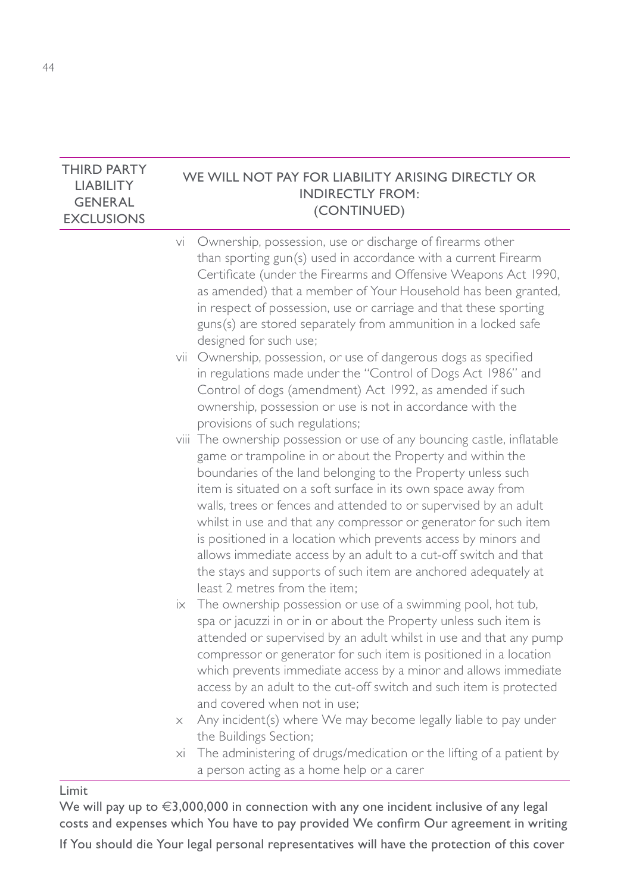## THIRD PARTY LIABILITY GENERAL EXCLUSIONS

### WE WILL NOT PAY FOR LIABILITY ARISING DIRECTLY OR INDIRECTLY FROM: (CONTINUED)

vi Ownership, possession, use or discharge of firearms other than sporting gun(s) used in accordance with a current Firearm Certificate (under the Firearms and Offensive Weapons Act 1990, as amended) that a member of Your Household has been granted, in respect of possession, use or carriage and that these sporting guns(s) are stored separately from ammunition in a locked safe designed for such use;

vii Ownership, possession, or use of dangerous dogs as specified in regulations made under the "Control of Dogs Act 1986" and Control of dogs (amendment) Act 1992, as amended if such ownership, possession or use is not in accordance with the provisions of such regulations;

viii The ownership possession or use of any bouncing castle, inflatable game or trampoline in or about the Property and within the boundaries of the land belonging to the Property unless such item is situated on a soft surface in its own space away from walls, trees or fences and attended to or supervised by an adult whilst in use and that any compressor or generator for such item is positioned in a location which prevents access by minors and allows immediate access by an adult to a cut-off switch and that the stays and supports of such item are anchored adequately at least 2 metres from the item;

ix The ownership possession or use of a swimming pool, hot tub, spa or jacuzzi in or in or about the Property unless such item is attended or supervised by an adult whilst in use and that any pump compressor or generator for such item is positioned in a location which prevents immediate access by a minor and allows immediate access by an adult to the cut-off switch and such item is protected and covered when not in use;

x Any incident(s) where We may become legally liable to pay under the Buildings Section;

xi The administering of drugs/medication or the lifting of a patient by a person acting as a home help or a carer

Limit

We will pay up to €3,000,000 in connection with any one incident inclusive of any legal costs and expenses which You have to pay provided We confirm Our agreement in writing

If You should die Your legal personal representatives will have the protection of this cover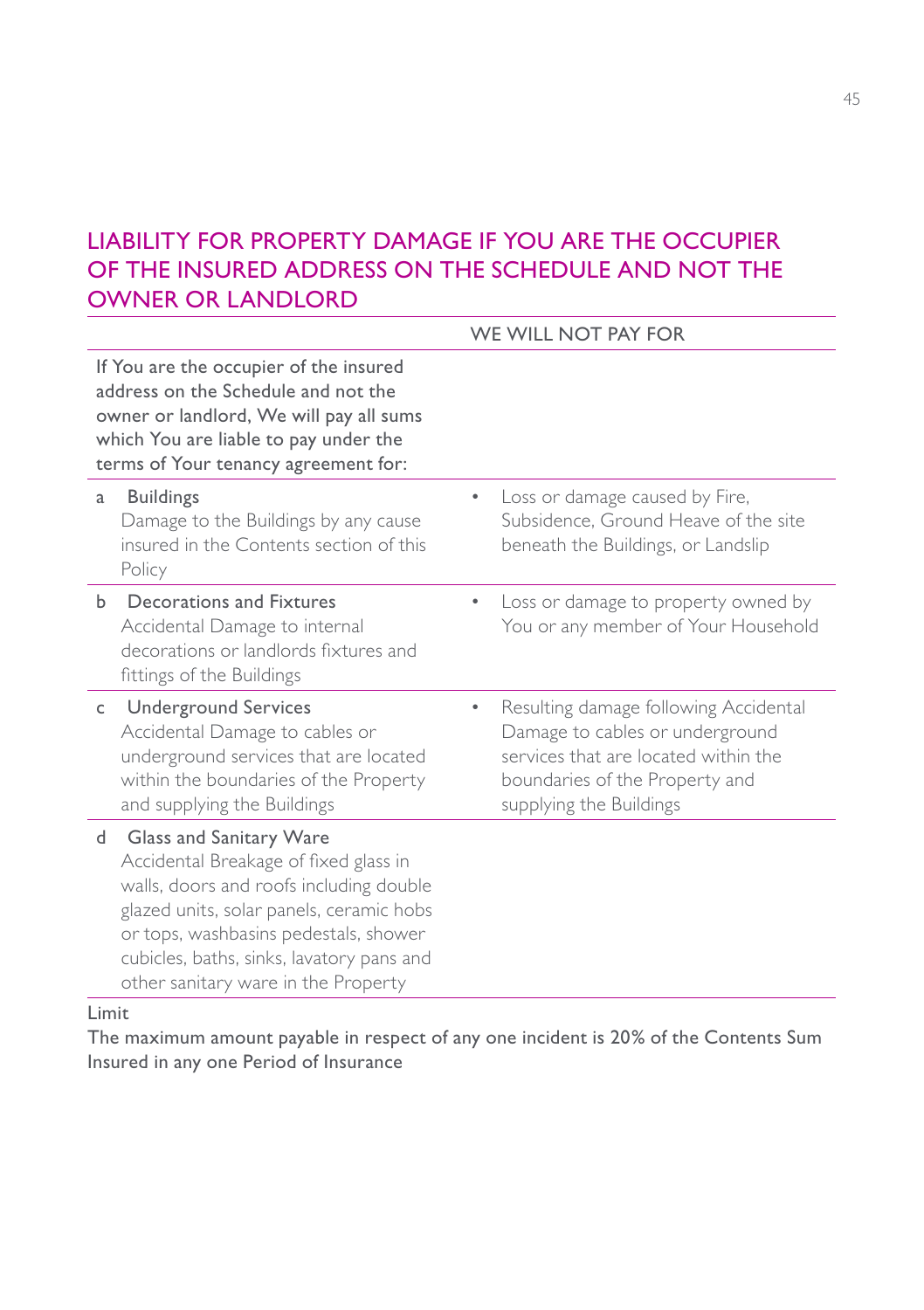## LIABILITY FOR PROPERTY DAMAGE IF YOU ARE THE OCCUPIER OF THE INSURED ADDRESS ON THE SCHEDULE AND NOT THE OWNER OR LANDLORD

| | WE WILL NOT PAY FOR |
|---|---|
| If You are the occupier of the insured address on the Schedule and not the owner or landlord, We will pay all sums which You are liable to pay under the terms of Your tenancy agreement for: | |
| **a Buildings**<br>Damage to the Buildings by any cause insured in the Contents section of this Policy | • Loss or damage caused by Fire, Subsidence, Ground Heave of the site beneath the Buildings, or Landslip |
| **b Decorations and Fixtures**<br>Accidental Damage to internal decorations or landlords fixtures and fittings of the Buildings | • Loss or damage to property owned by You or any member of Your Household |
| **c Underground Services**<br>Accidental Damage to cables or underground services that are located within the boundaries of the Property and supplying the Buildings | • Resulting damage following Accidental Damage to cables or underground services that are located within the boundaries of the Property and supplying the Buildings |
| **d Glass and Sanitary Ware**<br>Accidental Breakage of fixed glass in walls, doors and roofs including double glazed units, solar panels, ceramic hobs or tops, washbasins pedestals, shower cubicles, baths, sinks, lavatory pans and other sanitary ware in the Property | |

Limit

The maximum amount payable in respect of any one incident is 20% of the Contents Sum Insured in any one Period of Insurance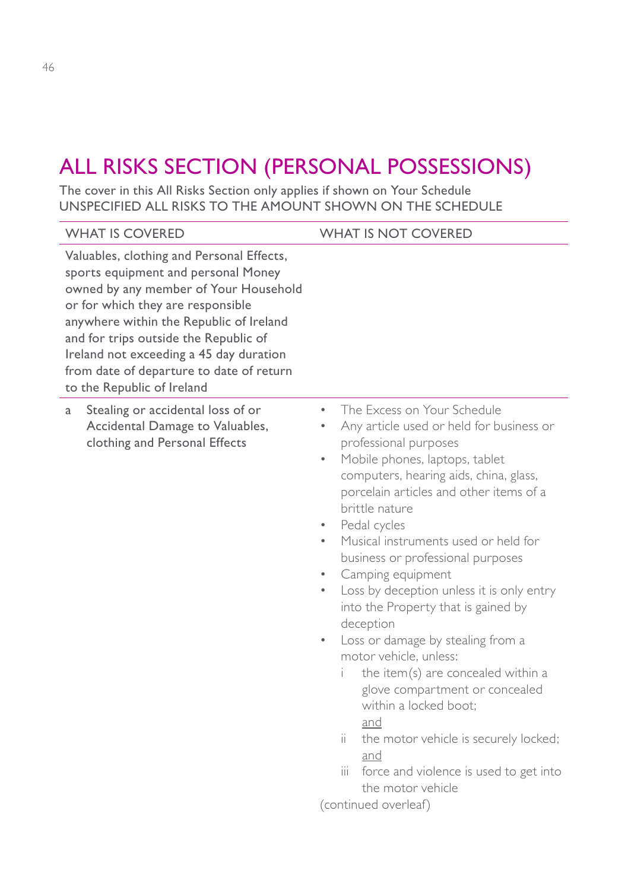# ALL RISKS SECTION (PERSONAL POSSESSIONS)

The cover in this All Risks Section only applies if shown on Your Schedule
UNSPECIFIED ALL RISKS TO THE AMOUNT SHOWN ON THE SCHEDULE

| WHAT IS COVERED | WHAT IS NOT COVERED |
|---|---|
| Valuables, clothing and Personal Effects, sports equipment and personal Money owned by any member of Your Household or for which they are responsible anywhere within the Republic of Ireland and for trips outside the Republic of Ireland not exceeding a 45 day duration from date of departure to date of return to the Republic of Ireland | |
| a Stealing or accidental loss of or Accidental Damage to Valuables, clothing and Personal Effects | • The Excess on Your Schedule<br>• Any article used or held for business or professional purposes<br>• Mobile phones, laptops, tablet computers, hearing aids, china, glass, porcelain articles and other items of a brittle nature<br>• Pedal cycles<br>• Musical instruments used or held for business or professional purposes<br>• Camping equipment<br>• Loss by deception unless it is only entry into the Property that is gained by deception<br>• Loss or damage by stealing from a motor vehicle, unless:<br>i the item(s) are concealed within a glove compartment or concealed within a locked boot;<br>and<br>ii the motor vehicle is securely locked;<br>and<br>iii force and violence is used to get into the motor vehicle<br>(continued overleaf) |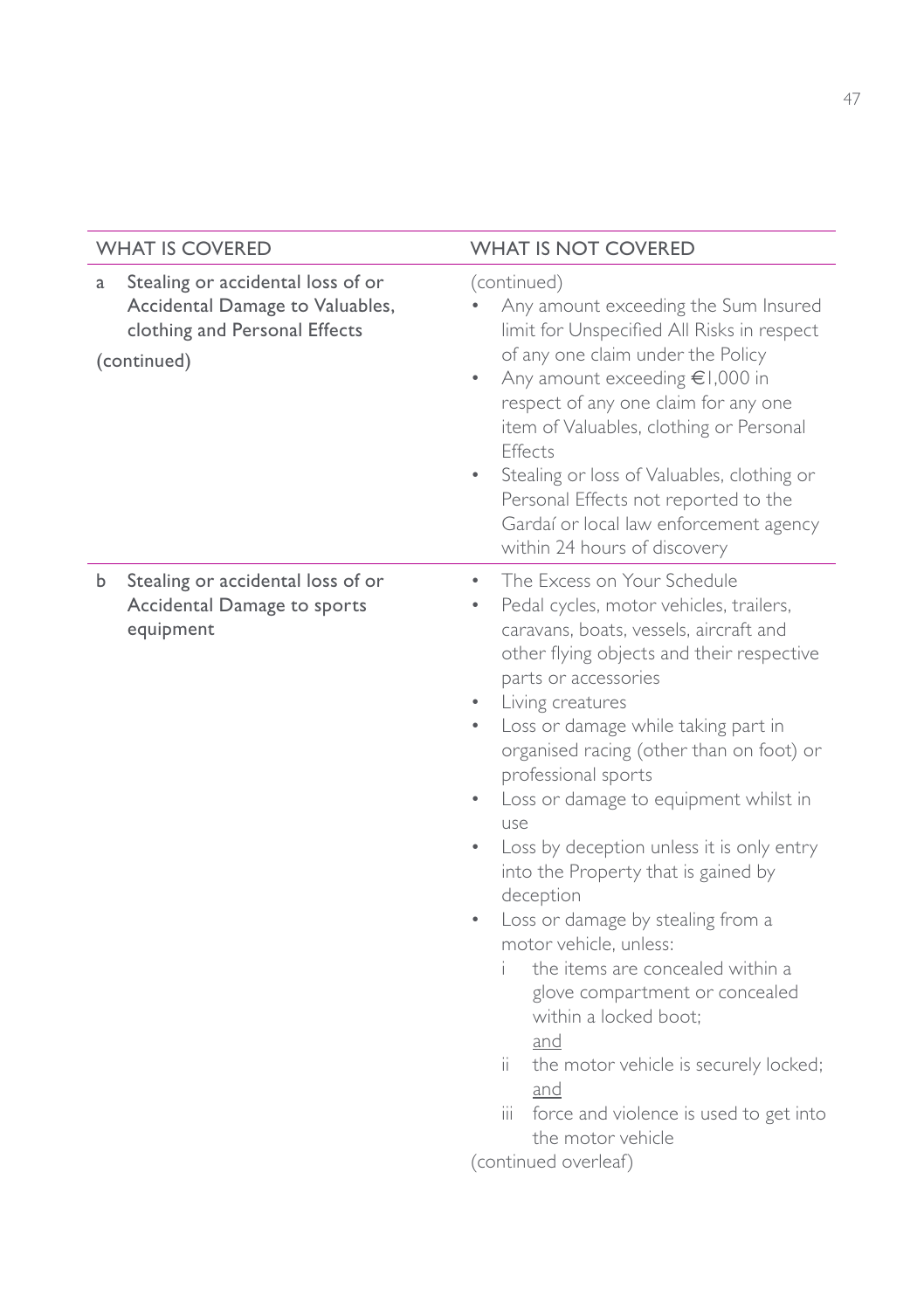| WHAT IS COVERED | WHAT IS NOT COVERED |
|---|---|
| a Stealing or accidental loss of or Accidental Damage to Valuables, clothing and Personal Effects<br><br>(continued) | (continued)<br>• Any amount exceeding the Sum Insured limit for Unspecified All Risks in respect of any one claim under the Policy<br>• Any amount exceeding €1,000 in respect of any one claim for any one item of Valuables, clothing or Personal Effects<br>• Stealing or loss of Valuables, clothing or Personal Effects not reported to the Gardaí or local law enforcement agency within 24 hours of discovery |
| b Stealing or accidental loss of or Accidental Damage to sports equipment | • The Excess on Your Schedule<br>• Pedal cycles, motor vehicles, trailers, caravans, boats, vessels, aircraft and other flying objects and their respective parts or accessories<br>• Living creatures<br>• Loss or damage while taking part in organised racing (other than on foot) or professional sports<br>• Loss or damage to equipment whilst in use<br>• Loss by deception unless it is only entry into the Property that is gained by deception<br>• Loss or damage by stealing from a motor vehicle, unless:<br>i the items are concealed within a glove compartment or concealed within a locked boot;<br>and<br>ii the motor vehicle is securely locked;<br>and<br>iii force and violence is used to get into the motor vehicle<br><br>(continued overleaf) |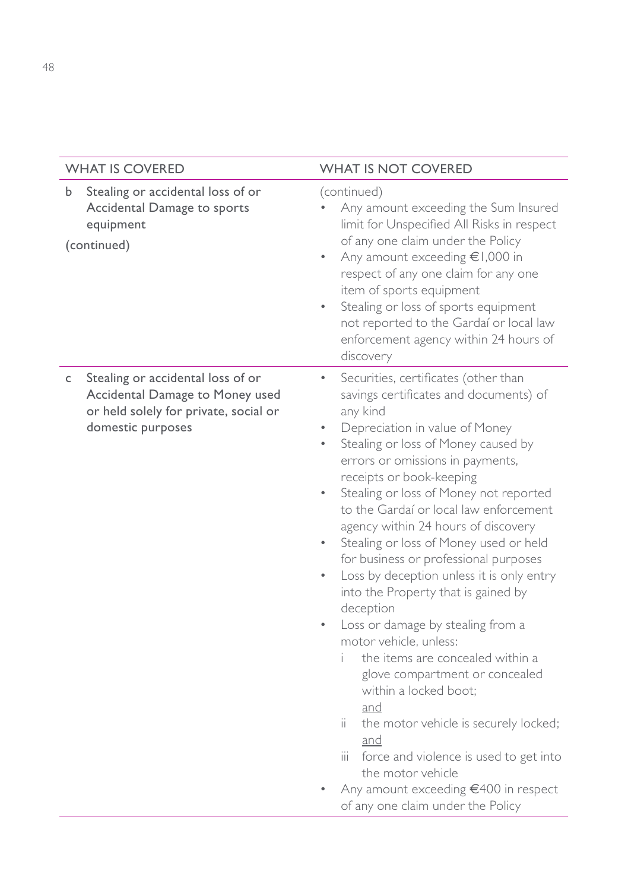| WHAT IS COVERED | WHAT IS NOT COVERED |
|---|---|
| b Stealing or accidental loss of or Accidental Damage to sports equipment<br><br>(continued) | (continued)<br>• Any amount exceeding the Sum Insured limit for Unspecified All Risks in respect of any one claim under the Policy<br>• Any amount exceeding €1,000 in respect of any one claim for any one item of sports equipment<br>• Stealing or loss of sports equipment not reported to the Gardaí or local law enforcement agency within 24 hours of discovery |
| c Stealing or accidental loss of or Accidental Damage to Money used or held solely for private, social or domestic purposes | • Securities, certificates (other than savings certificates and documents) of any kind<br>• Depreciation in value of Money<br>• Stealing or loss of Money caused by errors or omissions in payments, receipts or book-keeping<br>• Stealing or loss of Money not reported to the Gardaí or local law enforcement agency within 24 hours of discovery<br>• Stealing or loss of Money used or held for business or professional purposes<br>• Loss by deception unless it is only entry into the Property that is gained by deception<br>• Loss or damage by stealing from a motor vehicle, unless:<br>i the items are concealed within a glove compartment or concealed within a locked boot;<br>and<br>ii the motor vehicle is securely locked;<br>and<br>iii force and violence is used to get into the motor vehicle<br>• Any amount exceeding €400 in respect of any one claim under the Policy |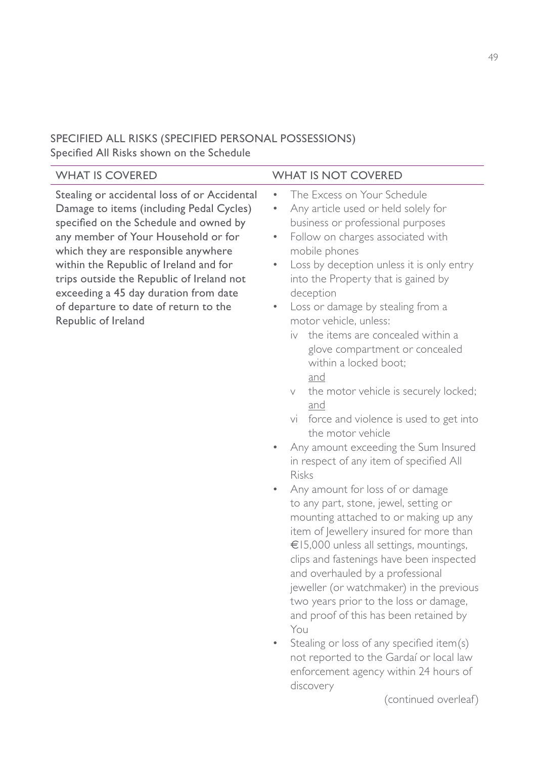## SPECIFIED ALL RISKS (SPECIFIED PERSONAL POSSESSIONS)

Specified All Risks shown on the Schedule

| WHAT IS COVERED | WHAT IS NOT COVERED |
| --- | --- |
| Stealing or accidental loss of or Accidental Damage to items (including Pedal Cycles) specified on the Schedule and owned by any member of Your Household or for which they are responsible anywhere within the Republic of Ireland and for trips outside the Republic of Ireland not exceeding a 45 day duration from date of departure to date of return to the Republic of Ireland | • The Excess on Your Schedule<br>• Any article used or held solely for business or professional purposes<br>• Follow on charges associated with mobile phones<br>• Loss by deception unless it is only entry into the Property that is gained by deception<br>• Loss or damage by stealing from a motor vehicle, unless:<br>iv the items are concealed within a glove compartment or concealed within a locked boot; <u>and</u><br>v the motor vehicle is securely locked; <u>and</u><br>vi force and violence is used to get into the motor vehicle<br>• Any amount exceeding the Sum Insured in respect of any item of specified All Risks<br>• Any amount for loss of or damage to any part, stone, jewel, setting or mounting attached to or making up any item of Jewellery insured for more than €15,000 unless all settings, mountings, clips and fastenings have been inspected and overhauled by a professional jeweller (or watchmaker) in the previous two years prior to the loss or damage, and proof of this has been retained by You<br>• Stealing or loss of any specified item(s) not reported to the Gardaí or local law enforcement agency within 24 hours of discovery |

(continued overleaf)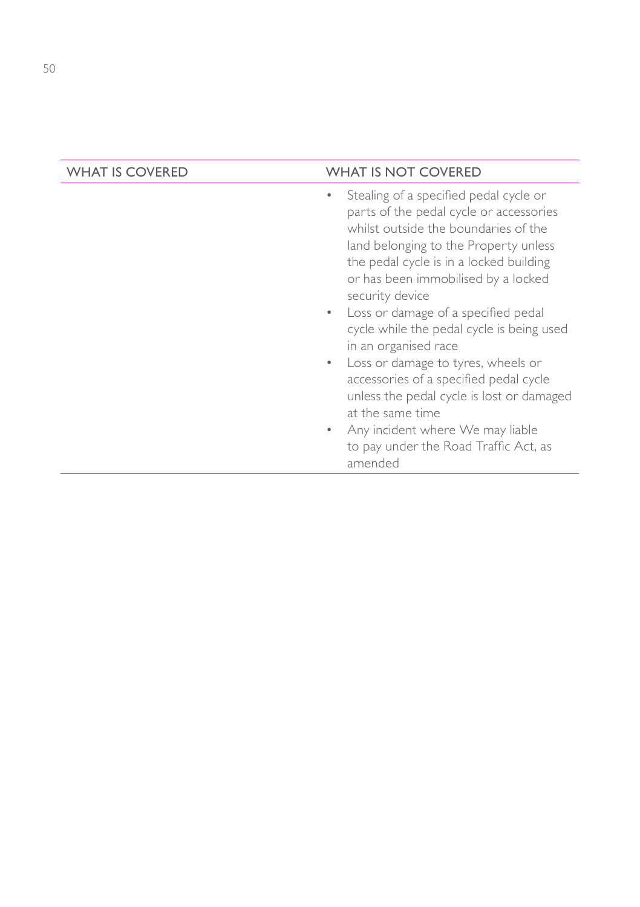| WHAT IS COVERED | WHAT IS NOT COVERED |
| --- | --- |
| | • Stealing of a specified pedal cycle or parts of the pedal cycle or accessories whilst outside the boundaries of the land belonging to the Property unless the pedal cycle is in a locked building or has been immobilised by a locked security device<br>• Loss or damage of a specified pedal cycle while the pedal cycle is being used in an organised race<br>• Loss or damage to tyres, wheels or accessories of a specified pedal cycle unless the pedal cycle is lost or damaged at the same time<br>• Any incident where We may liable to pay under the Road Traffic Act, as amended |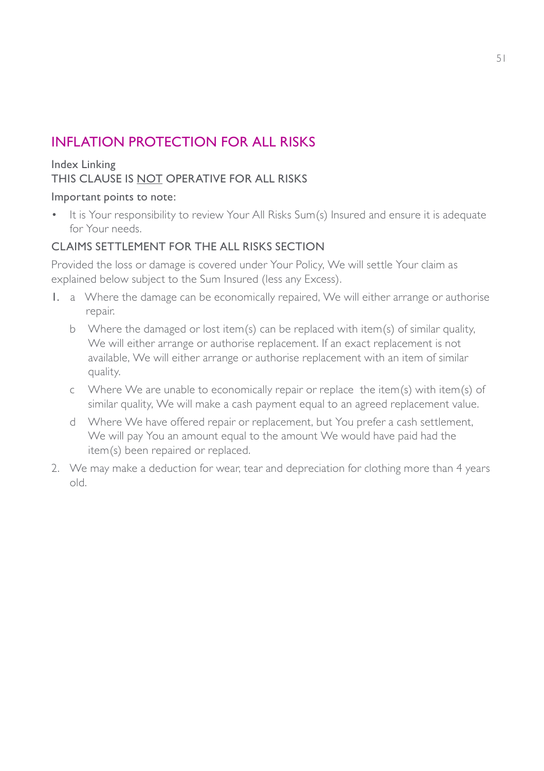## INFLATION PROTECTION FOR ALL RISKS

Index Linking

THIS CLAUSE IS NOT OPERATIVE FOR ALL RISKS

Important points to note:

- It is Your responsibility to review Your All Risks Sum(s) Insured and ensure it is adequate for Your needs.

### CLAIMS SETTLEMENT FOR THE ALL RISKS SECTION

Provided the loss or damage is covered under Your Policy, We will settle Your claim as explained below subject to the Sum Insured (less any Excess).

1. a Where the damage can be economically repaired, We will either arrange or authorise repair.

   b Where the damaged or lost item(s) can be replaced with item(s) of similar quality, We will either arrange or authorise replacement. If an exact replacement is not available, We will either arrange or authorise replacement with an item of similar quality.

   c Where We are unable to economically repair or replace the item(s) with item(s) of similar quality, We will make a cash payment equal to an agreed replacement value.

   d Where We have offered repair or replacement, but You prefer a cash settlement, We will pay You an amount equal to the amount We would have paid had the item(s) been repaired or replaced.

2. We may make a deduction for wear, tear and depreciation for clothing more than 4 years old.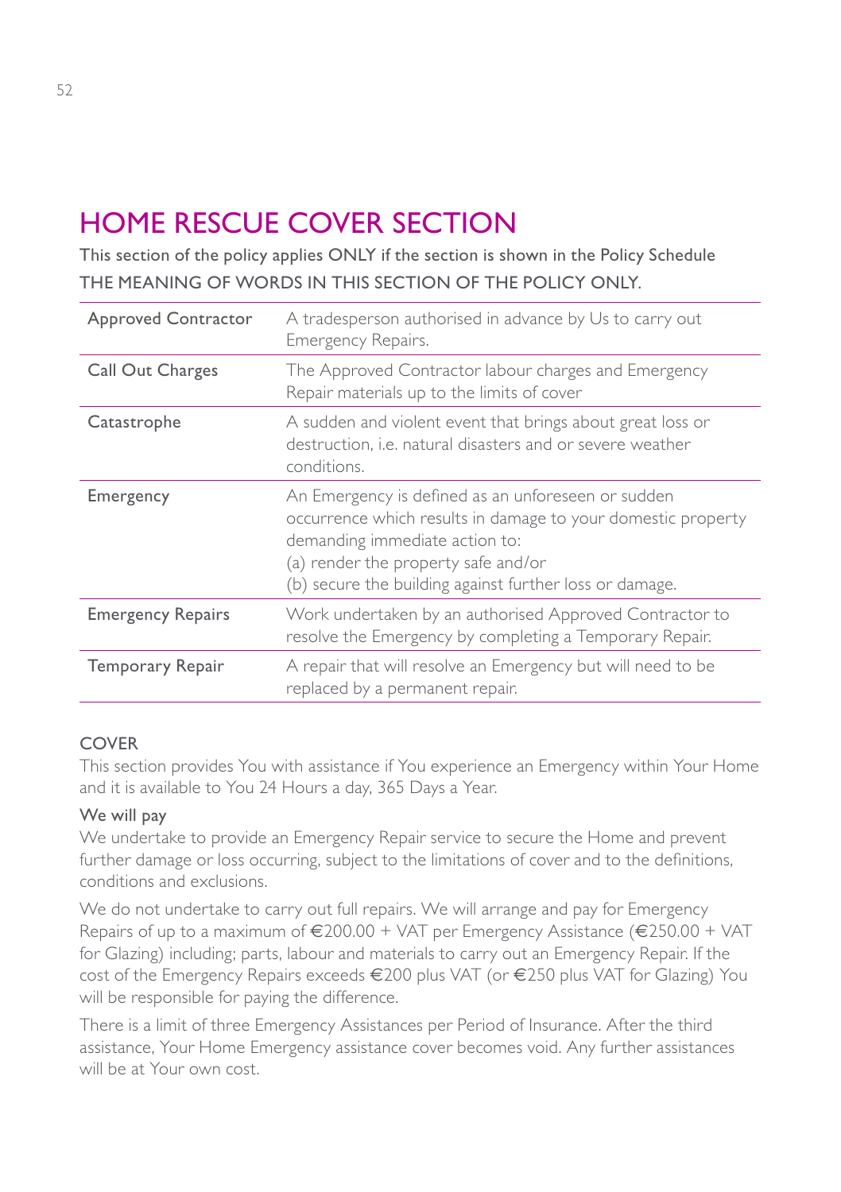# HOME RESCUE COVER SECTION

This section of the policy applies ONLY if the section is shown in the Policy Schedule

THE MEANING OF WORDS IN THIS SECTION OF THE POLICY ONLY.

| | |
|---|---|
| Approved Contractor | A tradesperson authorised in advance by Us to carry out Emergency Repairs. |
| Call Out Charges | The Approved Contractor labour charges and Emergency Repair materials up to the limits of cover |
| Catastrophe | A sudden and violent event that brings about great loss or destruction, i.e. natural disasters and or severe weather conditions. |
| Emergency | An Emergency is defined as an unforeseen or sudden occurrence which results in damage to your domestic property demanding immediate action to:<br>(a) render the property safe and/or<br>(b) secure the building against further loss or damage. |
| Emergency Repairs | Work undertaken by an authorised Approved Contractor to resolve the Emergency by completing a Temporary Repair. |
| Temporary Repair | A repair that will resolve an Emergency but will need to be replaced by a permanent repair. |

## COVER

This section provides You with assistance if You experience an Emergency within Your Home and it is available to You 24 Hours a day, 365 Days a Year.

### We will pay

We undertake to provide an Emergency Repair service to secure the Home and prevent further damage or loss occurring, subject to the limitations of cover and to the definitions, conditions and exclusions.

We do not undertake to carry out full repairs. We will arrange and pay for Emergency Repairs of up to a maximum of €200.00 + VAT per Emergency Assistance (€250.00 + VAT for Glazing) including; parts, labour and materials to carry out an Emergency Repair. If the cost of the Emergency Repairs exceeds €200 plus VAT (or €250 plus VAT for Glazing) You will be responsible for paying the difference.

There is a limit of three Emergency Assistances per Period of Insurance. After the third assistance, Your Home Emergency assistance cover becomes void. Any further assistances will be at Your own cost.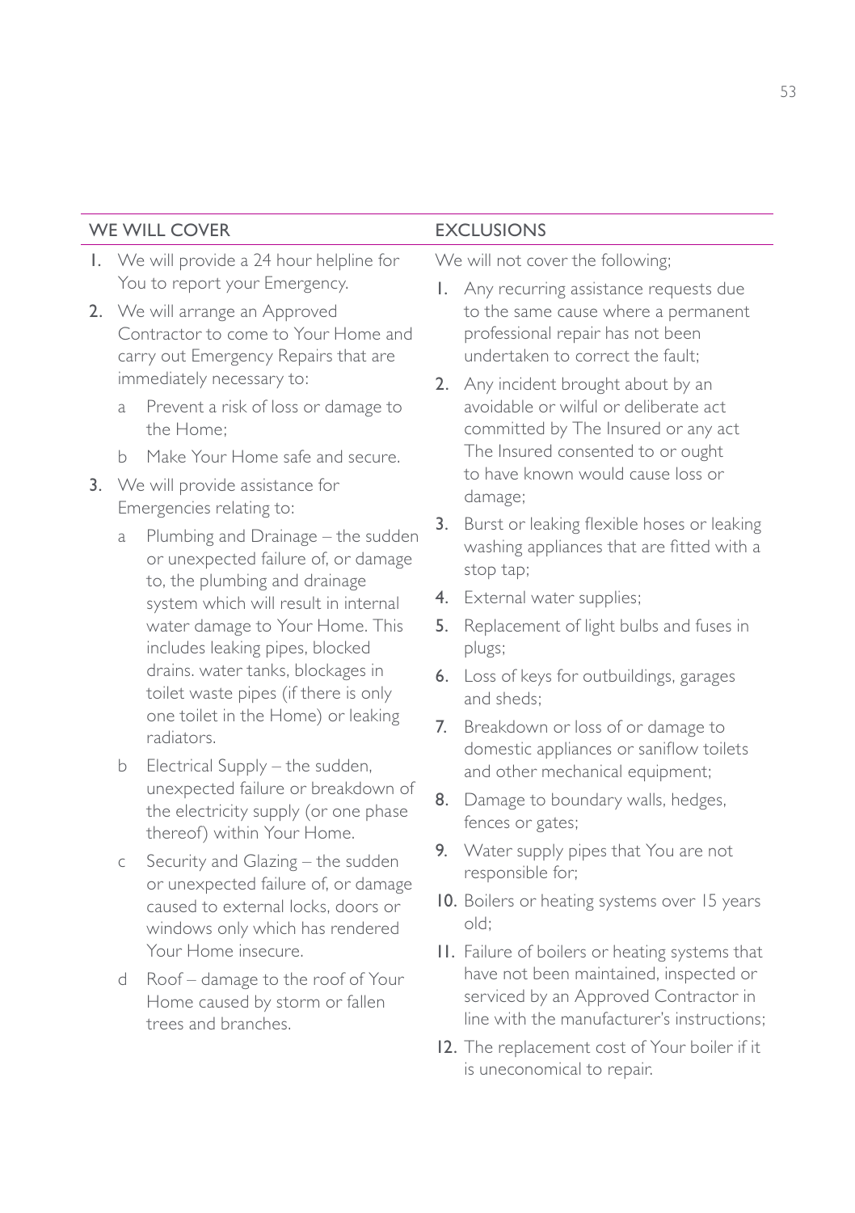## WE WILL COVER

1. We will provide a 24 hour helpline for You to report your Emergency.
2. We will arrange an Approved Contractor to come to Your Home and carry out Emergency Repairs that are immediately necessary to:
   - a Prevent a risk of loss or damage to the Home;
   - b Make Your Home safe and secure.
3. We will provide assistance for Emergencies relating to:
   - a Plumbing and Drainage – the sudden or unexpected failure of, or damage to, the plumbing and drainage system which will result in internal water damage to Your Home. This includes leaking pipes, blocked drains. water tanks, blockages in toilet waste pipes (if there is only one toilet in the Home) or leaking radiators.
   - b Electrical Supply – the sudden, unexpected failure or breakdown of the electricity supply (or one phase thereof) within Your Home.
   - c Security and Glazing – the sudden or unexpected failure of, or damage caused to external locks, doors or windows only which has rendered Your Home insecure.
   - d Roof – damage to the roof of Your Home caused by storm or fallen trees and branches.

## EXCLUSIONS

We will not cover the following;

1. Any recurring assistance requests due to the same cause where a permanent professional repair has not been undertaken to correct the fault;
2. Any incident brought about by an avoidable or wilful or deliberate act committed by The Insured or any act The Insured consented to or ought to have known would cause loss or damage;
3. Burst or leaking flexible hoses or leaking washing appliances that are fitted with a stop tap;
4. External water supplies;
5. Replacement of light bulbs and fuses in plugs;
6. Loss of keys for outbuildings, garages and sheds;
7. Breakdown or loss of or damage to domestic appliances or saniflow toilets and other mechanical equipment;
8. Damage to boundary walls, hedges, fences or gates;
9. Water supply pipes that You are not responsible for;
10. Boilers or heating systems over 15 years old;
11. Failure of boilers or heating systems that have not been maintained, inspected or serviced by an Approved Contractor in line with the manufacturer's instructions;
12. The replacement cost of Your boiler if it is uneconomical to repair.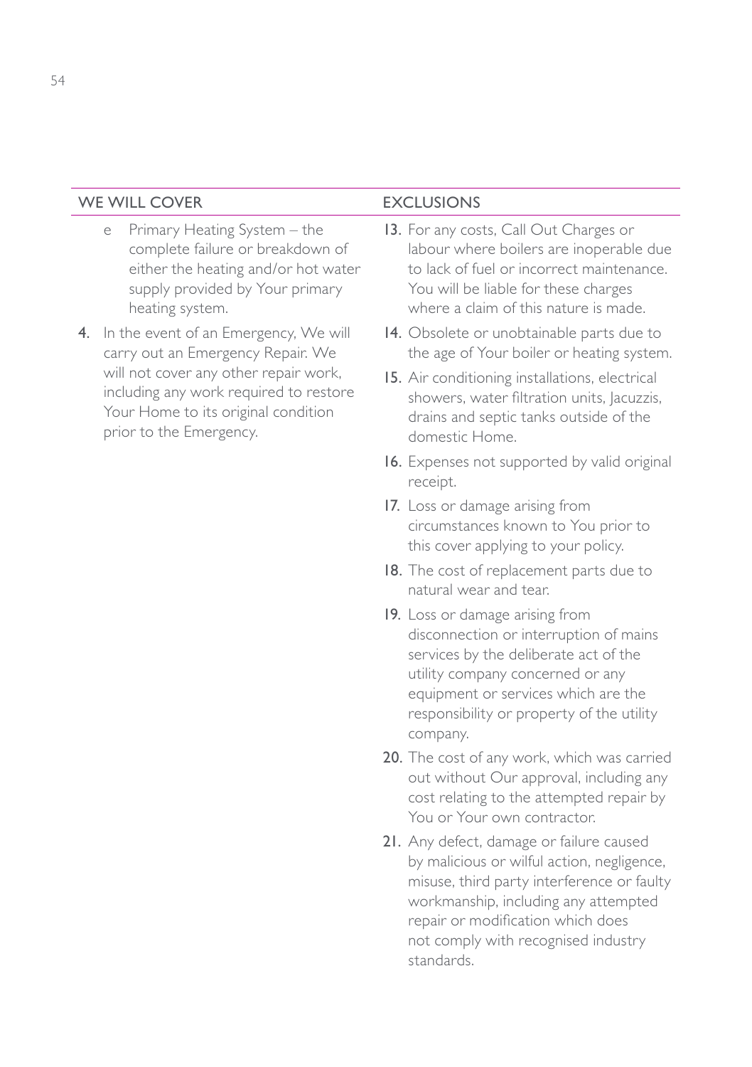## WE WILL COVER

- e Primary Heating System – the complete failure or breakdown of either the heating and/or hot water supply provided by Your primary heating system.

4. In the event of an Emergency, We will carry out an Emergency Repair. We will not cover any other repair work, including any work required to restore Your Home to its original condition prior to the Emergency.

## EXCLUSIONS

13. For any costs, Call Out Charges or labour where boilers are inoperable due to lack of fuel or incorrect maintenance. You will be liable for these charges where a claim of this nature is made.
14. Obsolete or unobtainable parts due to the age of Your boiler or heating system.
15. Air conditioning installations, electrical showers, water filtration units, Jacuzzis, drains and septic tanks outside of the domestic Home.
16. Expenses not supported by valid original receipt.
17. Loss or damage arising from circumstances known to You prior to this cover applying to your policy.
18. The cost of replacement parts due to natural wear and tear.
19. Loss or damage arising from disconnection or interruption of mains services by the deliberate act of the utility company concerned or any equipment or services which are the responsibility or property of the utility company.
20. The cost of any work, which was carried out without Our approval, including any cost relating to the attempted repair by You or Your own contractor.
21. Any defect, damage or failure caused by malicious or wilful action, negligence, misuse, third party interference or faulty workmanship, including any attempted repair or modification which does not comply with recognised industry standards.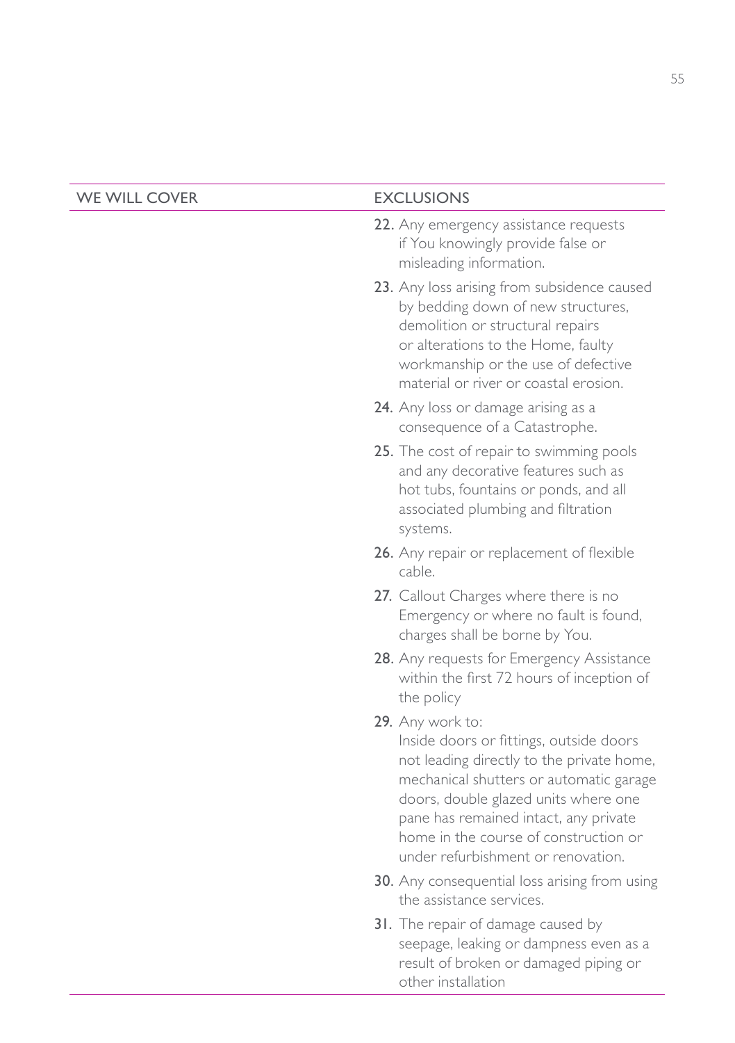| WE WILL COVER | EXCLUSIONS |
| --- | --- |
| | **22.** Any emergency assistance requests if You knowingly provide false or misleading information. |
| | **23.** Any loss arising from subsidence caused by bedding down of new structures, demolition or structural repairs or alterations to the Home, faulty workmanship or the use of defective material or river or coastal erosion. |
| | **24.** Any loss or damage arising as a consequence of a Catastrophe. |
| | **25.** The cost of repair to swimming pools and any decorative features such as hot tubs, fountains or ponds, and all associated plumbing and filtration systems. |
| | **26.** Any repair or replacement of flexible cable. |
| | **27.** Callout Charges where there is no Emergency or where no fault is found, charges shall be borne by You. |
| | **28.** Any requests for Emergency Assistance within the first 72 hours of inception of the policy |
| | **29.** Any work to: Inside doors or fittings, outside doors not leading directly to the private home, mechanical shutters or automatic garage doors, double glazed units where one pane has remained intact, any private home in the course of construction or under refurbishment or renovation. |
| | **30.** Any consequential loss arising from using the assistance services. |
| | **31.** The repair of damage caused by seepage, leaking or dampness even as a result of broken or damaged piping or other installation |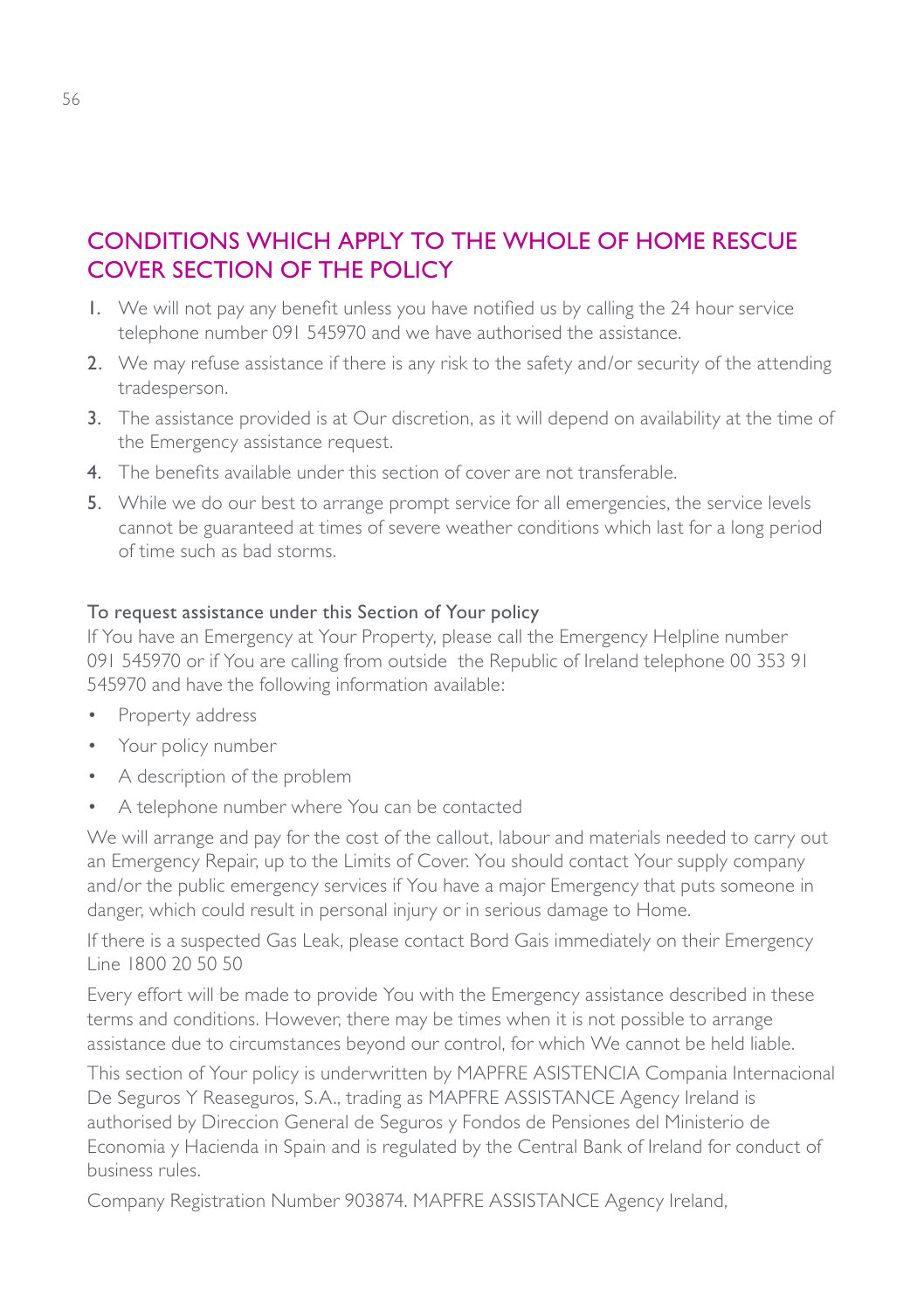## CONDITIONS WHICH APPLY TO THE WHOLE OF HOME RESCUE COVER SECTION OF THE POLICY

1. We will not pay any benefit unless you have notified us by calling the 24 hour service telephone number 091 545970 and we have authorised the assistance.
2. We may refuse assistance if there is any risk to the safety and/or security of the attending tradesperson.
3. The assistance provided is at Our discretion, as it will depend on availability at the time of the Emergency assistance request.
4. The benefits available under this section of cover are not transferable.
5. While we do our best to arrange prompt service for all emergencies, the service levels cannot be guaranteed at times of severe weather conditions which last for a long period of time such as bad storms.

### To request assistance under this Section of Your policy

If You have an Emergency at Your Property, please call the Emergency Helpline number 091 545970 or if You are calling from outside the Republic of Ireland telephone 00 353 91 545970 and have the following information available:

- Property address
- Your policy number
- A description of the problem
- A telephone number where You can be contacted

We will arrange and pay for the cost of the callout, labour and materials needed to carry out an Emergency Repair, up to the Limits of Cover. You should contact Your supply company and/or the public emergency services if You have a major Emergency that puts someone in danger, which could result in personal injury or in serious damage to Home.

If there is a suspected Gas Leak, please contact Bord Gais immediately on their Emergency Line 1800 20 50 50

Every effort will be made to provide You with the Emergency assistance described in these terms and conditions. However, there may be times when it is not possible to arrange assistance due to circumstances beyond our control, for which We cannot be held liable.

This section of Your policy is underwritten by MAPFRE ASISTENCIA Compania Internacional De Seguros Y Reaseguros, S.A., trading as MAPFRE ASSISTANCE Agency Ireland is authorised by Direccion General de Seguros y Fondos de Pensiones del Ministerio de Economia y Hacienda in Spain and is regulated by the Central Bank of Ireland for conduct of business rules.

Company Registration Number 903874. MAPFRE ASSISTANCE Agency Ireland,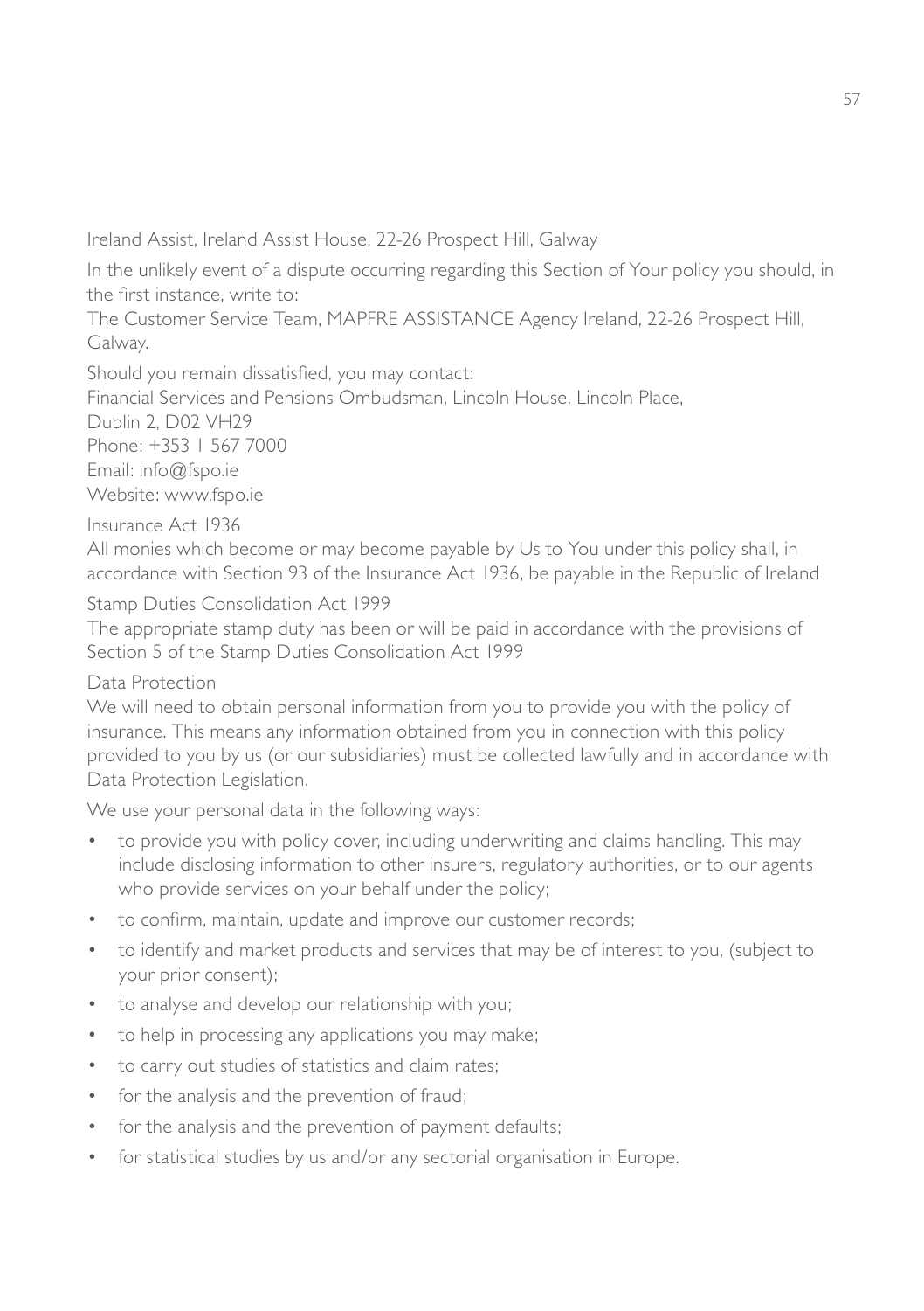Ireland Assist, Ireland Assist House, 22-26 Prospect Hill, Galway

In the unlikely event of a dispute occurring regarding this Section of Your policy you should, in the first instance, write to:
The Customer Service Team, MAPFRE ASSISTANCE Agency Ireland, 22-26 Prospect Hill, Galway.

Should you remain dissatisfied, you may contact:
Financial Services and Pensions Ombudsman, Lincoln House, Lincoln Place,
Dublin 2, D02 VH29
Phone: +353 1 567 7000
Email: info@fspo.ie
Website: www.fspo.ie

Insurance Act 1936
All monies which become or may become payable by Us to You under this policy shall, in accordance with Section 93 of the Insurance Act 1936, be payable in the Republic of Ireland

Stamp Duties Consolidation Act 1999
The appropriate stamp duty has been or will be paid in accordance with the provisions of Section 5 of the Stamp Duties Consolidation Act 1999

Data Protection
We will need to obtain personal information from you to provide you with the policy of insurance. This means any information obtained from you in connection with this policy provided to you by us (or our subsidiaries) must be collected lawfully and in accordance with Data Protection Legislation.

We use your personal data in the following ways:

- to provide you with policy cover, including underwriting and claims handling. This may include disclosing information to other insurers, regulatory authorities, or to our agents who provide services on your behalf under the policy;
- to confirm, maintain, update and improve our customer records;
- to identify and market products and services that may be of interest to you, (subject to your prior consent);
- to analyse and develop our relationship with you;
- to help in processing any applications you may make;
- to carry out studies of statistics and claim rates;
- for the analysis and the prevention of fraud;
- for the analysis and the prevention of payment defaults;
- for statistical studies by us and/or any sectorial organisation in Europe.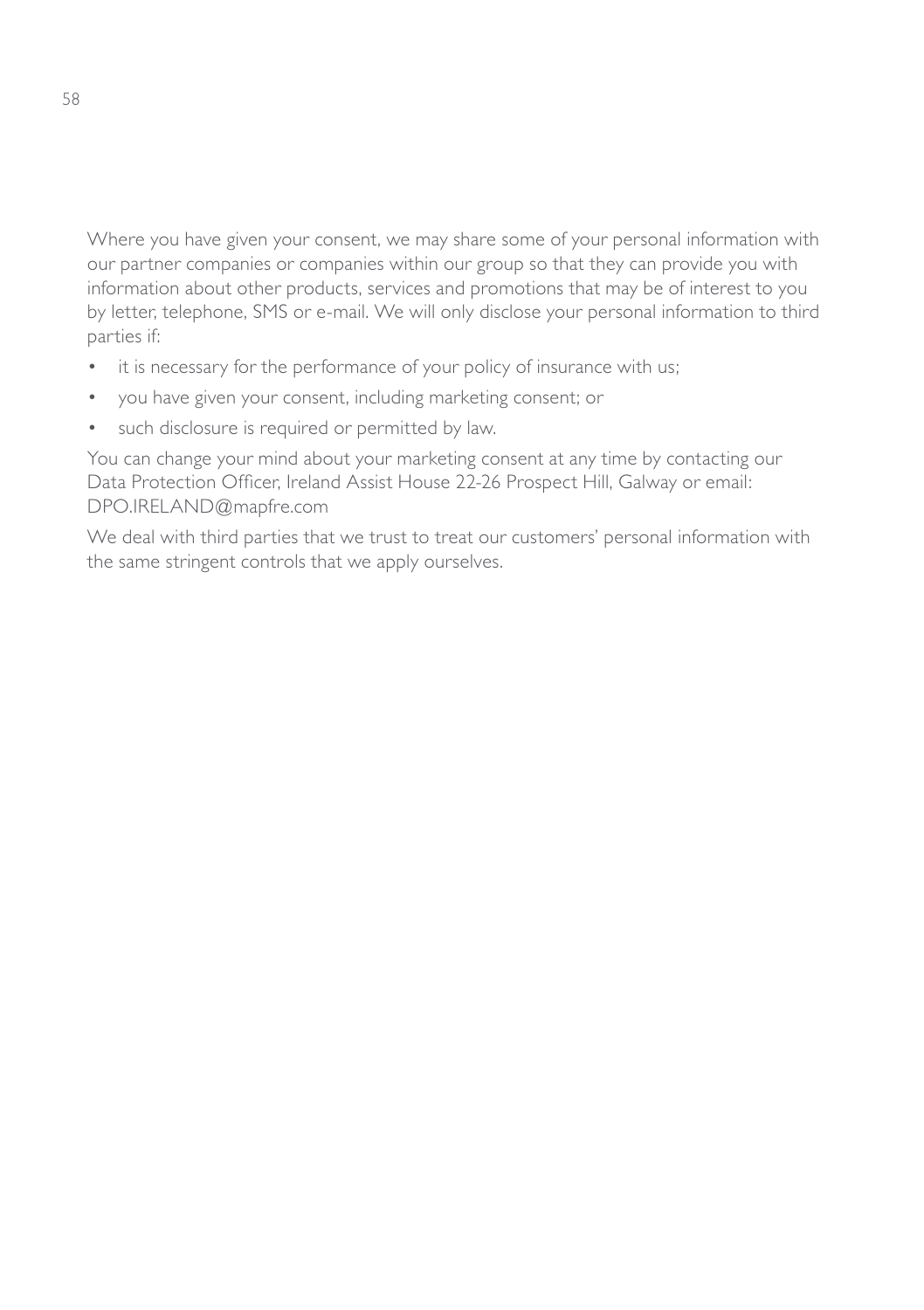Where you have given your consent, we may share some of your personal information with our partner companies or companies within our group so that they can provide you with information about other products, services and promotions that may be of interest to you by letter, telephone, SMS or e-mail. We will only disclose your personal information to third parties if:

- it is necessary for the performance of your policy of insurance with us;
- you have given your consent, including marketing consent; or
- such disclosure is required or permitted by law.

You can change your mind about your marketing consent at any time by contacting our Data Protection Officer, Ireland Assist House 22-26 Prospect Hill, Galway or email: DPO.IRELAND@mapfre.com

We deal with third parties that we trust to treat our customers' personal information with the same stringent controls that we apply ourselves.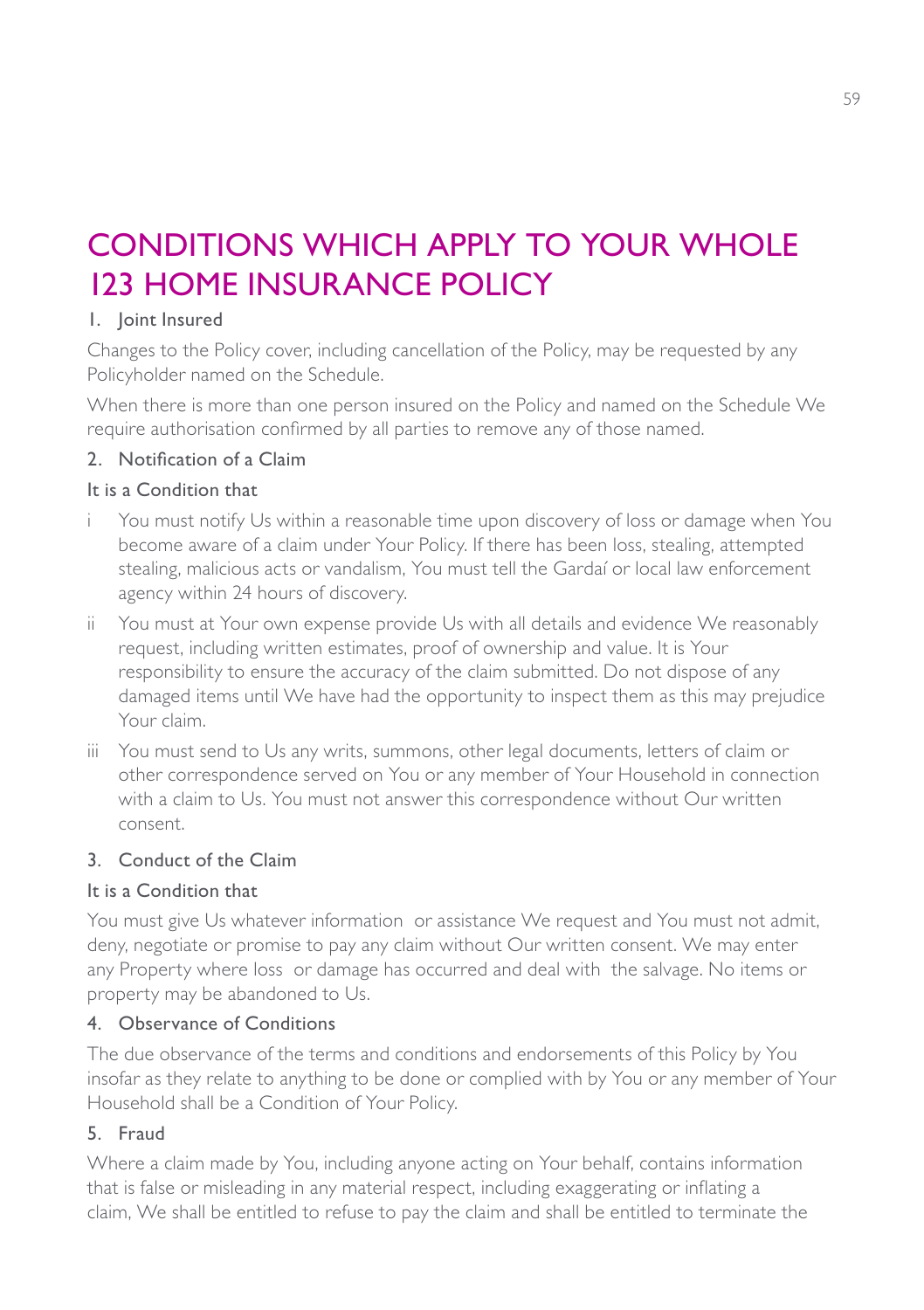# CONDITIONS WHICH APPLY TO YOUR WHOLE 123 HOME INSURANCE POLICY

## 1. Joint Insured

Changes to the Policy cover, including cancellation of the Policy, may be requested by any Policyholder named on the Schedule.

When there is more than one person insured on the Policy and named on the Schedule We require authorisation confirmed by all parties to remove any of those named.

## 2. Notification of a Claim

It is a Condition that

- i You must notify Us within a reasonable time upon discovery of loss or damage when You become aware of a claim under Your Policy. If there has been loss, stealing, attempted stealing, malicious acts or vandalism, You must tell the Gardaí or local law enforcement agency within 24 hours of discovery.
- ii You must at Your own expense provide Us with all details and evidence We reasonably request, including written estimates, proof of ownership and value. It is Your responsibility to ensure the accuracy of the claim submitted. Do not dispose of any damaged items until We have had the opportunity to inspect them as this may prejudice Your claim.
- iii You must send to Us any writs, summons, other legal documents, letters of claim or other correspondence served on You or any member of Your Household in connection with a claim to Us. You must not answer this correspondence without Our written consent.

## 3. Conduct of the Claim

It is a Condition that

You must give Us whatever information or assistance We request and You must not admit, deny, negotiate or promise to pay any claim without Our written consent. We may enter any Property where loss or damage has occurred and deal with the salvage. No items or property may be abandoned to Us.

## 4. Observance of Conditions

The due observance of the terms and conditions and endorsements of this Policy by You insofar as they relate to anything to be done or complied with by You or any member of Your Household shall be a Condition of Your Policy.

## 5. Fraud

Where a claim made by You, including anyone acting on Your behalf, contains information that is false or misleading in any material respect, including exaggerating or inflating a claim, We shall be entitled to refuse to pay the claim and shall be entitled to terminate the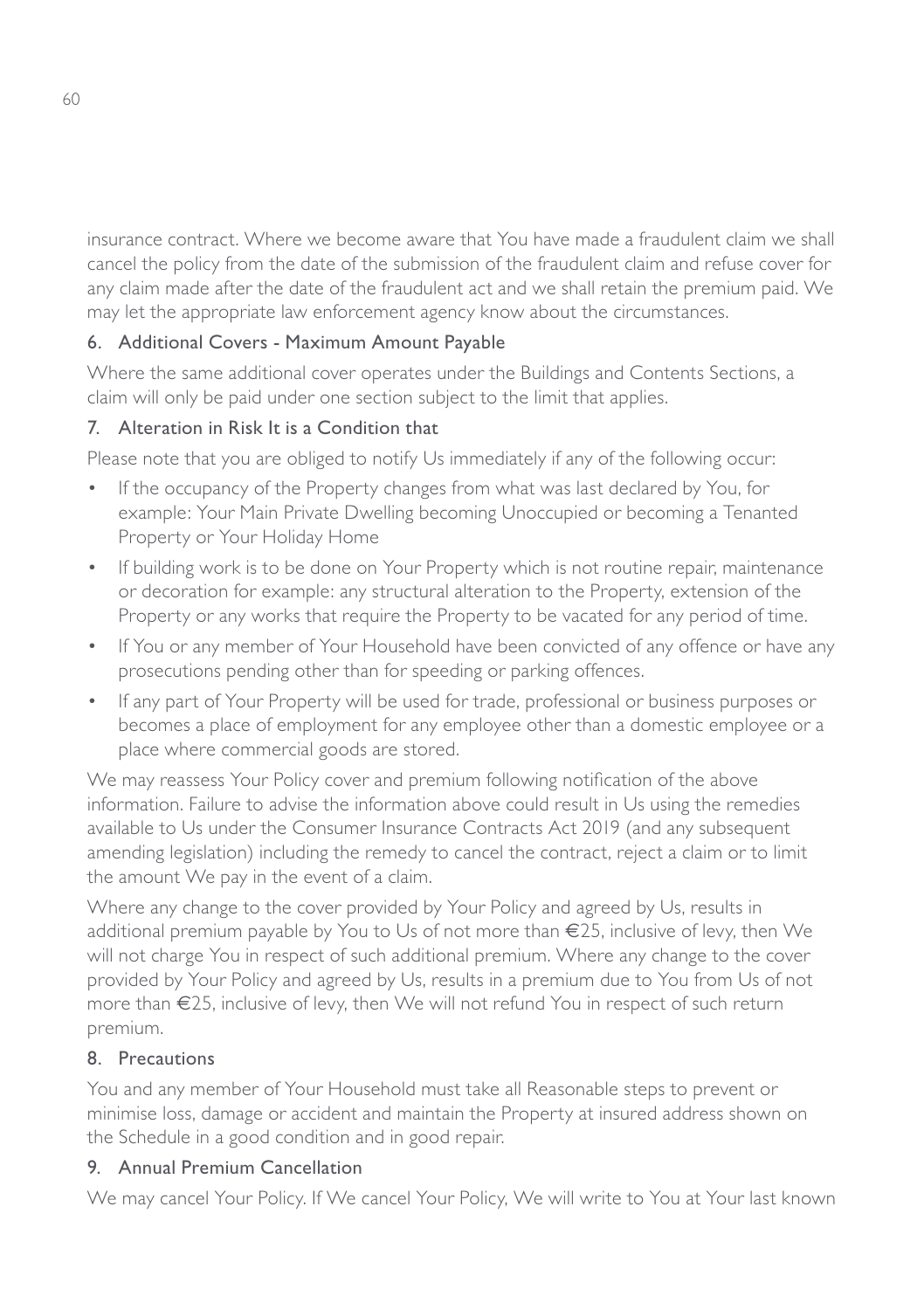insurance contract. Where we become aware that You have made a fraudulent claim we shall cancel the policy from the date of the submission of the fraudulent claim and refuse cover for any claim made after the date of the fraudulent act and we shall retain the premium paid. We may let the appropriate law enforcement agency know about the circumstances.

### 6. Additional Covers - Maximum Amount Payable

Where the same additional cover operates under the Buildings and Contents Sections, a claim will only be paid under one section subject to the limit that applies.

### 7. Alteration in Risk It is a Condition that

Please note that you are obliged to notify Us immediately if any of the following occur:

- If the occupancy of the Property changes from what was last declared by You, for example: Your Main Private Dwelling becoming Unoccupied or becoming a Tenanted Property or Your Holiday Home
- If building work is to be done on Your Property which is not routine repair, maintenance or decoration for example: any structural alteration to the Property, extension of the Property or any works that require the Property to be vacated for any period of time.
- If You or any member of Your Household have been convicted of any offence or have any prosecutions pending other than for speeding or parking offences.
- If any part of Your Property will be used for trade, professional or business purposes or becomes a place of employment for any employee other than a domestic employee or a place where commercial goods are stored.

We may reassess Your Policy cover and premium following notification of the above information. Failure to advise the information above could result in Us using the remedies available to Us under the Consumer Insurance Contracts Act 2019 (and any subsequent amending legislation) including the remedy to cancel the contract, reject a claim or to limit the amount We pay in the event of a claim.

Where any change to the cover provided by Your Policy and agreed by Us, results in additional premium payable by You to Us of not more than €25, inclusive of levy, then We will not charge You in respect of such additional premium. Where any change to the cover provided by Your Policy and agreed by Us, results in a premium due to You from Us of not more than €25, inclusive of levy, then We will not refund You in respect of such return premium.

### 8. Precautions

You and any member of Your Household must take all Reasonable steps to prevent or minimise loss, damage or accident and maintain the Property at insured address shown on the Schedule in a good condition and in good repair.

### 9. Annual Premium Cancellation

We may cancel Your Policy. If We cancel Your Policy, We will write to You at Your last known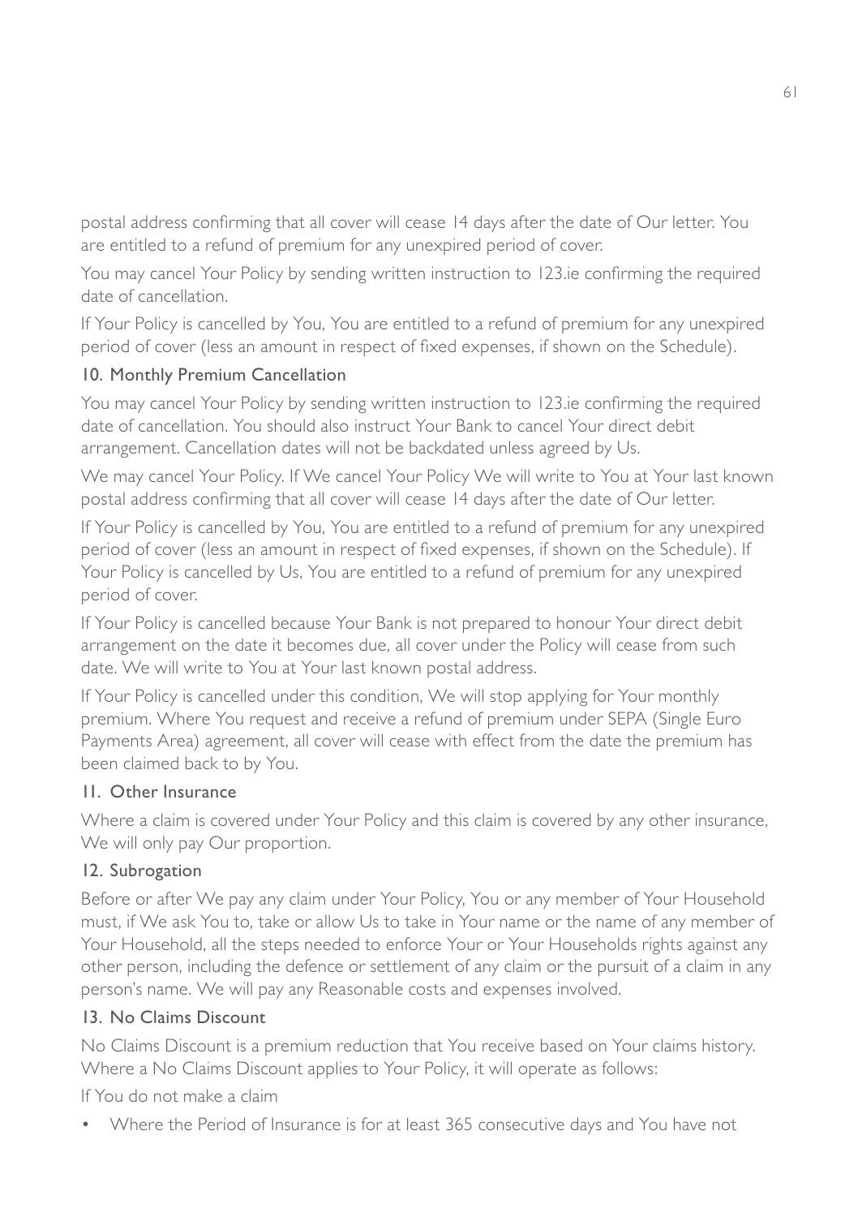postal address confirming that all cover will cease 14 days after the date of Our letter. You are entitled to a refund of premium for any unexpired period of cover.

You may cancel Your Policy by sending written instruction to 123.ie confirming the required date of cancellation.

If Your Policy is cancelled by You, You are entitled to a refund of premium for any unexpired period of cover (less an amount in respect of fixed expenses, if shown on the Schedule).

### 10. Monthly Premium Cancellation

You may cancel Your Policy by sending written instruction to 123.ie confirming the required date of cancellation. You should also instruct Your Bank to cancel Your direct debit arrangement. Cancellation dates will not be backdated unless agreed by Us.

We may cancel Your Policy. If We cancel Your Policy We will write to You at Your last known postal address confirming that all cover will cease 14 days after the date of Our letter.

If Your Policy is cancelled by You, You are entitled to a refund of premium for any unexpired period of cover (less an amount in respect of fixed expenses, if shown on the Schedule). If Your Policy is cancelled by Us, You are entitled to a refund of premium for any unexpired period of cover.

If Your Policy is cancelled because Your Bank is not prepared to honour Your direct debit arrangement on the date it becomes due, all cover under the Policy will cease from such date. We will write to You at Your last known postal address.

If Your Policy is cancelled under this condition, We will stop applying for Your monthly premium. Where You request and receive a refund of premium under SEPA (Single Euro Payments Area) agreement, all cover will cease with effect from the date the premium has been claimed back to by You.

### 11. Other Insurance

Where a claim is covered under Your Policy and this claim is covered by any other insurance, We will only pay Our proportion.

### 12. Subrogation

Before or after We pay any claim under Your Policy, You or any member of Your Household must, if We ask You to, take or allow Us to take in Your name or the name of any member of Your Household, all the steps needed to enforce Your or Your Households rights against any other person, including the defence or settlement of any claim or the pursuit of a claim in any person's name. We will pay any Reasonable costs and expenses involved.

### 13. No Claims Discount

No Claims Discount is a premium reduction that You receive based on Your claims history. Where a No Claims Discount applies to Your Policy, it will operate as follows:

If You do not make a claim

- Where the Period of Insurance is for at least 365 consecutive days and You have not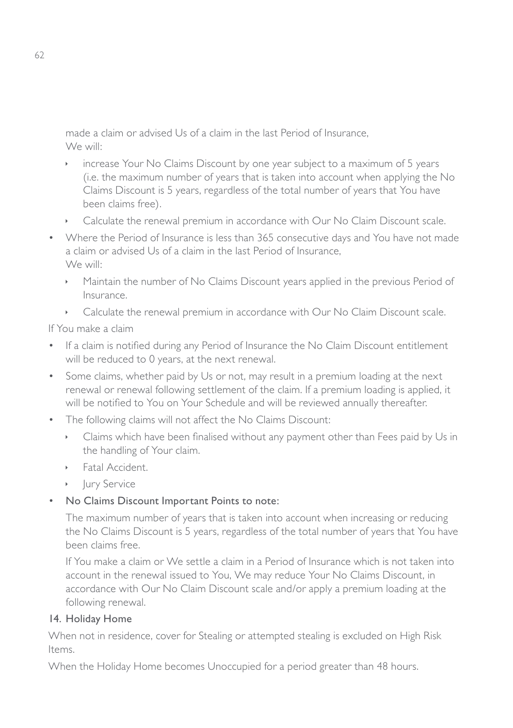made a claim or advised Us of a claim in the last Period of Insurance,
We will:

  - increase Your No Claims Discount by one year subject to a maximum of 5 years (i.e. the maximum number of years that is taken into account when applying the No Claims Discount is 5 years, regardless of the total number of years that You have been claims free).
  - Calculate the renewal premium in accordance with Our No Claim Discount scale.

- Where the Period of Insurance is less than 365 consecutive days and You have not made a claim or advised Us of a claim in the last Period of Insurance,
  We will:
  - Maintain the number of No Claims Discount years applied in the previous Period of Insurance.
  - Calculate the renewal premium in accordance with Our No Claim Discount scale.

If You make a claim

- If a claim is notified during any Period of Insurance the No Claim Discount entitlement will be reduced to 0 years, at the next renewal.
- Some claims, whether paid by Us or not, may result in a premium loading at the next renewal or renewal following settlement of the claim. If a premium loading is applied, it will be notified to You on Your Schedule and will be reviewed annually thereafter.
- The following claims will not affect the No Claims Discount:
  - Claims which have been finalised without any payment other than Fees paid by Us in the handling of Your claim.
  - Fatal Accident.
  - Jury Service
- No Claims Discount Important Points to note:

  The maximum number of years that is taken into account when increasing or reducing the No Claims Discount is 5 years, regardless of the total number of years that You have been claims free.

  If You make a claim or We settle a claim in a Period of Insurance which is not taken into account in the renewal issued to You, We may reduce Your No Claims Discount, in accordance with Our No Claim Discount scale and/or apply a premium loading at the following renewal.

### 14. Holiday Home

When not in residence, cover for Stealing or attempted stealing is excluded on High Risk Items.

When the Holiday Home becomes Unoccupied for a period greater than 48 hours.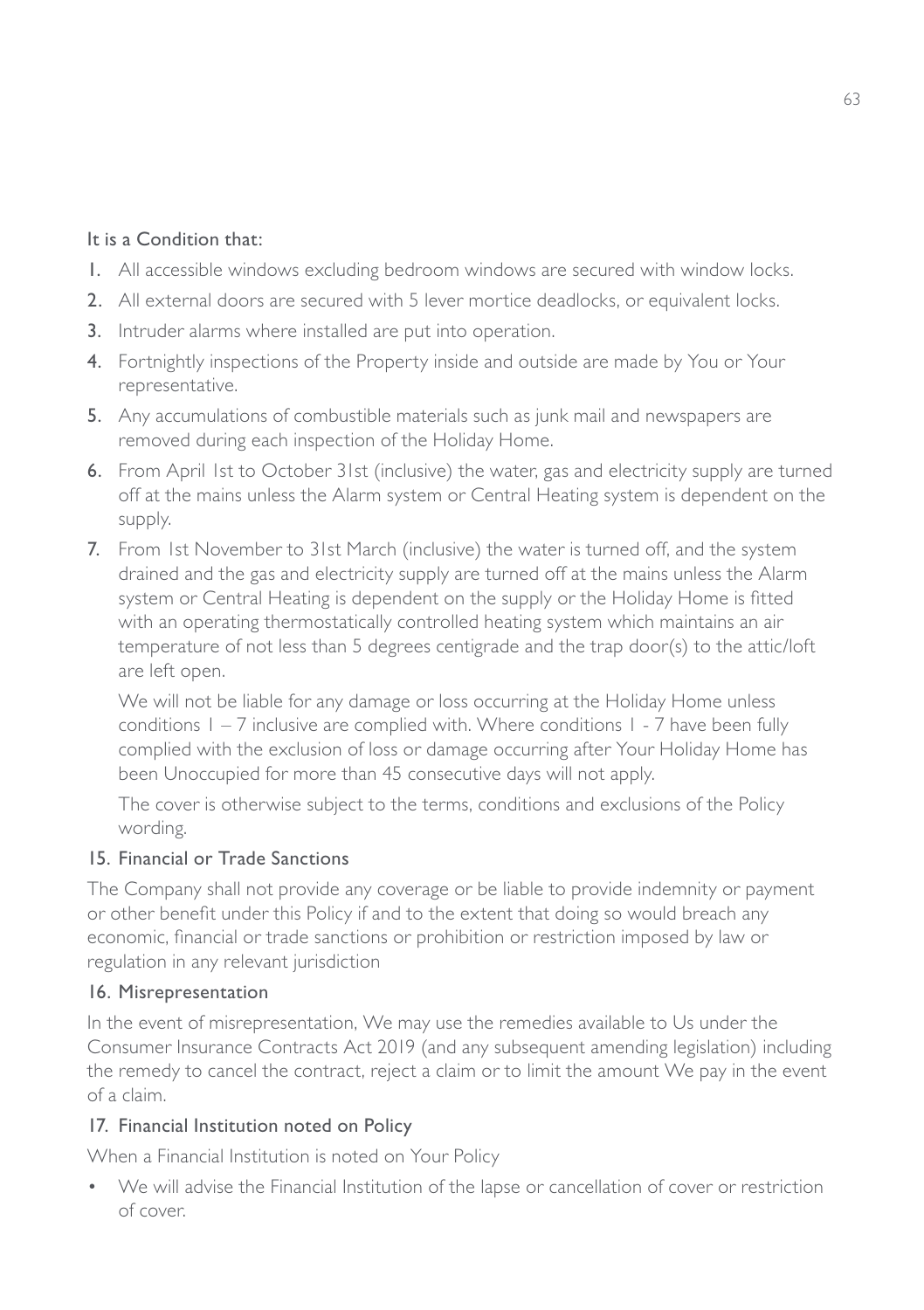It is a Condition that:

1. All accessible windows excluding bedroom windows are secured with window locks.
2. All external doors are secured with 5 lever mortice deadlocks, or equivalent locks.
3. Intruder alarms where installed are put into operation.
4. Fortnightly inspections of the Property inside and outside are made by You or Your representative.
5. Any accumulations of combustible materials such as junk mail and newspapers are removed during each inspection of the Holiday Home.
6. From April 1st to October 31st (inclusive) the water, gas and electricity supply are turned off at the mains unless the Alarm system or Central Heating system is dependent on the supply.
7. From 1st November to 31st March (inclusive) the water is turned off, and the system drained and the gas and electricity supply are turned off at the mains unless the Alarm system or Central Heating is dependent on the supply or the Holiday Home is fitted with an operating thermostatically controlled heating system which maintains an air temperature of not less than 5 degrees centigrade and the trap door(s) to the attic/loft are left open.

   We will not be liable for any damage or loss occurring at the Holiday Home unless conditions 1 – 7 inclusive are complied with. Where conditions 1 - 7 have been fully complied with the exclusion of loss or damage occurring after Your Holiday Home has been Unoccupied for more than 45 consecutive days will not apply.

   The cover is otherwise subject to the terms, conditions and exclusions of the Policy wording.

### 15. Financial or Trade Sanctions

The Company shall not provide any coverage or be liable to provide indemnity or payment or other benefit under this Policy if and to the extent that doing so would breach any economic, financial or trade sanctions or prohibition or restriction imposed by law or regulation in any relevant jurisdiction

### 16. Misrepresentation

In the event of misrepresentation, We may use the remedies available to Us under the Consumer Insurance Contracts Act 2019 (and any subsequent amending legislation) including the remedy to cancel the contract, reject a claim or to limit the amount We pay in the event of a claim.

### 17. Financial Institution noted on Policy

When a Financial Institution is noted on Your Policy

- We will advise the Financial Institution of the lapse or cancellation of cover or restriction of cover.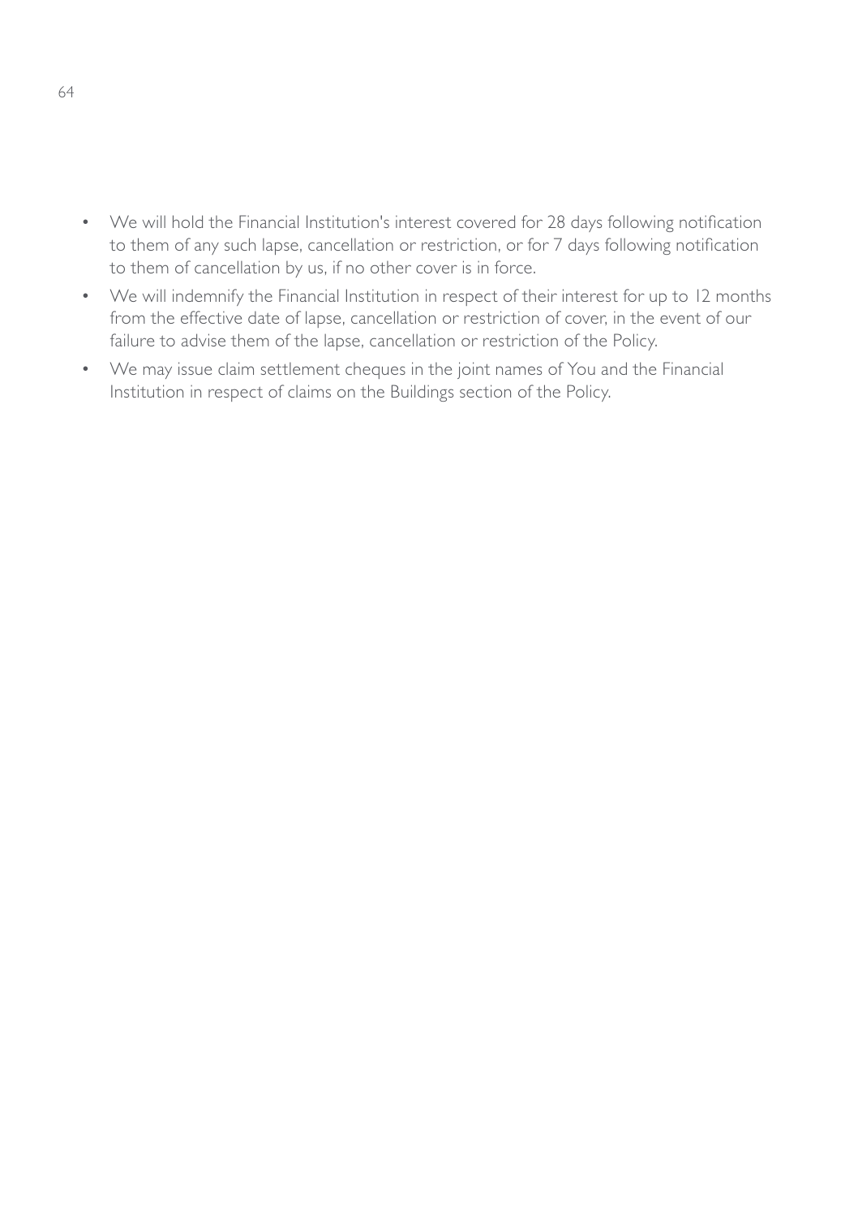- We will hold the Financial Institution's interest covered for 28 days following notification to them of any such lapse, cancellation or restriction, or for 7 days following notification to them of cancellation by us, if no other cover is in force.
- We will indemnify the Financial Institution in respect of their interest for up to 12 months from the effective date of lapse, cancellation or restriction of cover, in the event of our failure to advise them of the lapse, cancellation or restriction of the Policy.
- We may issue claim settlement cheques in the joint names of You and the Financial Institution in respect of claims on the Buildings section of the Policy.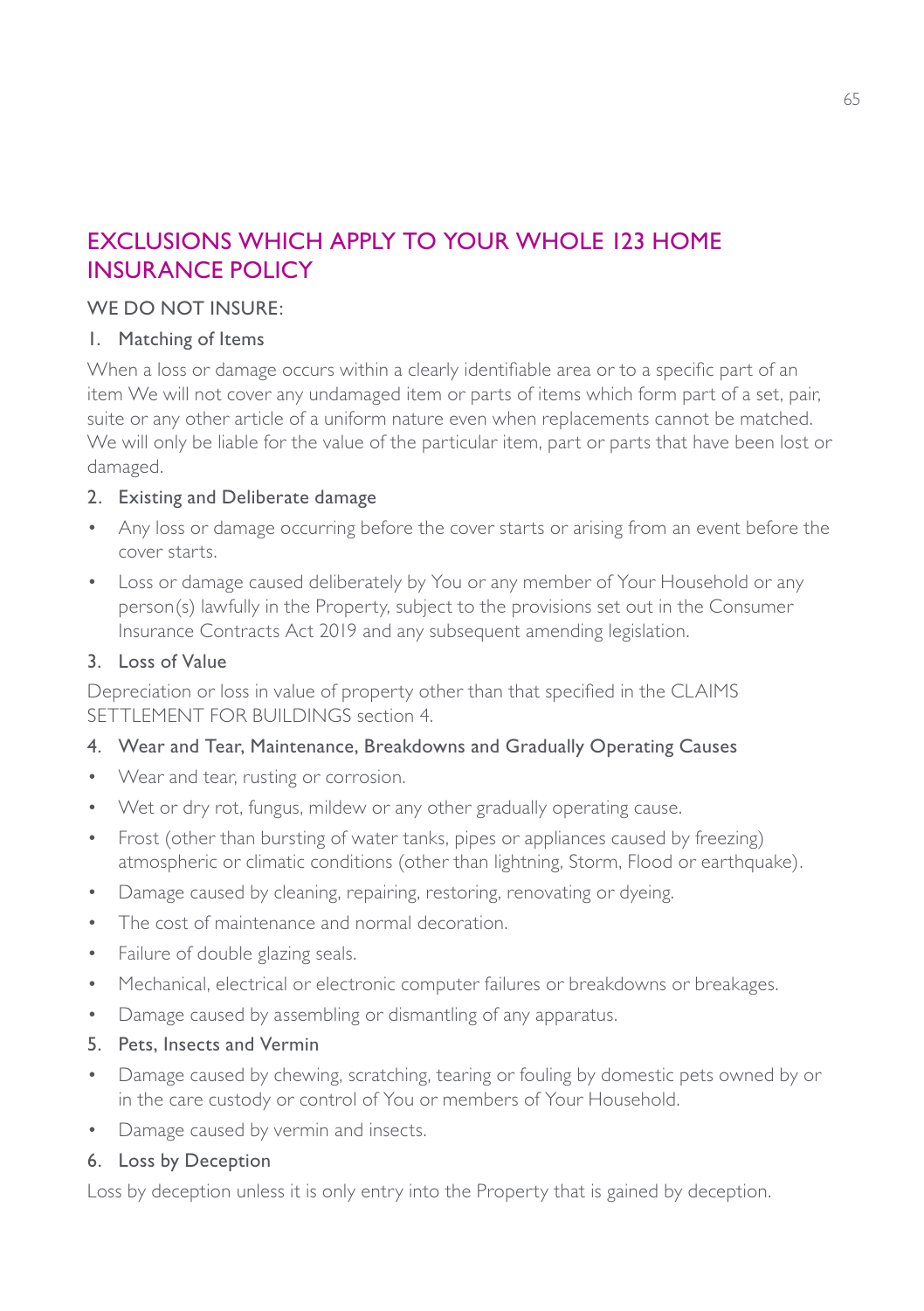# EXCLUSIONS WHICH APPLY TO YOUR WHOLE 123 HOME INSURANCE POLICY

WE DO NOT INSURE:

1. Matching of Items

When a loss or damage occurs within a clearly identifiable area or to a specific part of an item We will not cover any undamaged item or parts of items which form part of a set, pair, suite or any other article of a uniform nature even when replacements cannot be matched. We will only be liable for the value of the particular item, part or parts that have been lost or damaged.

2. Existing and Deliberate damage

- Any loss or damage occurring before the cover starts or arising from an event before the cover starts.
- Loss or damage caused deliberately by You or any member of Your Household or any person(s) lawfully in the Property, subject to the provisions set out in the Consumer Insurance Contracts Act 2019 and any subsequent amending legislation.

3. Loss of Value

Depreciation or loss in value of property other than that specified in the CLAIMS SETTLEMENT FOR BUILDINGS section 4.

4. Wear and Tear, Maintenance, Breakdowns and Gradually Operating Causes

- Wear and tear, rusting or corrosion.
- Wet or dry rot, fungus, mildew or any other gradually operating cause.
- Frost (other than bursting of water tanks, pipes or appliances caused by freezing) atmospheric or climatic conditions (other than lightning, Storm, Flood or earthquake).
- Damage caused by cleaning, repairing, restoring, renovating or dyeing.
- The cost of maintenance and normal decoration.
- Failure of double glazing seals.
- Mechanical, electrical or electronic computer failures or breakdowns or breakages.
- Damage caused by assembling or dismantling of any apparatus.

5. Pets, Insects and Vermin

- Damage caused by chewing, scratching, tearing or fouling by domestic pets owned by or in the care custody or control of You or members of Your Household.
- Damage caused by vermin and insects.

6. Loss by Deception

Loss by deception unless it is only entry into the Property that is gained by deception.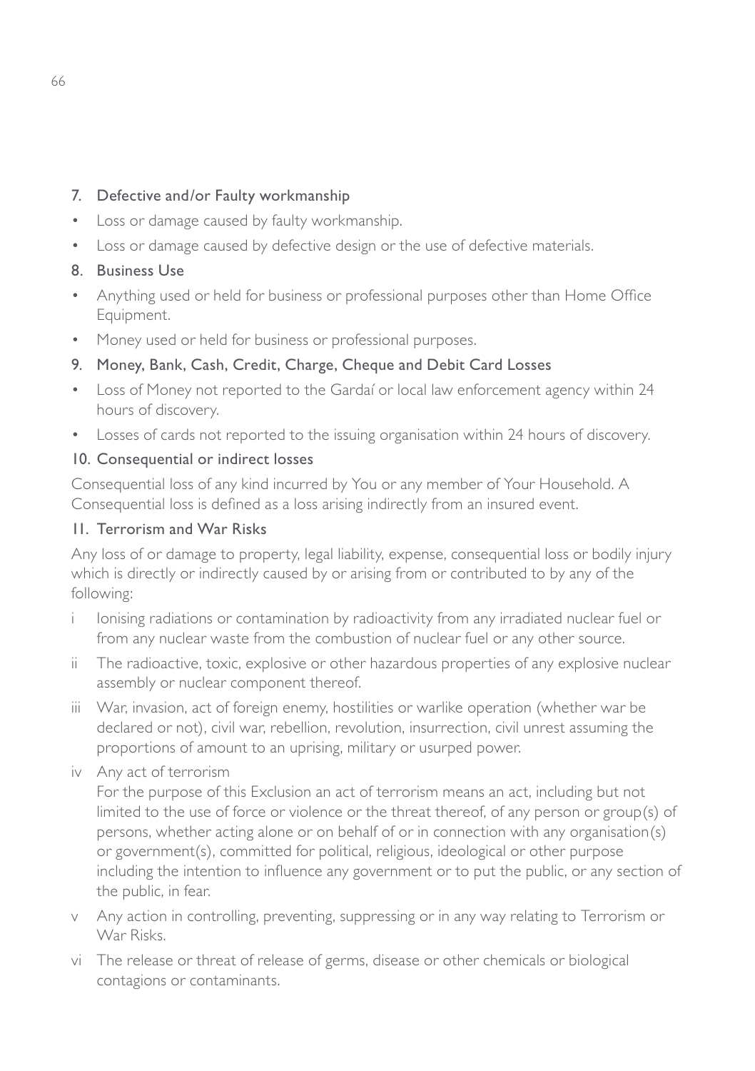### 7. Defective and/or Faulty workmanship

- Loss or damage caused by faulty workmanship.
- Loss or damage caused by defective design or the use of defective materials.

### 8. Business Use

- Anything used or held for business or professional purposes other than Home Office Equipment.
- Money used or held for business or professional purposes.

### 9. Money, Bank, Cash, Credit, Charge, Cheque and Debit Card Losses

- Loss of Money not reported to the Gardaí or local law enforcement agency within 24 hours of discovery.
- Losses of cards not reported to the issuing organisation within 24 hours of discovery.

### 10. Consequential or indirect losses

Consequential loss of any kind incurred by You or any member of Your Household. A Consequential loss is defined as a loss arising indirectly from an insured event.

### 11. Terrorism and War Risks

Any loss of or damage to property, legal liability, expense, consequential loss or bodily injury which is directly or indirectly caused by or arising from or contributed to by any of the following:

i Ionising radiations or contamination by radioactivity from any irradiated nuclear fuel or from any nuclear waste from the combustion of nuclear fuel or any other source.

ii The radioactive, toxic, explosive or other hazardous properties of any explosive nuclear assembly or nuclear component thereof.

iii War, invasion, act of foreign enemy, hostilities or warlike operation (whether war be declared or not), civil war, rebellion, revolution, insurrection, civil unrest assuming the proportions of amount to an uprising, military or usurped power.

iv Any act of terrorism
For the purpose of this Exclusion an act of terrorism means an act, including but not limited to the use of force or violence or the threat thereof, of any person or group(s) of persons, whether acting alone or on behalf of or in connection with any organisation(s) or government(s), committed for political, religious, ideological or other purpose including the intention to influence any government or to put the public, or any section of the public, in fear.

v Any action in controlling, preventing, suppressing or in any way relating to Terrorism or War Risks.

vi The release or threat of release of germs, disease or other chemicals or biological contagions or contaminants.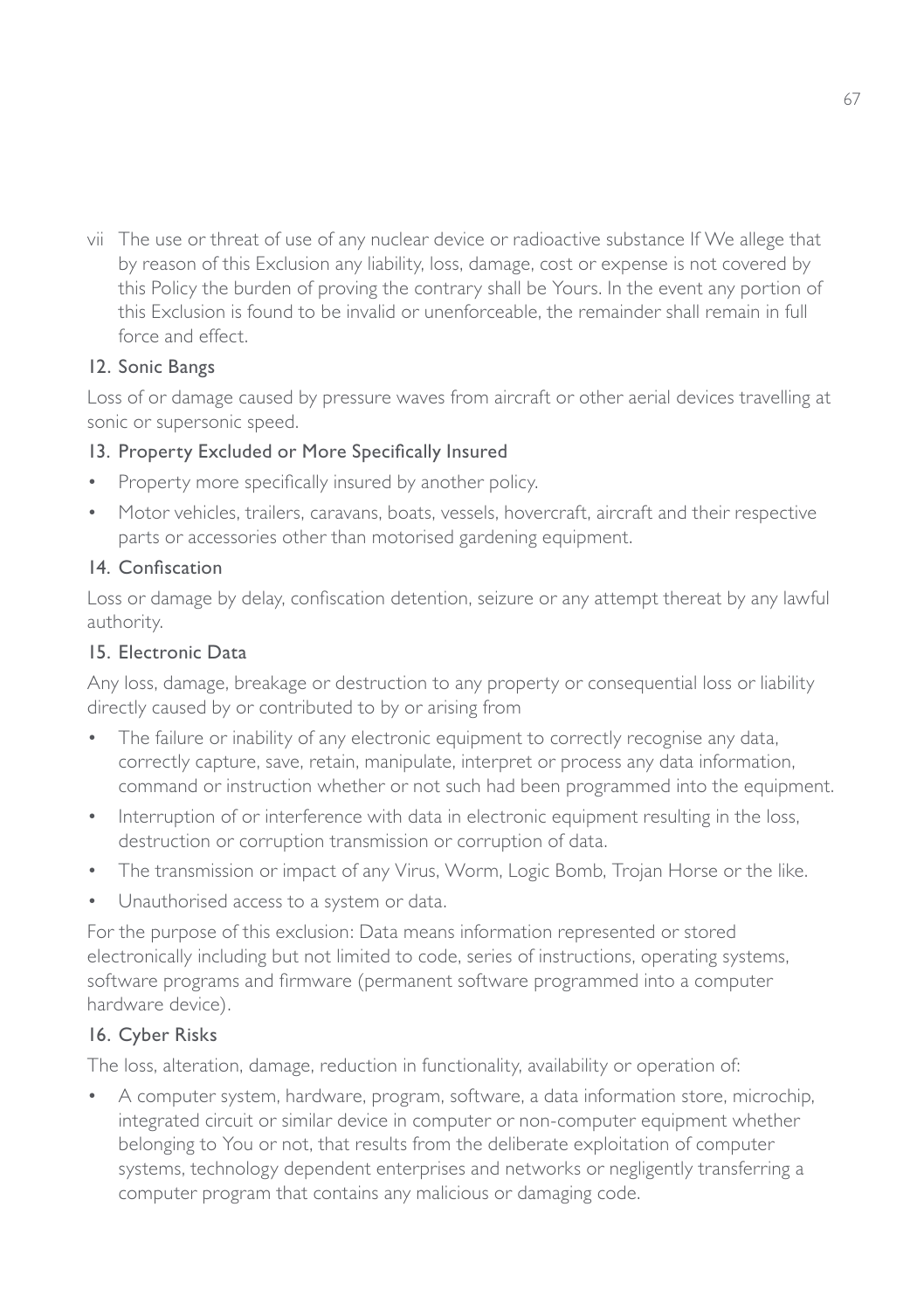vii The use or threat of use of any nuclear device or radioactive substance If We allege that by reason of this Exclusion any liability, loss, damage, cost or expense is not covered by this Policy the burden of proving the contrary shall be Yours. In the event any portion of this Exclusion is found to be invalid or unenforceable, the remainder shall remain in full force and effect.

### 12. Sonic Bangs

Loss of or damage caused by pressure waves from aircraft or other aerial devices travelling at sonic or supersonic speed.

### 13. Property Excluded or More Specifically Insured

- Property more specifically insured by another policy.
- Motor vehicles, trailers, caravans, boats, vessels, hovercraft, aircraft and their respective parts or accessories other than motorised gardening equipment.

### 14. Confiscation

Loss or damage by delay, confiscation detention, seizure or any attempt thereat by any lawful authority.

### 15. Electronic Data

Any loss, damage, breakage or destruction to any property or consequential loss or liability directly caused by or contributed to by or arising from

- The failure or inability of any electronic equipment to correctly recognise any data, correctly capture, save, retain, manipulate, interpret or process any data information, command or instruction whether or not such had been programmed into the equipment.
- Interruption of or interference with data in electronic equipment resulting in the loss, destruction or corruption transmission or corruption of data.
- The transmission or impact of any Virus, Worm, Logic Bomb, Trojan Horse or the like.
- Unauthorised access to a system or data.

For the purpose of this exclusion: Data means information represented or stored electronically including but not limited to code, series of instructions, operating systems, software programs and firmware (permanent software programmed into a computer hardware device).

### 16. Cyber Risks

The loss, alteration, damage, reduction in functionality, availability or operation of:

- A computer system, hardware, program, software, a data information store, microchip, integrated circuit or similar device in computer or non-computer equipment whether belonging to You or not, that results from the deliberate exploitation of computer systems, technology dependent enterprises and networks or negligently transferring a computer program that contains any malicious or damaging code.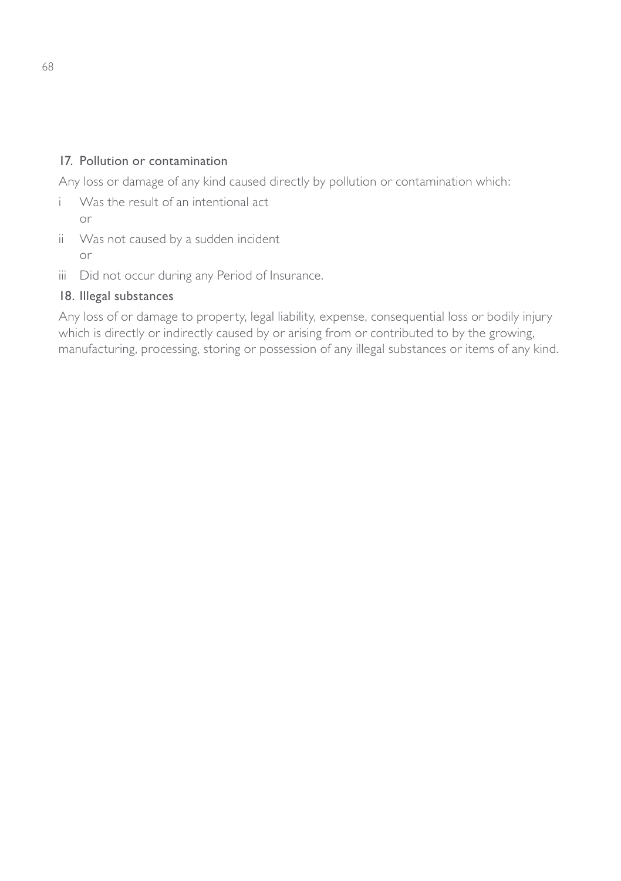### 17. Pollution or contamination

Any loss or damage of any kind caused directly by pollution or contamination which:

i Was the result of an intentional act
 or
ii Was not caused by a sudden incident
 or
iii Did not occur during any Period of Insurance.

### 18. Illegal substances

Any loss of or damage to property, legal liability, expense, consequential loss or bodily injury which is directly or indirectly caused by or arising from or contributed to by the growing, manufacturing, processing, storing or possession of any illegal substances or items of any kind.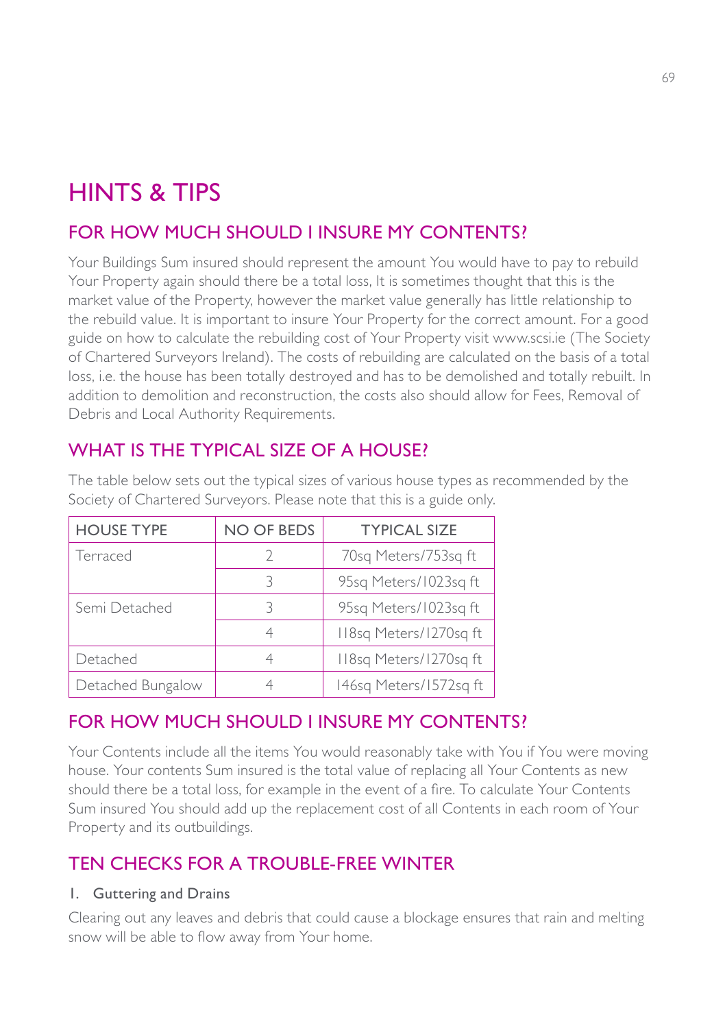# HINTS & TIPS

## FOR HOW MUCH SHOULD I INSURE MY CONTENTS?

Your Buildings Sum insured should represent the amount You would have to pay to rebuild Your Property again should there be a total loss, It is sometimes thought that this is the market value of the Property, however the market value generally has little relationship to the rebuild value. It is important to insure Your Property for the correct amount. For a good guide on how to calculate the rebuilding cost of Your Property visit www.scsi.ie (The Society of Chartered Surveyors Ireland). The costs of rebuilding are calculated on the basis of a total loss, i.e. the house has been totally destroyed and has to be demolished and totally rebuilt. In addition to demolition and reconstruction, the costs also should allow for Fees, Removal of Debris and Local Authority Requirements.

## WHAT IS THE TYPICAL SIZE OF A HOUSE?

The table below sets out the typical sizes of various house types as recommended by the Society of Chartered Surveyors. Please note that this is a guide only.

| HOUSE TYPE | NO OF BEDS | TYPICAL SIZE |
|---|---|---|
| Terraced | 2 | 70sq Meters/753sq ft |
| | 3 | 95sq Meters/1023sq ft |
| Semi Detached | 3 | 95sq Meters/1023sq ft |
| | 4 | 118sq Meters/1270sq ft |
| Detached | 4 | 118sq Meters/1270sq ft |
| Detached Bungalow | 4 | 146sq Meters/1572sq ft |

## FOR HOW MUCH SHOULD I INSURE MY CONTENTS?

Your Contents include all the items You would reasonably take with You if You were moving house. Your contents Sum insured is the total value of replacing all Your Contents as new should there be a total loss, for example in the event of a fire. To calculate Your Contents Sum insured You should add up the replacement cost of all Contents in each room of Your Property and its outbuildings.

## TEN CHECKS FOR A TROUBLE-FREE WINTER

1. Guttering and Drains

Clearing out any leaves and debris that could cause a blockage ensures that rain and melting snow will be able to flow away from Your home.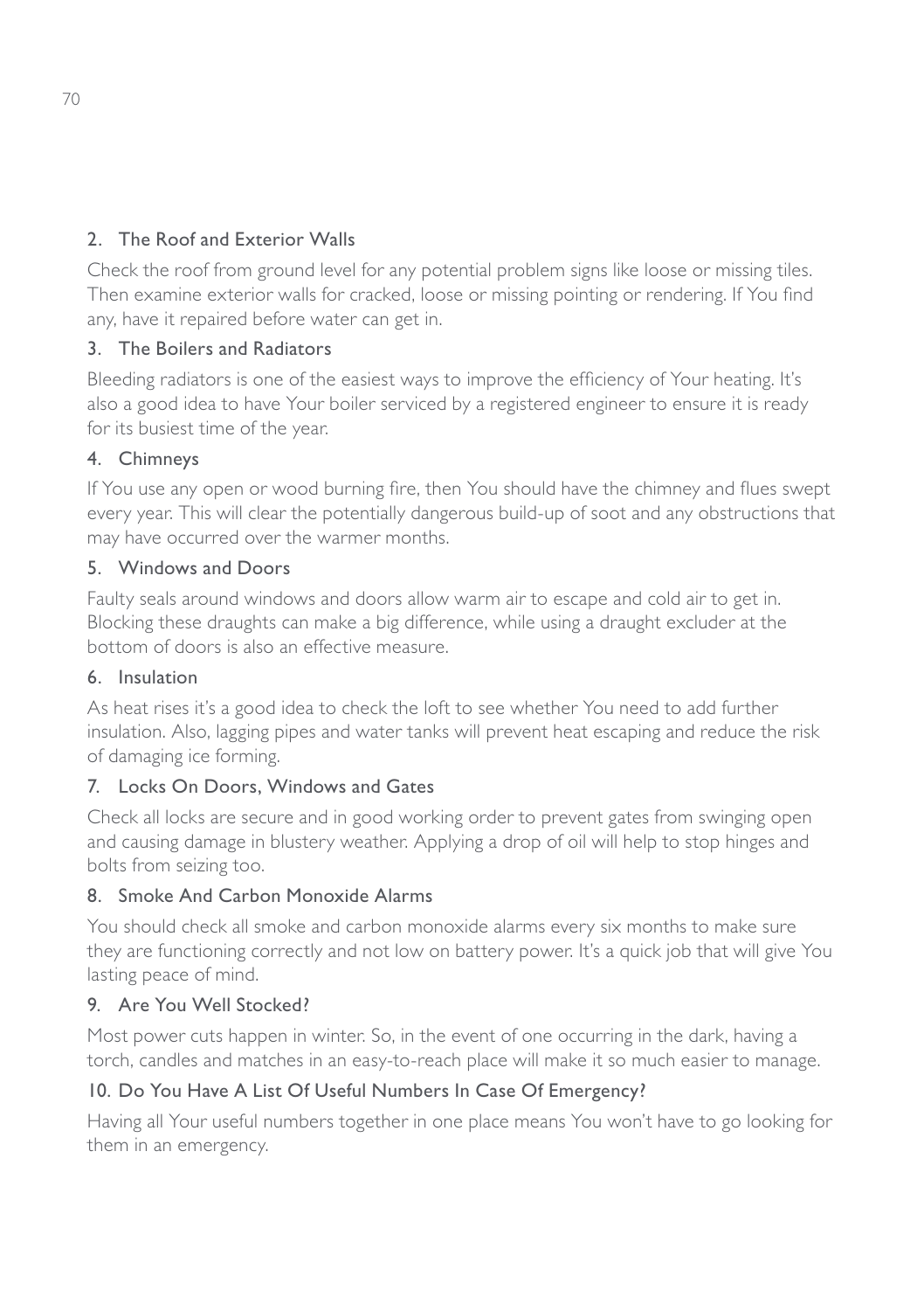## 2. The Roof and Exterior Walls

Check the roof from ground level for any potential problem signs like loose or missing tiles. Then examine exterior walls for cracked, loose or missing pointing or rendering. If You find any, have it repaired before water can get in.

## 3. The Boilers and Radiators

Bleeding radiators is one of the easiest ways to improve the efficiency of Your heating. It's also a good idea to have Your boiler serviced by a registered engineer to ensure it is ready for its busiest time of the year.

## 4. Chimneys

If You use any open or wood burning fire, then You should have the chimney and flues swept every year. This will clear the potentially dangerous build-up of soot and any obstructions that may have occurred over the warmer months.

## 5. Windows and Doors

Faulty seals around windows and doors allow warm air to escape and cold air to get in. Blocking these draughts can make a big difference, while using a draught excluder at the bottom of doors is also an effective measure.

## 6. Insulation

As heat rises it's a good idea to check the loft to see whether You need to add further insulation. Also, lagging pipes and water tanks will prevent heat escaping and reduce the risk of damaging ice forming.

## 7. Locks On Doors, Windows and Gates

Check all locks are secure and in good working order to prevent gates from swinging open and causing damage in blustery weather. Applying a drop of oil will help to stop hinges and bolts from seizing too.

## 8. Smoke And Carbon Monoxide Alarms

You should check all smoke and carbon monoxide alarms every six months to make sure they are functioning correctly and not low on battery power. It's a quick job that will give You lasting peace of mind.

## 9. Are You Well Stocked?

Most power cuts happen in winter. So, in the event of one occurring in the dark, having a torch, candles and matches in an easy-to-reach place will make it so much easier to manage.

## 10. Do You Have A List Of Useful Numbers In Case Of Emergency?

Having all Your useful numbers together in one place means You won't have to go looking for them in an emergency.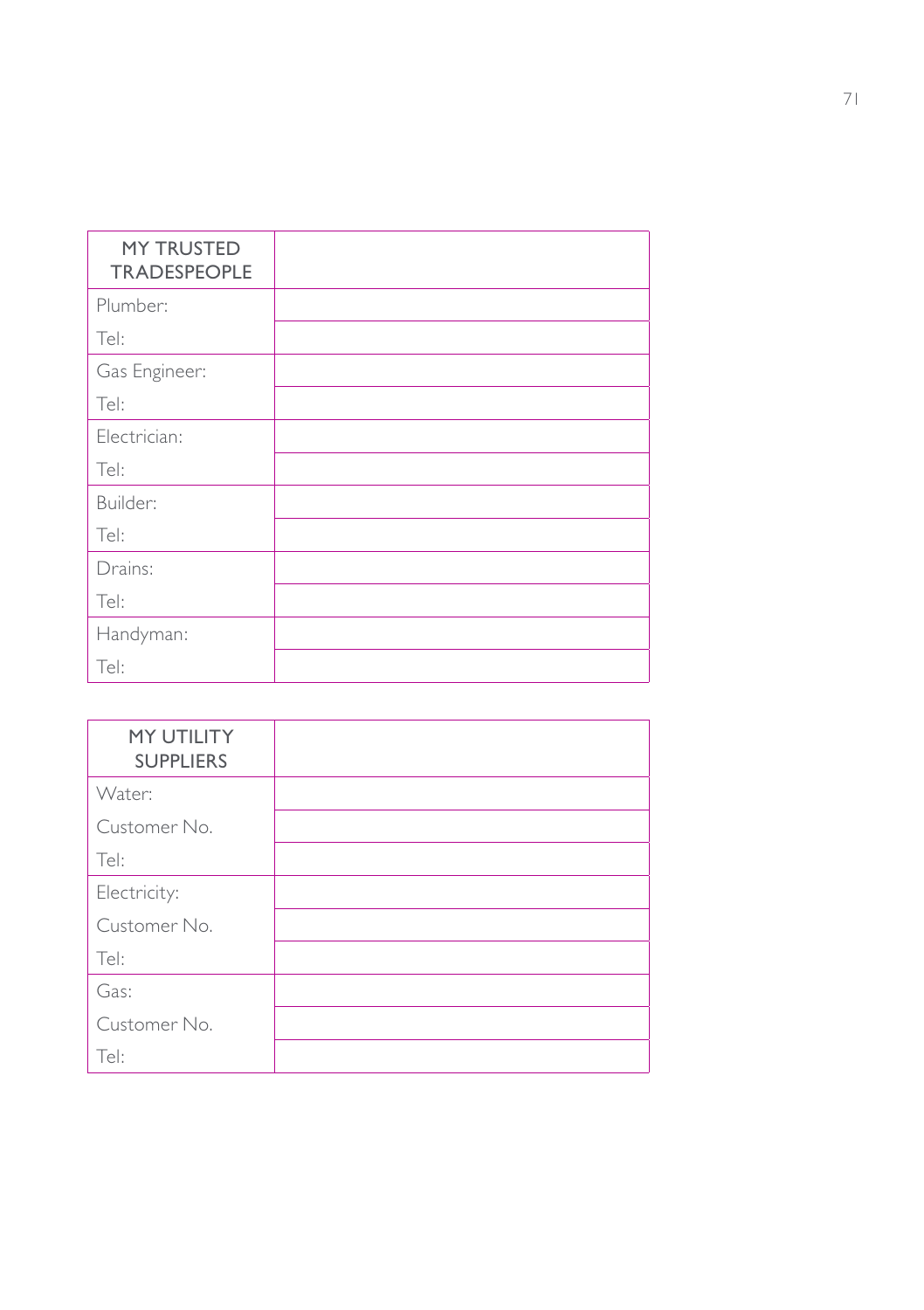| MY TRUSTED TRADESPEOPLE | |
|---|---|
| Plumber: | |
| Tel: | |
| Gas Engineer: | |
| Tel: | |
| Electrician: | |
| Tel: | |
| Builder: | |
| Tel: | |
| Drains: | |
| Tel: | |
| Handyman: | |
| Tel: | |

| MY UTILITY SUPPLIERS | |
|---|---|
| Water: | |
| Customer No. | |
| Tel: | |
| Electricity: | |
| Customer No. | |
| Tel: | |
| Gas: | |
| Customer No. | |
| Tel: | |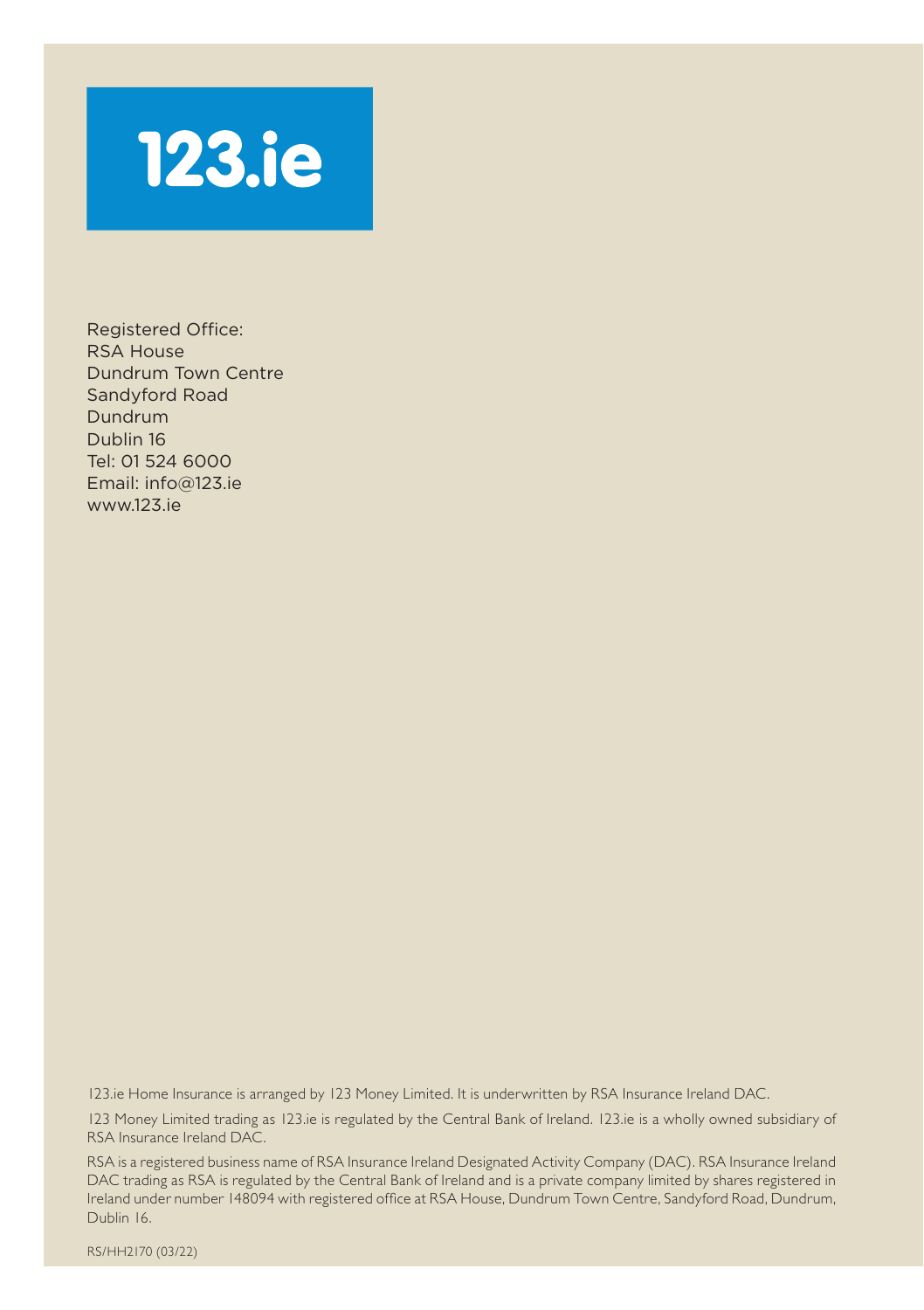**123.ie**

Registered Office:
RSA House
Dundrum Town Centre
Sandyford Road
Dundrum
Dublin 16
Tel: 01 524 6000
Email: info@123.ie
www.123.ie

123.ie Home Insurance is arranged by 123 Money Limited. It is underwritten by RSA Insurance Ireland DAC.

123 Money Limited trading as 123.ie is regulated by the Central Bank of Ireland. 123.ie is a wholly owned subsidiary of RSA Insurance Ireland DAC.

RSA is a registered business name of RSA Insurance Ireland Designated Activity Company (DAC). RSA Insurance Ireland DAC trading as RSA is regulated by the Central Bank of Ireland and is a private company limited by shares registered in Ireland under number 148094 with registered office at RSA House, Dundrum Town Centre, Sandyford Road, Dundrum, Dublin 16.

RS/HH2170 (03/22)